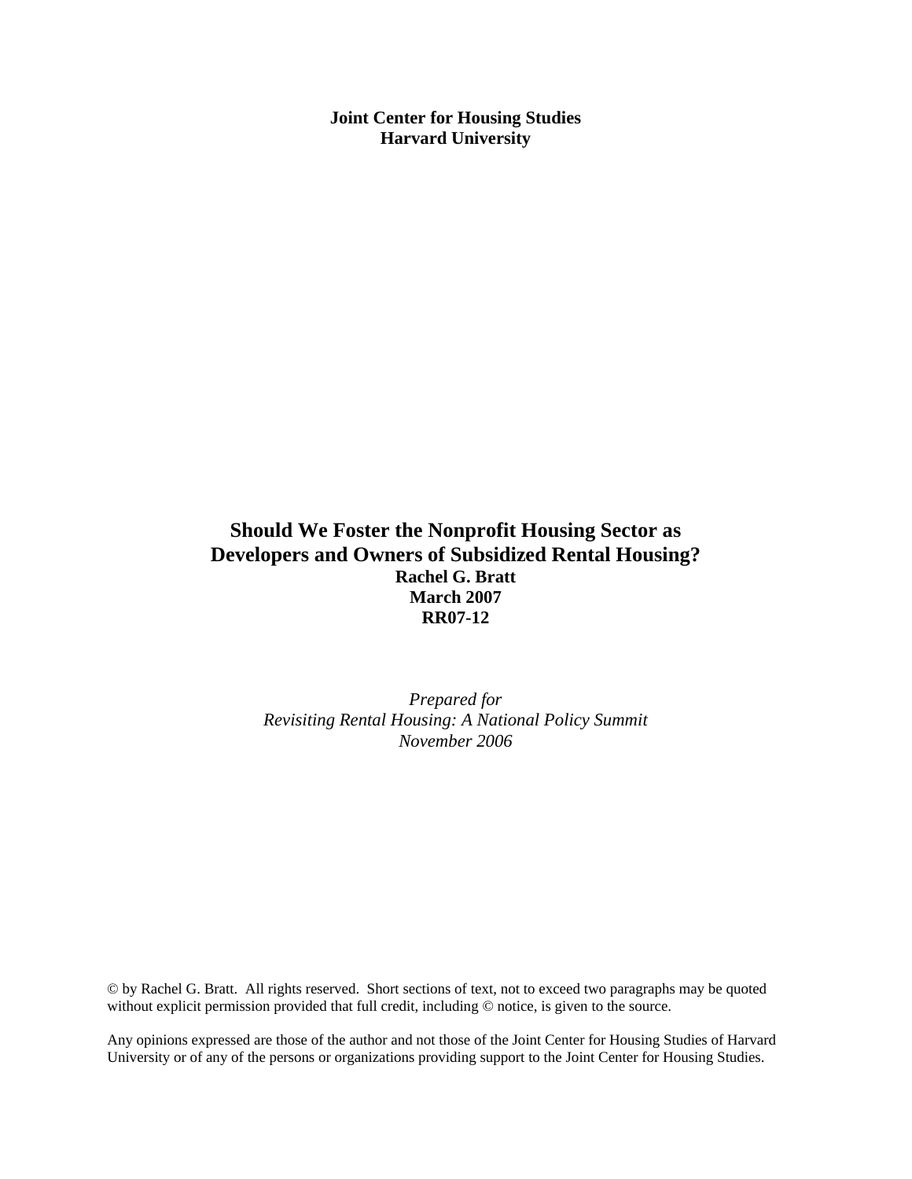**Joint Center for Housing Studies**
**Harvard University**

# Should We Foster the Nonprofit Housing Sector as Developers and Owners of Subsidized Rental Housing?

**Rachel G. Bratt**
**March 2007**
**RR07-12**

*Prepared for*
*Revisiting Rental Housing: A National Policy Summit*
*November 2006*

© by Rachel G. Bratt. All rights reserved. Short sections of text, not to exceed two paragraphs may be quoted without explicit permission provided that full credit, including © notice, is given to the source.

Any opinions expressed are those of the author and not those of the Joint Center for Housing Studies of Harvard University or of any of the persons or organizations providing support to the Joint Center for Housing Studies.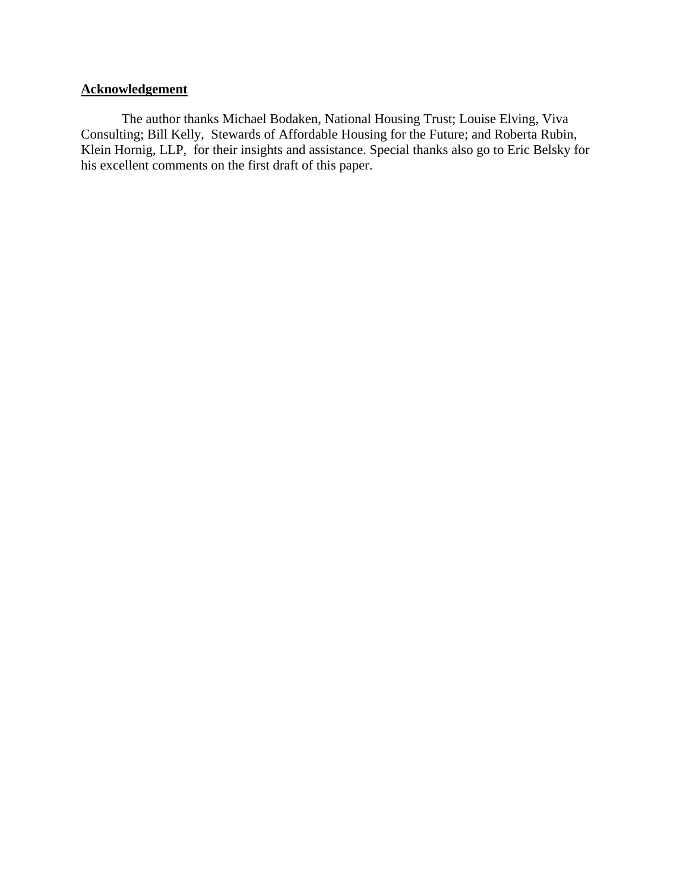## Acknowledgement

The author thanks Michael Bodaken, National Housing Trust; Louise Elving, Viva Consulting; Bill Kelly, Stewards of Affordable Housing for the Future; and Roberta Rubin, Klein Hornig, LLP, for their insights and assistance. Special thanks also go to Eric Belsky for his excellent comments on the first draft of this paper.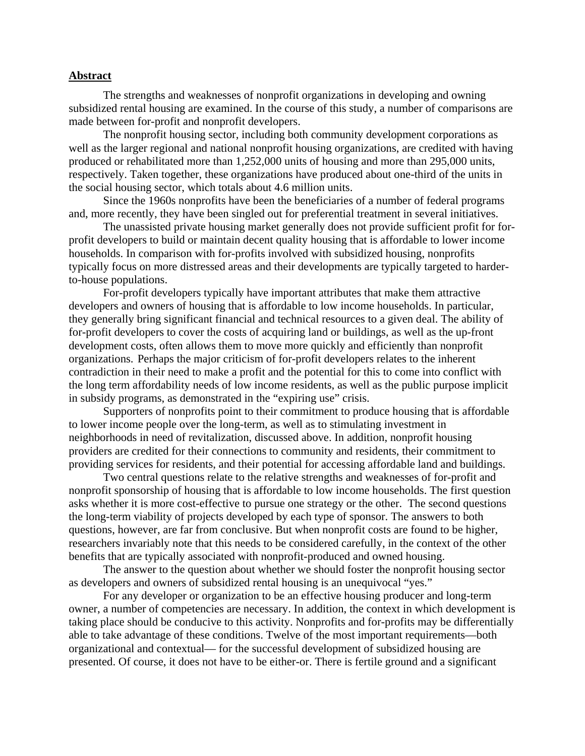## Abstract

The strengths and weaknesses of nonprofit organizations in developing and owning subsidized rental housing are examined. In the course of this study, a number of comparisons are made between for-profit and nonprofit developers.

The nonprofit housing sector, including both community development corporations as well as the larger regional and national nonprofit housing organizations, are credited with having produced or rehabilitated more than 1,252,000 units of housing and more than 295,000 units, respectively. Taken together, these organizations have produced about one-third of the units in the social housing sector, which totals about 4.6 million units.

Since the 1960s nonprofits have been the beneficiaries of a number of federal programs and, more recently, they have been singled out for preferential treatment in several initiatives.

The unassisted private housing market generally does not provide sufficient profit for for-profit developers to build or maintain decent quality housing that is affordable to lower income households. In comparison with for-profits involved with subsidized housing, nonprofits typically focus on more distressed areas and their developments are typically targeted to harder-to-house populations.

For-profit developers typically have important attributes that make them attractive developers and owners of housing that is affordable to low income households. In particular, they generally bring significant financial and technical resources to a given deal. The ability of for-profit developers to cover the costs of acquiring land or buildings, as well as the up-front development costs, often allows them to move more quickly and efficiently than nonprofit organizations. Perhaps the major criticism of for-profit developers relates to the inherent contradiction in their need to make a profit and the potential for this to come into conflict with the long term affordability needs of low income residents, as well as the public purpose implicit in subsidy programs, as demonstrated in the "expiring use" crisis.

Supporters of nonprofits point to their commitment to produce housing that is affordable to lower income people over the long-term, as well as to stimulating investment in neighborhoods in need of revitalization, discussed above. In addition, nonprofit housing providers are credited for their connections to community and residents, their commitment to providing services for residents, and their potential for accessing affordable land and buildings.

Two central questions relate to the relative strengths and weaknesses of for-profit and nonprofit sponsorship of housing that is affordable to low income households. The first question asks whether it is more cost-effective to pursue one strategy or the other. The second questions the long-term viability of projects developed by each type of sponsor. The answers to both questions, however, are far from conclusive. But when nonprofit costs are found to be higher, researchers invariably note that this needs to be considered carefully, in the context of the other benefits that are typically associated with nonprofit-produced and owned housing.

The answer to the question about whether we should foster the nonprofit housing sector as developers and owners of subsidized rental housing is an unequivocal "yes."

For any developer or organization to be an effective housing producer and long-term owner, a number of competencies are necessary. In addition, the context in which development is taking place should be conducive to this activity. Nonprofits and for-profits may be differentially able to take advantage of these conditions. Twelve of the most important requirements—both organizational and contextual— for the successful development of subsidized housing are presented. Of course, it does not have to be either-or. There is fertile ground and a significant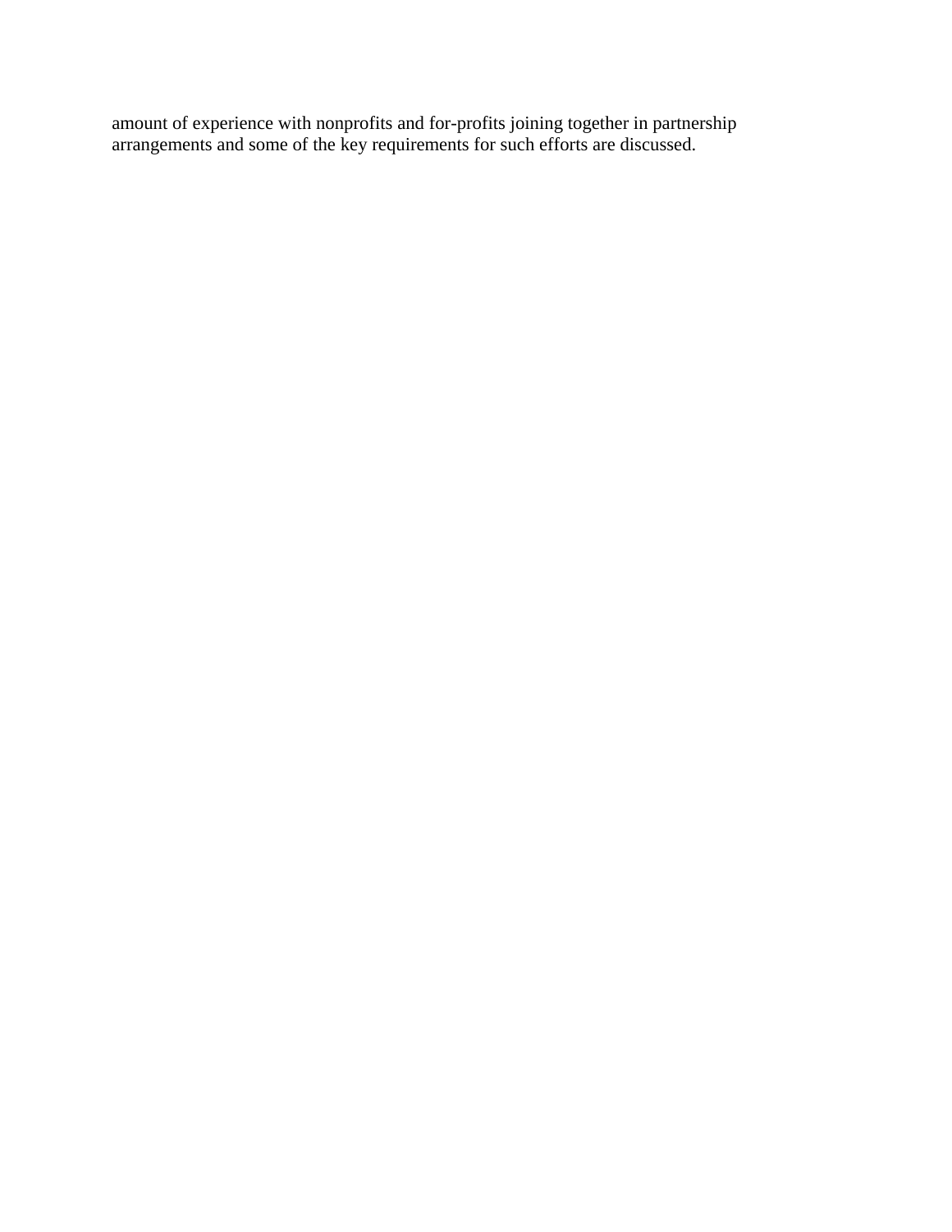amount of experience with nonprofits and for-profits joining together in partnership arrangements and some of the key requirements for such efforts are discussed.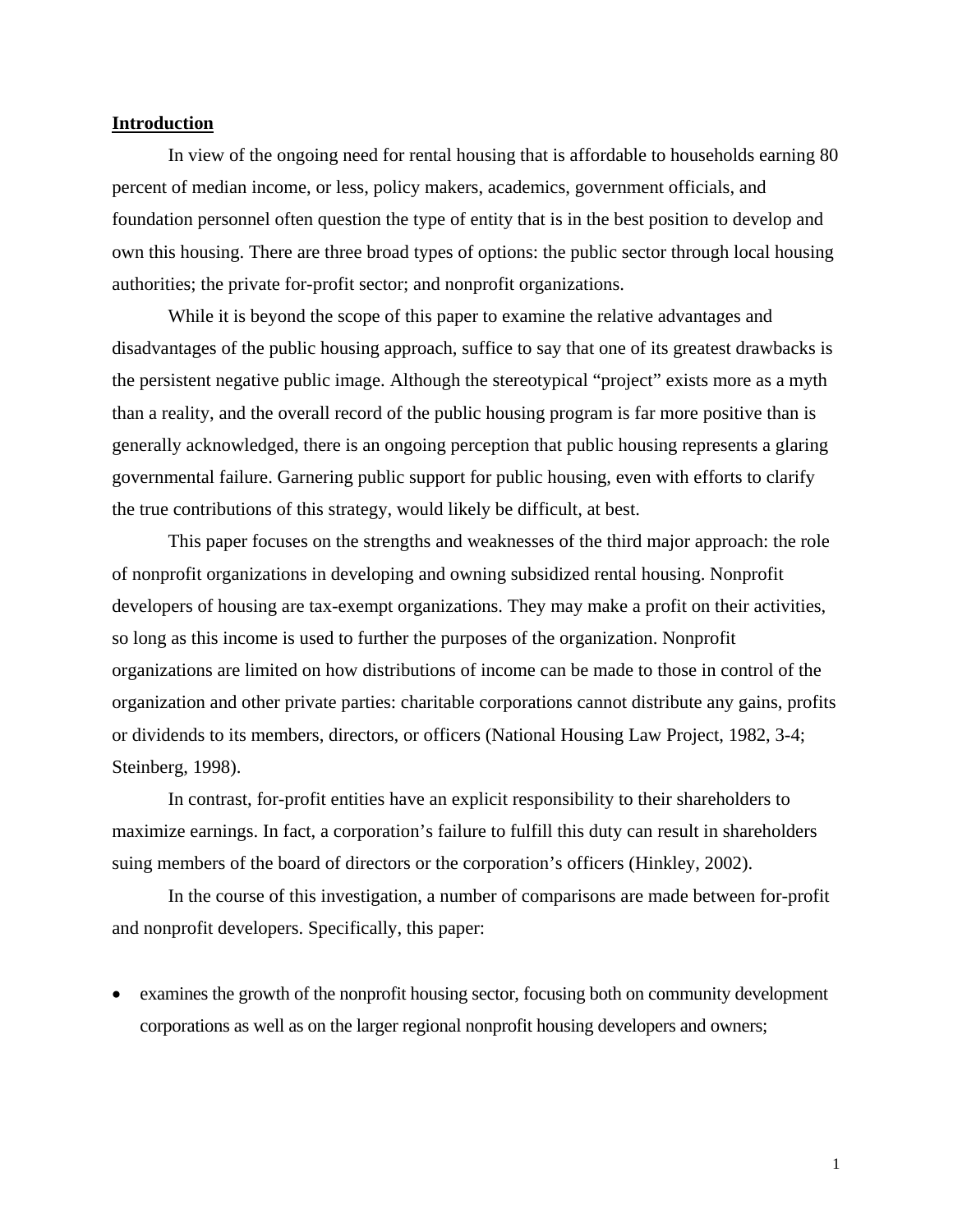## Introduction

In view of the ongoing need for rental housing that is affordable to households earning 80 percent of median income, or less, policy makers, academics, government officials, and foundation personnel often question the type of entity that is in the best position to develop and own this housing. There are three broad types of options: the public sector through local housing authorities; the private for-profit sector; and nonprofit organizations.

While it is beyond the scope of this paper to examine the relative advantages and disadvantages of the public housing approach, suffice to say that one of its greatest drawbacks is the persistent negative public image. Although the stereotypical "project" exists more as a myth than a reality, and the overall record of the public housing program is far more positive than is generally acknowledged, there is an ongoing perception that public housing represents a glaring governmental failure. Garnering public support for public housing, even with efforts to clarify the true contributions of this strategy, would likely be difficult, at best.

This paper focuses on the strengths and weaknesses of the third major approach: the role of nonprofit organizations in developing and owning subsidized rental housing. Nonprofit developers of housing are tax-exempt organizations. They may make a profit on their activities, so long as this income is used to further the purposes of the organization. Nonprofit organizations are limited on how distributions of income can be made to those in control of the organization and other private parties: charitable corporations cannot distribute any gains, profits or dividends to its members, directors, or officers (National Housing Law Project, 1982, 3-4; Steinberg, 1998).

In contrast, for-profit entities have an explicit responsibility to their shareholders to maximize earnings. In fact, a corporation's failure to fulfill this duty can result in shareholders suing members of the board of directors or the corporation's officers (Hinkley, 2002).

In the course of this investigation, a number of comparisons are made between for-profit and nonprofit developers. Specifically, this paper:

- examines the growth of the nonprofit housing sector, focusing both on community development corporations as well as on the larger regional nonprofit housing developers and owners;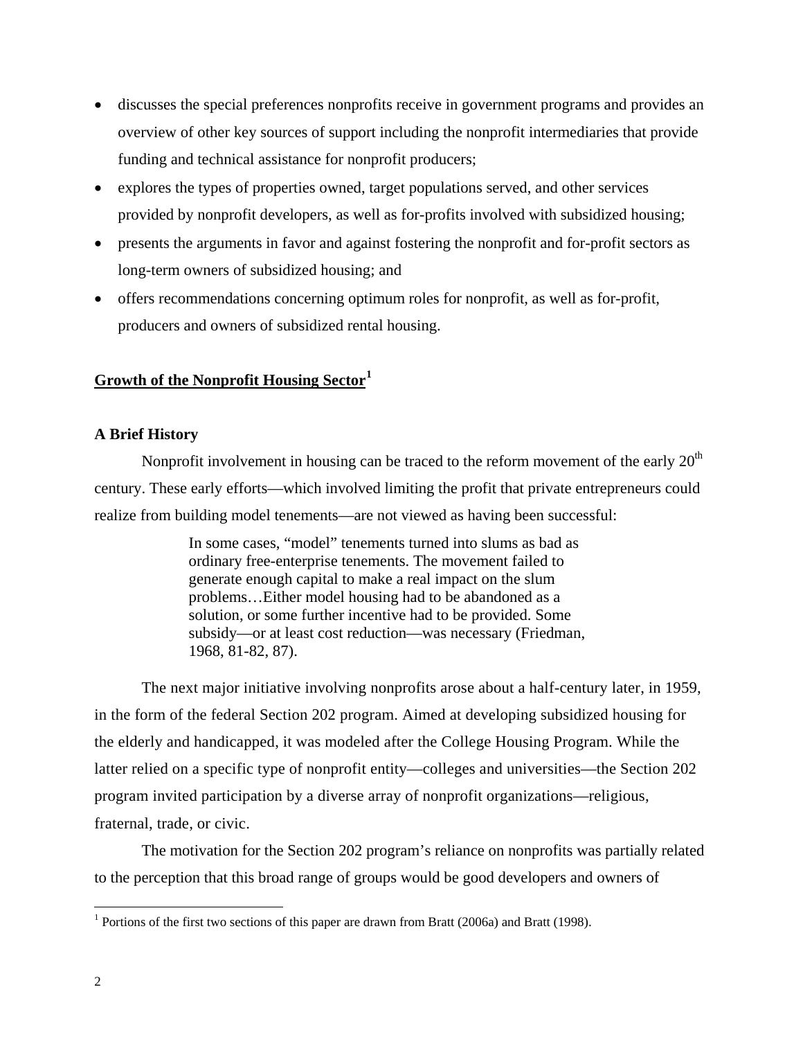- discusses the special preferences nonprofits receive in government programs and provides an overview of other key sources of support including the nonprofit intermediaries that provide funding and technical assistance for nonprofit producers;
- explores the types of properties owned, target populations served, and other services provided by nonprofit developers, as well as for-profits involved with subsidized housing;
- presents the arguments in favor and against fostering the nonprofit and for-profit sectors as long-term owners of subsidized housing; and
- offers recommendations concerning optimum roles for nonprofit, as well as for-profit, producers and owners of subsidized rental housing.

## Growth of the Nonprofit Housing Sector[1]

### A Brief History

Nonprofit involvement in housing can be traced to the reform movement of the early 20th century. These early efforts—which involved limiting the profit that private entrepreneurs could realize from building model tenements—are not viewed as having been successful:

> In some cases, "model" tenements turned into slums as bad as ordinary free-enterprise tenements. The movement failed to generate enough capital to make a real impact on the slum problems…Either model housing had to be abandoned as a solution, or some further incentive had to be provided. Some subsidy—or at least cost reduction—was necessary (Friedman, 1968, 81-82, 87).

The next major initiative involving nonprofits arose about a half-century later, in 1959, in the form of the federal Section 202 program. Aimed at developing subsidized housing for the elderly and handicapped, it was modeled after the College Housing Program. While the latter relied on a specific type of nonprofit entity—colleges and universities—the Section 202 program invited participation by a diverse array of nonprofit organizations—religious, fraternal, trade, or civic.

The motivation for the Section 202 program's reliance on nonprofits was partially related to the perception that this broad range of groups would be good developers and owners of

[1] Portions of the first two sections of this paper are drawn from Bratt (2006a) and Bratt (1998).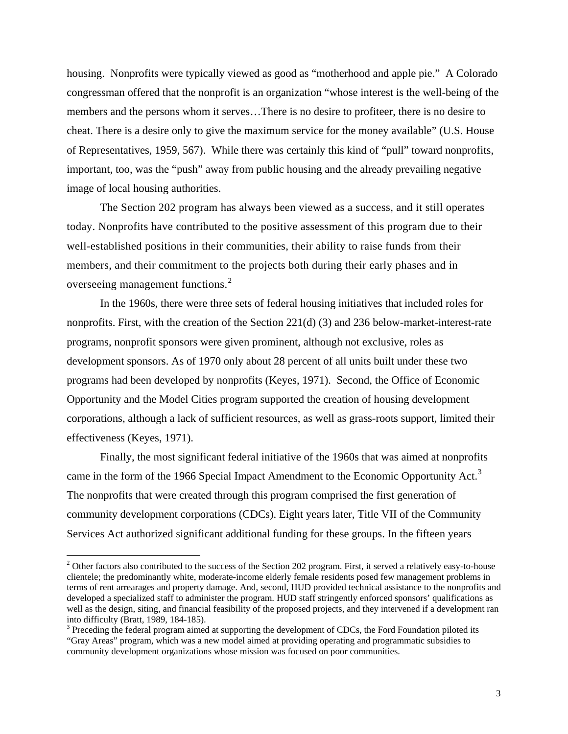housing. Nonprofits were typically viewed as good as "motherhood and apple pie." A Colorado congressman offered that the nonprofit is an organization "whose interest is the well-being of the members and the persons whom it serves…There is no desire to profiteer, there is no desire to cheat. There is a desire only to give the maximum service for the money available" (U.S. House of Representatives, 1959, 567). While there was certainly this kind of "pull" toward nonprofits, important, too, was the "push" away from public housing and the already prevailing negative image of local housing authorities.

The Section 202 program has always been viewed as a success, and it still operates today. Nonprofits have contributed to the positive assessment of this program due to their well-established positions in their communities, their ability to raise funds from their members, and their commitment to the projects both during their early phases and in overseeing management functions.[2]

In the 1960s, there were three sets of federal housing initiatives that included roles for nonprofits. First, with the creation of the Section 221(d) (3) and 236 below-market-interest-rate programs, nonprofit sponsors were given prominent, although not exclusive, roles as development sponsors. As of 1970 only about 28 percent of all units built under these two programs had been developed by nonprofits (Keyes, 1971). Second, the Office of Economic Opportunity and the Model Cities program supported the creation of housing development corporations, although a lack of sufficient resources, as well as grass-roots support, limited their effectiveness (Keyes, 1971).

Finally, the most significant federal initiative of the 1960s that was aimed at nonprofits came in the form of the 1966 Special Impact Amendment to the Economic Opportunity Act.[3] The nonprofits that were created through this program comprised the first generation of community development corporations (CDCs). Eight years later, Title VII of the Community Services Act authorized significant additional funding for these groups. In the fifteen years

---

[2] Other factors also contributed to the success of the Section 202 program. First, it served a relatively easy-to-house clientele; the predominantly white, moderate-income elderly female residents posed few management problems in terms of rent arrearages and property damage. And, second, HUD provided technical assistance to the nonprofits and developed a specialized staff to administer the program. HUD staff stringently enforced sponsors' qualifications as well as the design, siting, and financial feasibility of the proposed projects, and they intervened if a development ran into difficulty (Bratt, 1989, 184-185).

[3] Preceding the federal program aimed at supporting the development of CDCs, the Ford Foundation piloted its "Gray Areas" program, which was a new model aimed at providing operating and programmatic subsidies to community development organizations whose mission was focused on poor communities.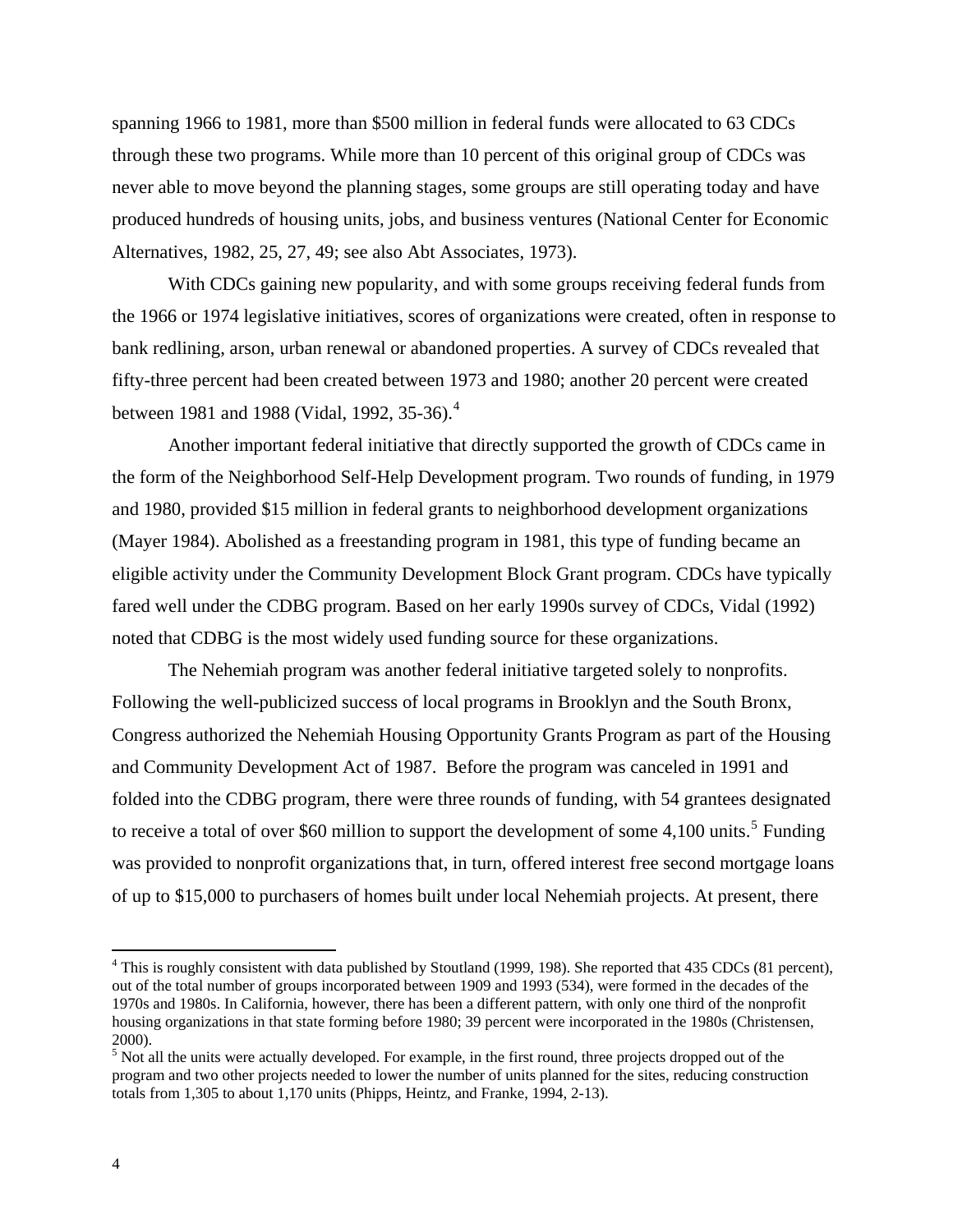spanning 1966 to 1981, more than $500 million in federal funds were allocated to 63 CDCs through these two programs. While more than 10 percent of this original group of CDCs was never able to move beyond the planning stages, some groups are still operating today and have produced hundreds of housing units, jobs, and business ventures (National Center for Economic Alternatives, 1982, 25, 27, 49; see also Abt Associates, 1973).

With CDCs gaining new popularity, and with some groups receiving federal funds from the 1966 or 1974 legislative initiatives, scores of organizations were created, often in response to bank redlining, arson, urban renewal or abandoned properties. A survey of CDCs revealed that fifty-three percent had been created between 1973 and 1980; another 20 percent were created between 1981 and 1988 (Vidal, 1992, 35-36).[4]

Another important federal initiative that directly supported the growth of CDCs came in the form of the Neighborhood Self-Help Development program. Two rounds of funding, in 1979 and 1980, provided $15 million in federal grants to neighborhood development organizations (Mayer 1984). Abolished as a freestanding program in 1981, this type of funding became an eligible activity under the Community Development Block Grant program. CDCs have typically fared well under the CDBG program. Based on her early 1990s survey of CDCs, Vidal (1992) noted that CDBG is the most widely used funding source for these organizations.

The Nehemiah program was another federal initiative targeted solely to nonprofits. Following the well-publicized success of local programs in Brooklyn and the South Bronx, Congress authorized the Nehemiah Housing Opportunity Grants Program as part of the Housing and Community Development Act of 1987. Before the program was canceled in 1991 and folded into the CDBG program, there were three rounds of funding, with 54 grantees designated to receive a total of over $60 million to support the development of some 4,100 units.[5] Funding was provided to nonprofit organizations that, in turn, offered interest free second mortgage loans of up to $15,000 to purchasers of homes built under local Nehemiah projects. At present, there

---

[4] This is roughly consistent with data published by Stoutland (1999, 198). She reported that 435 CDCs (81 percent), out of the total number of groups incorporated between 1909 and 1993 (534), were formed in the decades of the 1970s and 1980s. In California, however, there has been a different pattern, with only one third of the nonprofit housing organizations in that state forming before 1980; 39 percent were incorporated in the 1980s (Christensen, 2000).

[5] Not all the units were actually developed. For example, in the first round, three projects dropped out of the program and two other projects needed to lower the number of units planned for the sites, reducing construction totals from 1,305 to about 1,170 units (Phipps, Heintz, and Franke, 1994, 2-13).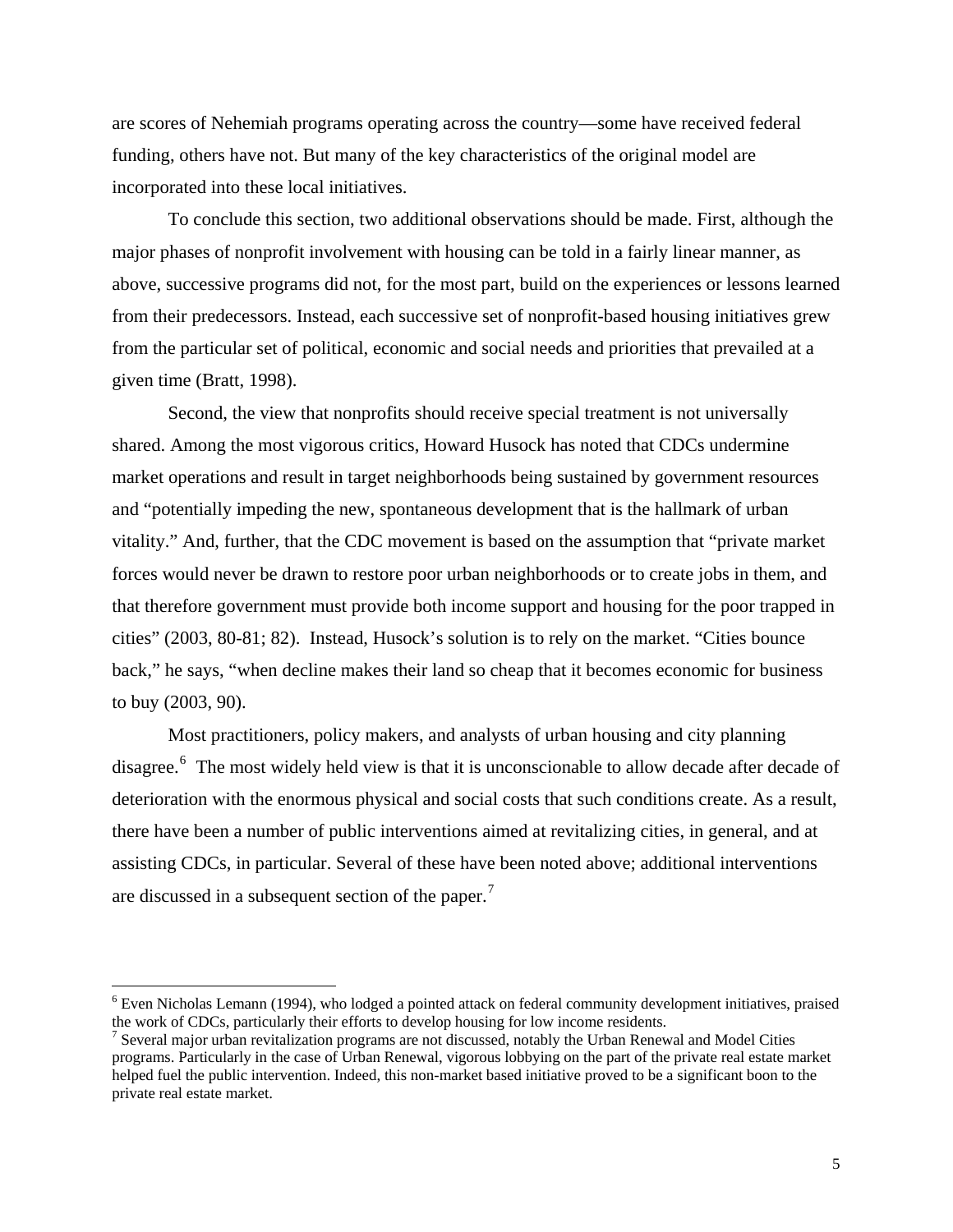are scores of Nehemiah programs operating across the country—some have received federal funding, others have not. But many of the key characteristics of the original model are incorporated into these local initiatives.

To conclude this section, two additional observations should be made. First, although the major phases of nonprofit involvement with housing can be told in a fairly linear manner, as above, successive programs did not, for the most part, build on the experiences or lessons learned from their predecessors. Instead, each successive set of nonprofit-based housing initiatives grew from the particular set of political, economic and social needs and priorities that prevailed at a given time (Bratt, 1998).

Second, the view that nonprofits should receive special treatment is not universally shared. Among the most vigorous critics, Howard Husock has noted that CDCs undermine market operations and result in target neighborhoods being sustained by government resources and "potentially impeding the new, spontaneous development that is the hallmark of urban vitality." And, further, that the CDC movement is based on the assumption that "private market forces would never be drawn to restore poor urban neighborhoods or to create jobs in them, and that therefore government must provide both income support and housing for the poor trapped in cities" (2003, 80-81; 82). Instead, Husock's solution is to rely on the market. "Cities bounce back," he says, "when decline makes their land so cheap that it becomes economic for business to buy (2003, 90).

Most practitioners, policy makers, and analysts of urban housing and city planning disagree.[6] The most widely held view is that it is unconscionable to allow decade after decade of deterioration with the enormous physical and social costs that such conditions create. As a result, there have been a number of public interventions aimed at revitalizing cities, in general, and at assisting CDCs, in particular. Several of these have been noted above; additional interventions are discussed in a subsequent section of the paper.[7]

---

[6] Even Nicholas Lemann (1994), who lodged a pointed attack on federal community development initiatives, praised the work of CDCs, particularly their efforts to develop housing for low income residents.

[7] Several major urban revitalization programs are not discussed, notably the Urban Renewal and Model Cities programs. Particularly in the case of Urban Renewal, vigorous lobbying on the part of the private real estate market helped fuel the public intervention. Indeed, this non-market based initiative proved to be a significant boon to the private real estate market.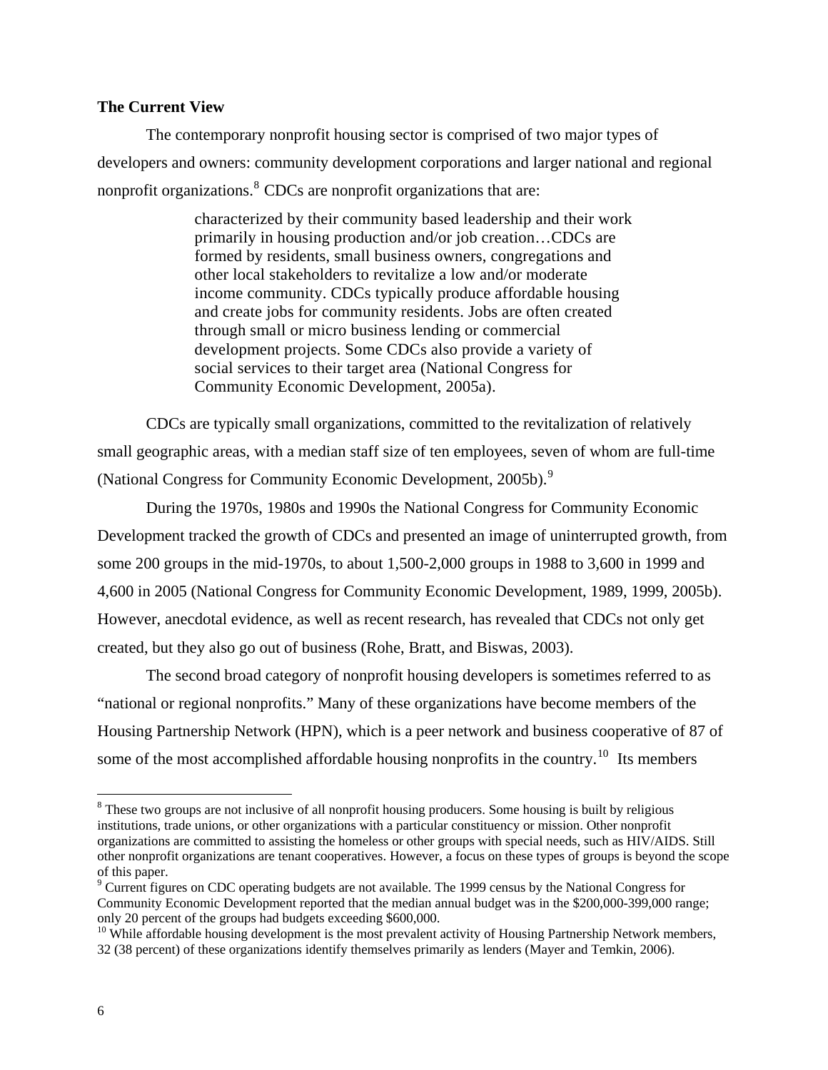**The Current View**

The contemporary nonprofit housing sector is comprised of two major types of developers and owners: community development corporations and larger national and regional nonprofit organizations.[8] CDCs are nonprofit organizations that are:

> characterized by their community based leadership and their work primarily in housing production and/or job creation…CDCs are formed by residents, small business owners, congregations and other local stakeholders to revitalize a low and/or moderate income community. CDCs typically produce affordable housing and create jobs for community residents. Jobs are often created through small or micro business lending or commercial development projects. Some CDCs also provide a variety of social services to their target area (National Congress for Community Economic Development, 2005a).

CDCs are typically small organizations, committed to the revitalization of relatively small geographic areas, with a median staff size of ten employees, seven of whom are full-time (National Congress for Community Economic Development, 2005b).[9]

During the 1970s, 1980s and 1990s the National Congress for Community Economic Development tracked the growth of CDCs and presented an image of uninterrupted growth, from some 200 groups in the mid-1970s, to about 1,500-2,000 groups in 1988 to 3,600 in 1999 and 4,600 in 2005 (National Congress for Community Economic Development, 1989, 1999, 2005b). However, anecdotal evidence, as well as recent research, has revealed that CDCs not only get created, but they also go out of business (Rohe, Bratt, and Biswas, 2003).

The second broad category of nonprofit housing developers is sometimes referred to as "national or regional nonprofits." Many of these organizations have become members of the Housing Partnership Network (HPN), which is a peer network and business cooperative of 87 of some of the most accomplished affordable housing nonprofits in the country.[10] Its members

---

[8] These two groups are not inclusive of all nonprofit housing producers. Some housing is built by religious institutions, trade unions, or other organizations with a particular constituency or mission. Other nonprofit organizations are committed to assisting the homeless or other groups with special needs, such as HIV/AIDS. Still other nonprofit organizations are tenant cooperatives. However, a focus on these types of groups is beyond the scope of this paper.

[9] Current figures on CDC operating budgets are not available. The 1999 census by the National Congress for Community Economic Development reported that the median annual budget was in the $200,000-399,000 range; only 20 percent of the groups had budgets exceeding $600,000.

[10] While affordable housing development is the most prevalent activity of Housing Partnership Network members, 32 (38 percent) of these organizations identify themselves primarily as lenders (Mayer and Temkin, 2006).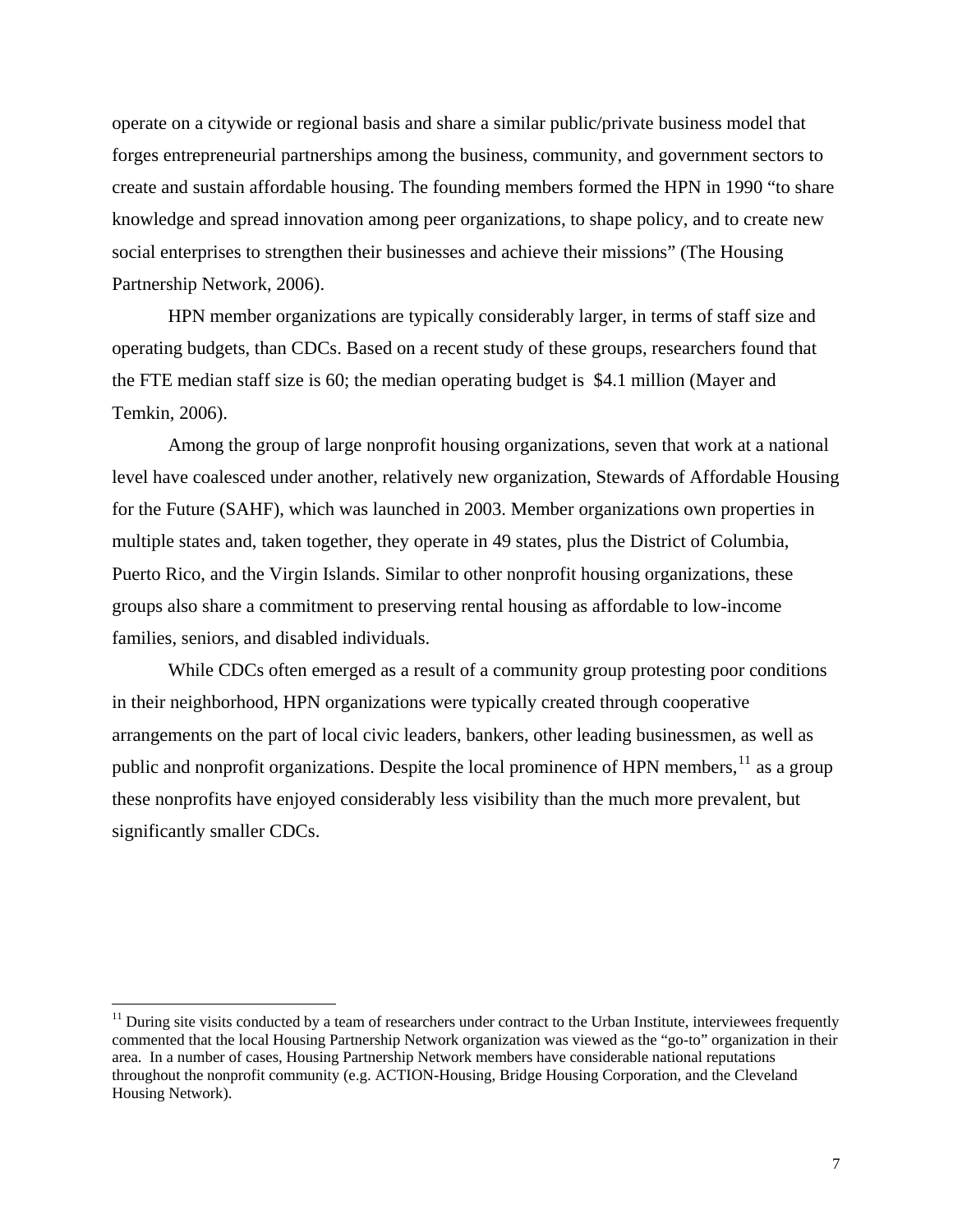operate on a citywide or regional basis and share a similar public/private business model that forges entrepreneurial partnerships among the business, community, and government sectors to create and sustain affordable housing. The founding members formed the HPN in 1990 "to share knowledge and spread innovation among peer organizations, to shape policy, and to create new social enterprises to strengthen their businesses and achieve their missions" (The Housing Partnership Network, 2006).

HPN member organizations are typically considerably larger, in terms of staff size and operating budgets, than CDCs. Based on a recent study of these groups, researchers found that the FTE median staff size is 60; the median operating budget is $4.1 million (Mayer and Temkin, 2006).

Among the group of large nonprofit housing organizations, seven that work at a national level have coalesced under another, relatively new organization, Stewards of Affordable Housing for the Future (SAHF), which was launched in 2003. Member organizations own properties in multiple states and, taken together, they operate in 49 states, plus the District of Columbia, Puerto Rico, and the Virgin Islands. Similar to other nonprofit housing organizations, these groups also share a commitment to preserving rental housing as affordable to low-income families, seniors, and disabled individuals.

While CDCs often emerged as a result of a community group protesting poor conditions in their neighborhood, HPN organizations were typically created through cooperative arrangements on the part of local civic leaders, bankers, other leading businessmen, as well as public and nonprofit organizations. Despite the local prominence of HPN members,[11] as a group these nonprofits have enjoyed considerably less visibility than the much more prevalent, but significantly smaller CDCs.

---

[11] During site visits conducted by a team of researchers under contract to the Urban Institute, interviewees frequently commented that the local Housing Partnership Network organization was viewed as the "go-to" organization in their area. In a number of cases, Housing Partnership Network members have considerable national reputations throughout the nonprofit community (e.g. ACTION-Housing, Bridge Housing Corporation, and the Cleveland Housing Network).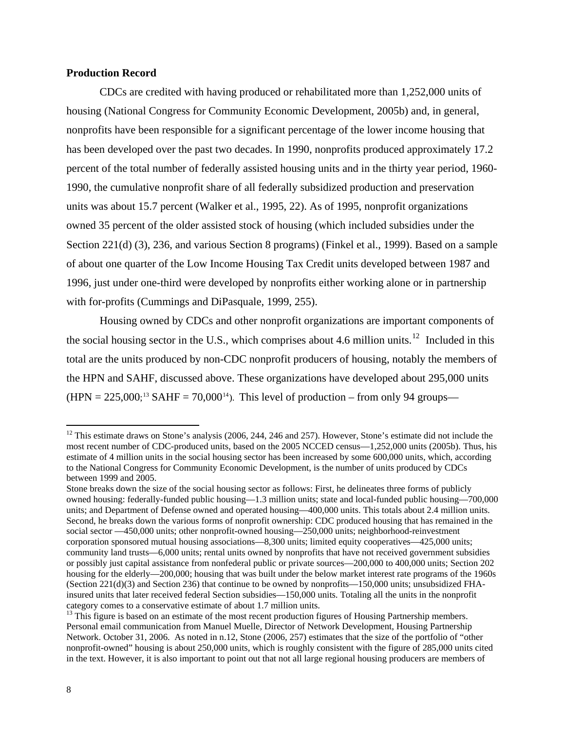**Production Record**

CDCs are credited with having produced or rehabilitated more than 1,252,000 units of housing (National Congress for Community Economic Development, 2005b) and, in general, nonprofits have been responsible for a significant percentage of the lower income housing that has been developed over the past two decades. In 1990, nonprofits produced approximately 17.2 percent of the total number of federally assisted housing units and in the thirty year period, 1960-1990, the cumulative nonprofit share of all federally subsidized production and preservation units was about 15.7 percent (Walker et al., 1995, 22). As of 1995, nonprofit organizations owned 35 percent of the older assisted stock of housing (which included subsidies under the Section 221(d) (3), 236, and various Section 8 programs) (Finkel et al., 1999). Based on a sample of about one quarter of the Low Income Housing Tax Credit units developed between 1987 and 1996, just under one-third were developed by nonprofits either working alone or in partnership with for-profits (Cummings and DiPasquale, 1999, 255).

Housing owned by CDCs and other nonprofit organizations are important components of the social housing sector in the U.S., which comprises about 4.6 million units.[12] Included in this total are the units produced by non-CDC nonprofit producers of housing, notably the members of the HPN and SAHF, discussed above. These organizations have developed about 295,000 units (HPN = 225,000;[13] SAHF = 70,000[14]). This level of production – from only 94 groups—

[12] This estimate draws on Stone's analysis (2006, 244, 246 and 257). However, Stone's estimate did not include the most recent number of CDC-produced units, based on the 2005 NCCED census—1,252,000 units (2005b). Thus, his estimate of 4 million units in the social housing sector has been increased by some 600,000 units, which, according to the National Congress for Community Economic Development, is the number of units produced by CDCs between 1999 and 2005.

Stone breaks down the size of the social housing sector as follows: First, he delineates three forms of publicly owned housing: federally-funded public housing—1.3 million units; state and local-funded public housing—700,000 units; and Department of Defense owned and operated housing—400,000 units. This totals about 2.4 million units. Second, he breaks down the various forms of nonprofit ownership: CDC produced housing that has remained in the social sector —450,000 units; other nonprofit-owned housing—250,000 units; neighborhood-reinvestment corporation sponsored mutual housing associations—8,300 units; limited equity cooperatives—425,000 units; community land trusts—6,000 units; rental units owned by nonprofits that have not received government subsidies or possibly just capital assistance from nonfederal public or private sources—200,000 to 400,000 units; Section 202 housing for the elderly—200,000; housing that was built under the below market interest rate programs of the 1960s (Section 221(d)(3) and Section 236) that continue to be owned by nonprofits—150,000 units; unsubsidized FHA-insured units that later received federal Section subsidies—150,000 units. Totaling all the units in the nonprofit category comes to a conservative estimate of about 1.7 million units.

[13] This figure is based on an estimate of the most recent production figures of Housing Partnership members. Personal email communication from Manuel Muelle, Director of Network Development, Housing Partnership Network. October 31, 2006. As noted in n.12, Stone (2006, 257) estimates that the size of the portfolio of "other nonprofit-owned" housing is about 250,000 units, which is roughly consistent with the figure of 285,000 units cited in the text. However, it is also important to point out that not all large regional housing producers are members of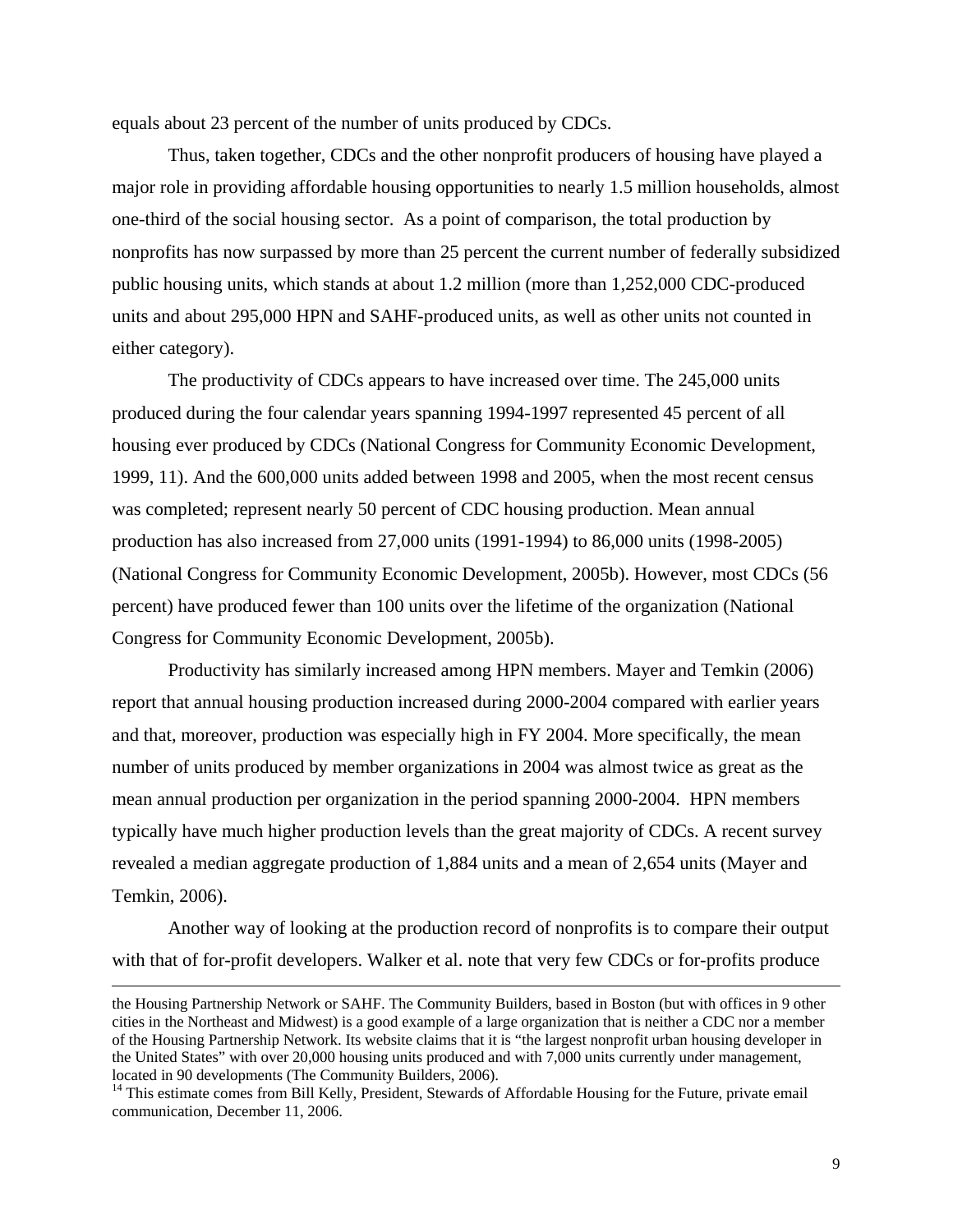equals about 23 percent of the number of units produced by CDCs.

Thus, taken together, CDCs and the other nonprofit producers of housing have played a major role in providing affordable housing opportunities to nearly 1.5 million households, almost one-third of the social housing sector. As a point of comparison, the total production by nonprofits has now surpassed by more than 25 percent the current number of federally subsidized public housing units, which stands at about 1.2 million (more than 1,252,000 CDC-produced units and about 295,000 HPN and SAHF-produced units, as well as other units not counted in either category).

The productivity of CDCs appears to have increased over time. The 245,000 units produced during the four calendar years spanning 1994-1997 represented 45 percent of all housing ever produced by CDCs (National Congress for Community Economic Development, 1999, 11). And the 600,000 units added between 1998 and 2005, when the most recent census was completed; represent nearly 50 percent of CDC housing production. Mean annual production has also increased from 27,000 units (1991-1994) to 86,000 units (1998-2005) (National Congress for Community Economic Development, 2005b). However, most CDCs (56 percent) have produced fewer than 100 units over the lifetime of the organization (National Congress for Community Economic Development, 2005b).

Productivity has similarly increased among HPN members. Mayer and Temkin (2006) report that annual housing production increased during 2000-2004 compared with earlier years and that, moreover, production was especially high in FY 2004. More specifically, the mean number of units produced by member organizations in 2004 was almost twice as great as the mean annual production per organization in the period spanning 2000-2004. HPN members typically have much higher production levels than the great majority of CDCs. A recent survey revealed a median aggregate production of 1,884 units and a mean of 2,654 units (Mayer and Temkin, 2006).

Another way of looking at the production record of nonprofits is to compare their output with that of for-profit developers. Walker et al. note that very few CDCs or for-profits produce

---

the Housing Partnership Network or SAHF. The Community Builders, based in Boston (but with offices in 9 other cities in the Northeast and Midwest) is a good example of a large organization that is neither a CDC nor a member of the Housing Partnership Network. Its website claims that it is "the largest nonprofit urban housing developer in the United States" with over 20,000 housing units produced and with 7,000 units currently under management, located in 90 developments (The Community Builders, 2006).

[14] This estimate comes from Bill Kelly, President, Stewards of Affordable Housing for the Future, private email communication, December 11, 2006.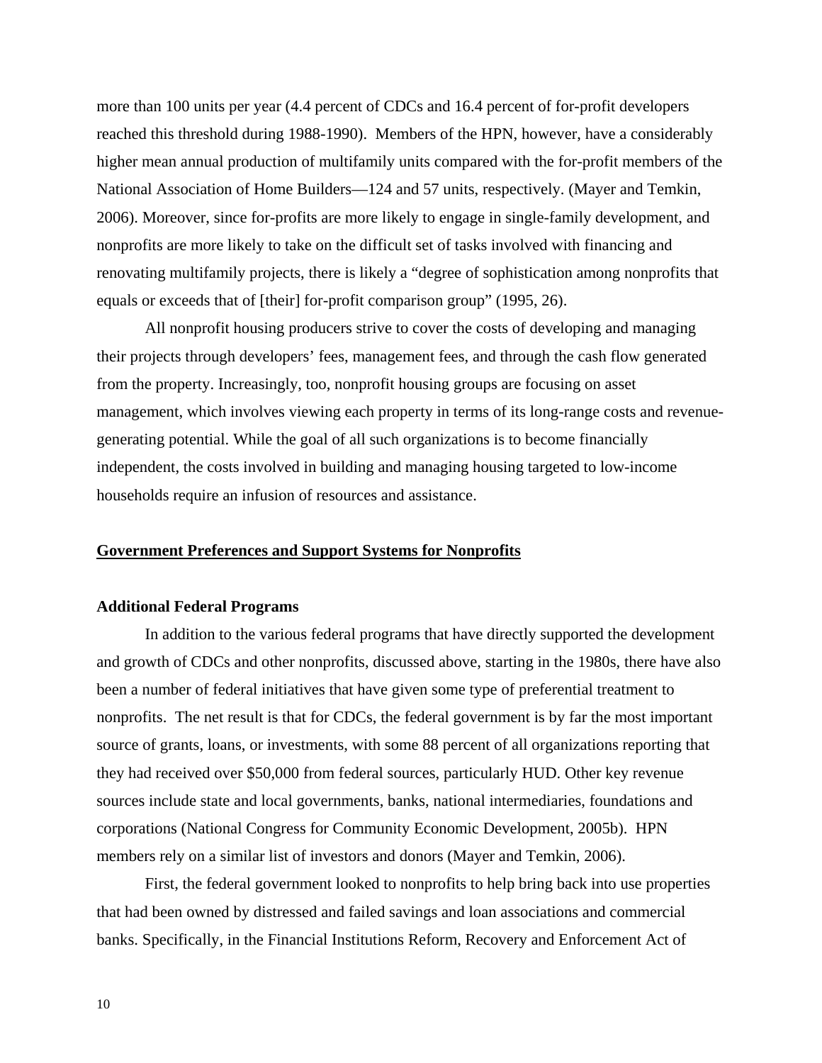more than 100 units per year (4.4 percent of CDCs and 16.4 percent of for-profit developers reached this threshold during 1988-1990). Members of the HPN, however, have a considerably higher mean annual production of multifamily units compared with the for-profit members of the National Association of Home Builders—124 and 57 units, respectively. (Mayer and Temkin, 2006). Moreover, since for-profits are more likely to engage in single-family development, and nonprofits are more likely to take on the difficult set of tasks involved with financing and renovating multifamily projects, there is likely a "degree of sophistication among nonprofits that equals or exceeds that of [their] for-profit comparison group" (1995, 26).

All nonprofit housing producers strive to cover the costs of developing and managing their projects through developers' fees, management fees, and through the cash flow generated from the property. Increasingly, too, nonprofit housing groups are focusing on asset management, which involves viewing each property in terms of its long-range costs and revenue-generating potential. While the goal of all such organizations is to become financially independent, the costs involved in building and managing housing targeted to low-income households require an infusion of resources and assistance.

## Government Preferences and Support Systems for Nonprofits

### Additional Federal Programs

In addition to the various federal programs that have directly supported the development and growth of CDCs and other nonprofits, discussed above, starting in the 1980s, there have also been a number of federal initiatives that have given some type of preferential treatment to nonprofits. The net result is that for CDCs, the federal government is by far the most important source of grants, loans, or investments, with some 88 percent of all organizations reporting that they had received over $50,000 from federal sources, particularly HUD. Other key revenue sources include state and local governments, banks, national intermediaries, foundations and corporations (National Congress for Community Economic Development, 2005b). HPN members rely on a similar list of investors and donors (Mayer and Temkin, 2006).

First, the federal government looked to nonprofits to help bring back into use properties that had been owned by distressed and failed savings and loan associations and commercial banks. Specifically, in the Financial Institutions Reform, Recovery and Enforcement Act of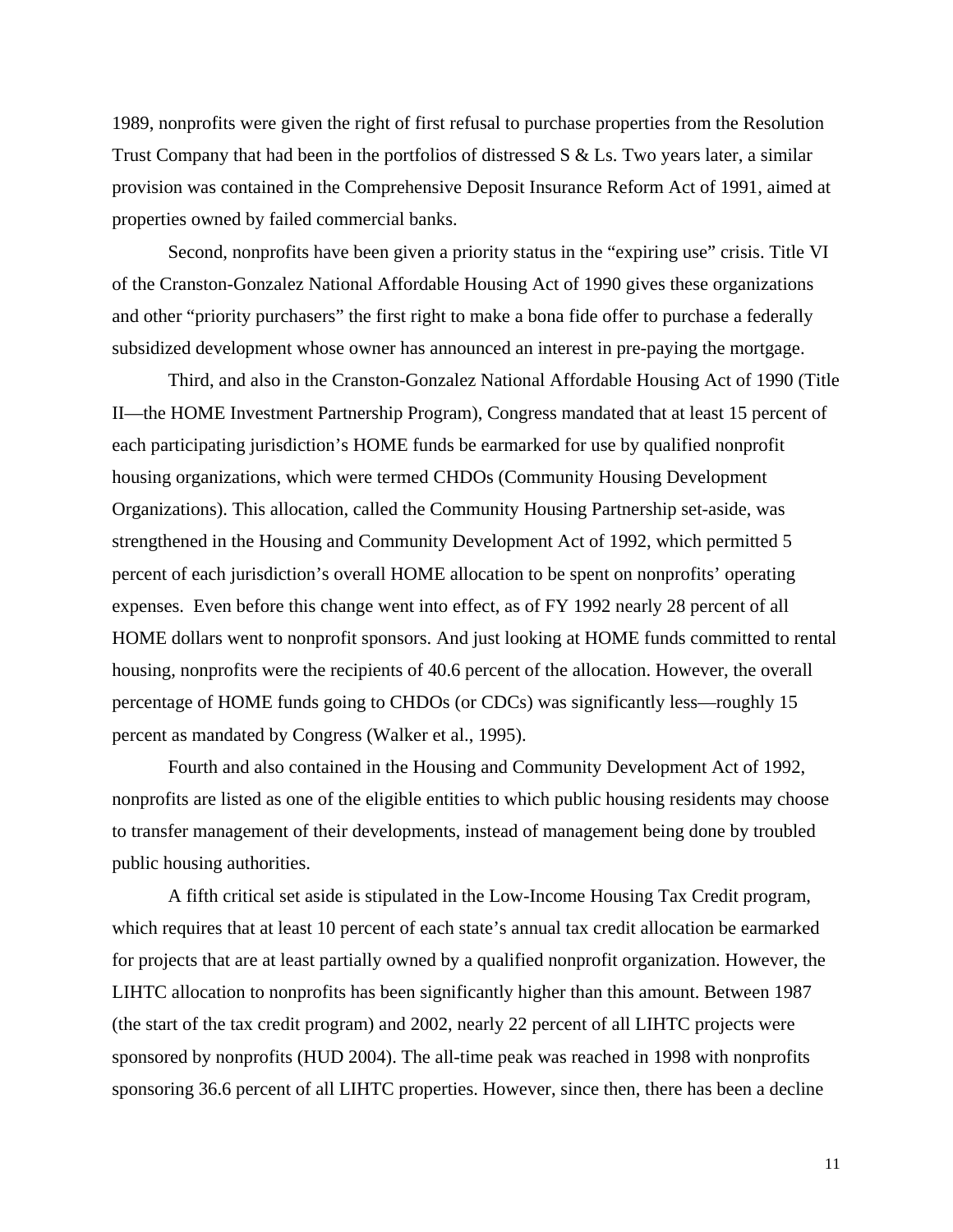1989, nonprofits were given the right of first refusal to purchase properties from the Resolution Trust Company that had been in the portfolios of distressed S & Ls. Two years later, a similar provision was contained in the Comprehensive Deposit Insurance Reform Act of 1991, aimed at properties owned by failed commercial banks.

Second, nonprofits have been given a priority status in the "expiring use" crisis. Title VI of the Cranston-Gonzalez National Affordable Housing Act of 1990 gives these organizations and other "priority purchasers" the first right to make a bona fide offer to purchase a federally subsidized development whose owner has announced an interest in pre-paying the mortgage.

Third, and also in the Cranston-Gonzalez National Affordable Housing Act of 1990 (Title II—the HOME Investment Partnership Program), Congress mandated that at least 15 percent of each participating jurisdiction's HOME funds be earmarked for use by qualified nonprofit housing organizations, which were termed CHDOs (Community Housing Development Organizations). This allocation, called the Community Housing Partnership set-aside, was strengthened in the Housing and Community Development Act of 1992, which permitted 5 percent of each jurisdiction's overall HOME allocation to be spent on nonprofits' operating expenses. Even before this change went into effect, as of FY 1992 nearly 28 percent of all HOME dollars went to nonprofit sponsors. And just looking at HOME funds committed to rental housing, nonprofits were the recipients of 40.6 percent of the allocation. However, the overall percentage of HOME funds going to CHDOs (or CDCs) was significantly less—roughly 15 percent as mandated by Congress (Walker et al., 1995).

Fourth and also contained in the Housing and Community Development Act of 1992, nonprofits are listed as one of the eligible entities to which public housing residents may choose to transfer management of their developments, instead of management being done by troubled public housing authorities.

A fifth critical set aside is stipulated in the Low-Income Housing Tax Credit program, which requires that at least 10 percent of each state's annual tax credit allocation be earmarked for projects that are at least partially owned by a qualified nonprofit organization. However, the LIHTC allocation to nonprofits has been significantly higher than this amount. Between 1987 (the start of the tax credit program) and 2002, nearly 22 percent of all LIHTC projects were sponsored by nonprofits (HUD 2004). The all-time peak was reached in 1998 with nonprofits sponsoring 36.6 percent of all LIHTC properties. However, since then, there has been a decline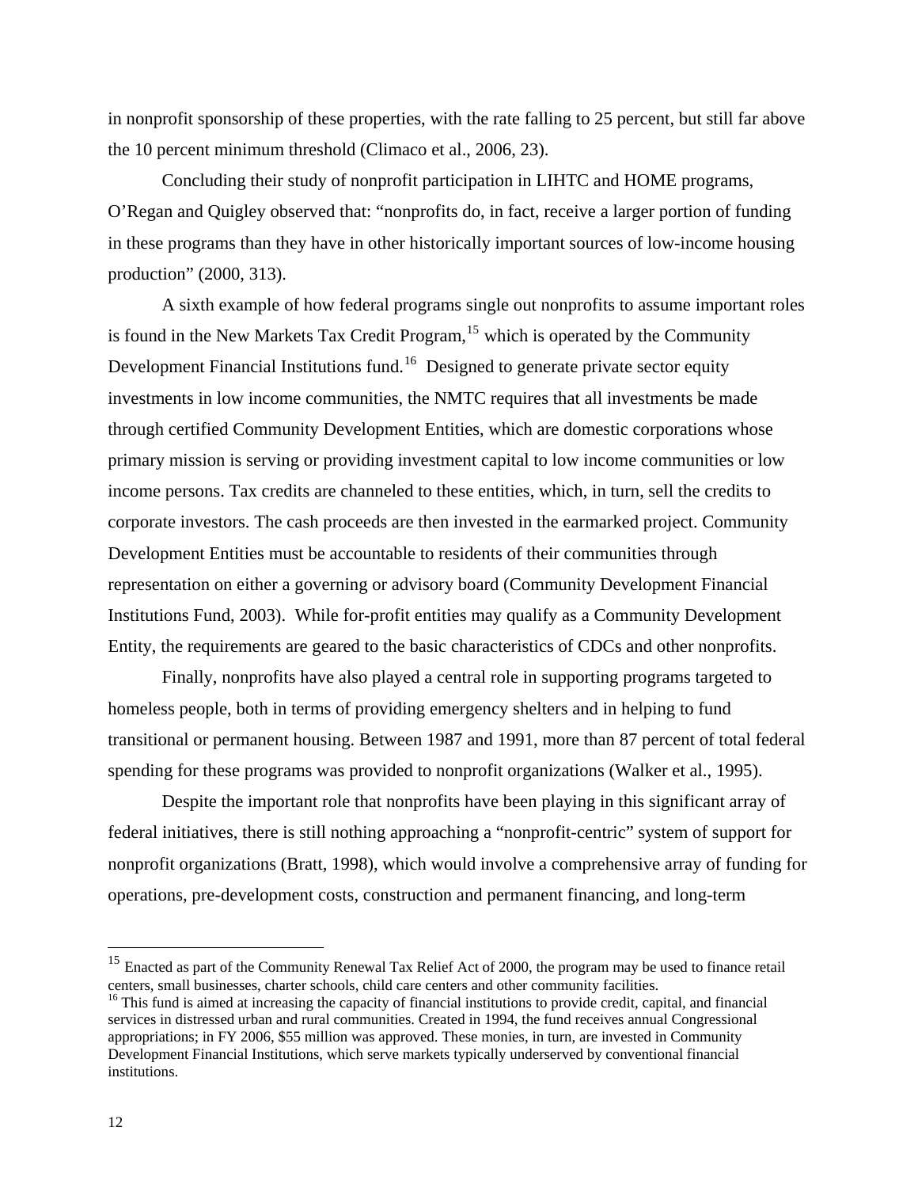in nonprofit sponsorship of these properties, with the rate falling to 25 percent, but still far above the 10 percent minimum threshold (Climaco et al., 2006, 23).

Concluding their study of nonprofit participation in LIHTC and HOME programs, O'Regan and Quigley observed that: "nonprofits do, in fact, receive a larger portion of funding in these programs than they have in other historically important sources of low-income housing production" (2000, 313).

A sixth example of how federal programs single out nonprofits to assume important roles is found in the New Markets Tax Credit Program,[15] which is operated by the Community Development Financial Institutions fund.[16] Designed to generate private sector equity investments in low income communities, the NMTC requires that all investments be made through certified Community Development Entities, which are domestic corporations whose primary mission is serving or providing investment capital to low income communities or low income persons. Tax credits are channeled to these entities, which, in turn, sell the credits to corporate investors. The cash proceeds are then invested in the earmarked project. Community Development Entities must be accountable to residents of their communities through representation on either a governing or advisory board (Community Development Financial Institutions Fund, 2003). While for-profit entities may qualify as a Community Development Entity, the requirements are geared to the basic characteristics of CDCs and other nonprofits.

Finally, nonprofits have also played a central role in supporting programs targeted to homeless people, both in terms of providing emergency shelters and in helping to fund transitional or permanent housing. Between 1987 and 1991, more than 87 percent of total federal spending for these programs was provided to nonprofit organizations (Walker et al., 1995).

Despite the important role that nonprofits have been playing in this significant array of federal initiatives, there is still nothing approaching a "nonprofit-centric" system of support for nonprofit organizations (Bratt, 1998), which would involve a comprehensive array of funding for operations, pre-development costs, construction and permanent financing, and long-term

[15] Enacted as part of the Community Renewal Tax Relief Act of 2000, the program may be used to finance retail centers, small businesses, charter schools, child care centers and other community facilities.

[16] This fund is aimed at increasing the capacity of financial institutions to provide credit, capital, and financial services in distressed urban and rural communities. Created in 1994, the fund receives annual Congressional appropriations; in FY 2006, $55 million was approved. These monies, in turn, are invested in Community Development Financial Institutions, which serve markets typically underserved by conventional financial institutions.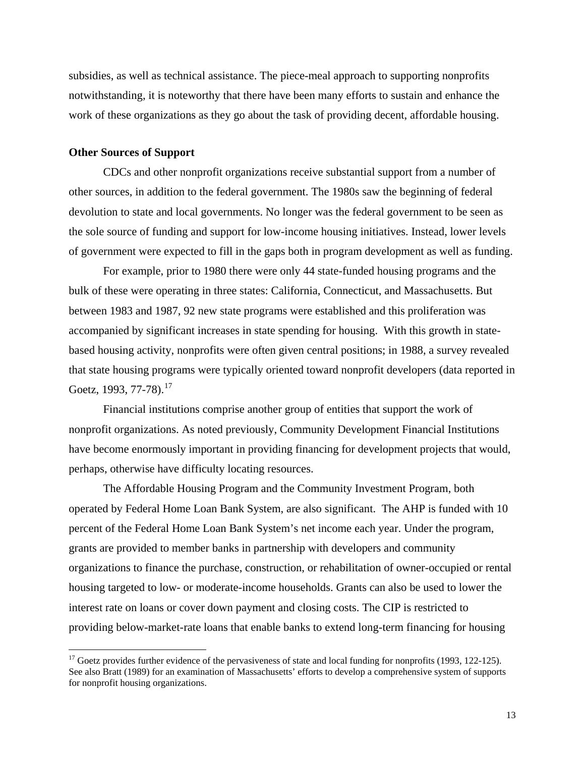subsidies, as well as technical assistance. The piece-meal approach to supporting nonprofits notwithstanding, it is noteworthy that there have been many efforts to sustain and enhance the work of these organizations as they go about the task of providing decent, affordable housing.

**Other Sources of Support**

CDCs and other nonprofit organizations receive substantial support from a number of other sources, in addition to the federal government. The 1980s saw the beginning of federal devolution to state and local governments. No longer was the federal government to be seen as the sole source of funding and support for low-income housing initiatives. Instead, lower levels of government were expected to fill in the gaps both in program development as well as funding.

For example, prior to 1980 there were only 44 state-funded housing programs and the bulk of these were operating in three states: California, Connecticut, and Massachusetts. But between 1983 and 1987, 92 new state programs were established and this proliferation was accompanied by significant increases in state spending for housing. With this growth in state-based housing activity, nonprofits were often given central positions; in 1988, a survey revealed that state housing programs were typically oriented toward nonprofit developers (data reported in Goetz, 1993, 77-78).[17]

Financial institutions comprise another group of entities that support the work of nonprofit organizations. As noted previously, Community Development Financial Institutions have become enormously important in providing financing for development projects that would, perhaps, otherwise have difficulty locating resources.

The Affordable Housing Program and the Community Investment Program, both operated by Federal Home Loan Bank System, are also significant. The AHP is funded with 10 percent of the Federal Home Loan Bank System's net income each year. Under the program, grants are provided to member banks in partnership with developers and community organizations to finance the purchase, construction, or rehabilitation of owner-occupied or rental housing targeted to low- or moderate-income households. Grants can also be used to lower the interest rate on loans or cover down payment and closing costs. The CIP is restricted to providing below-market-rate loans that enable banks to extend long-term financing for housing

---

[17] Goetz provides further evidence of the pervasiveness of state and local funding for nonprofits (1993, 122-125). See also Bratt (1989) for an examination of Massachusetts' efforts to develop a comprehensive system of supports for nonprofit housing organizations.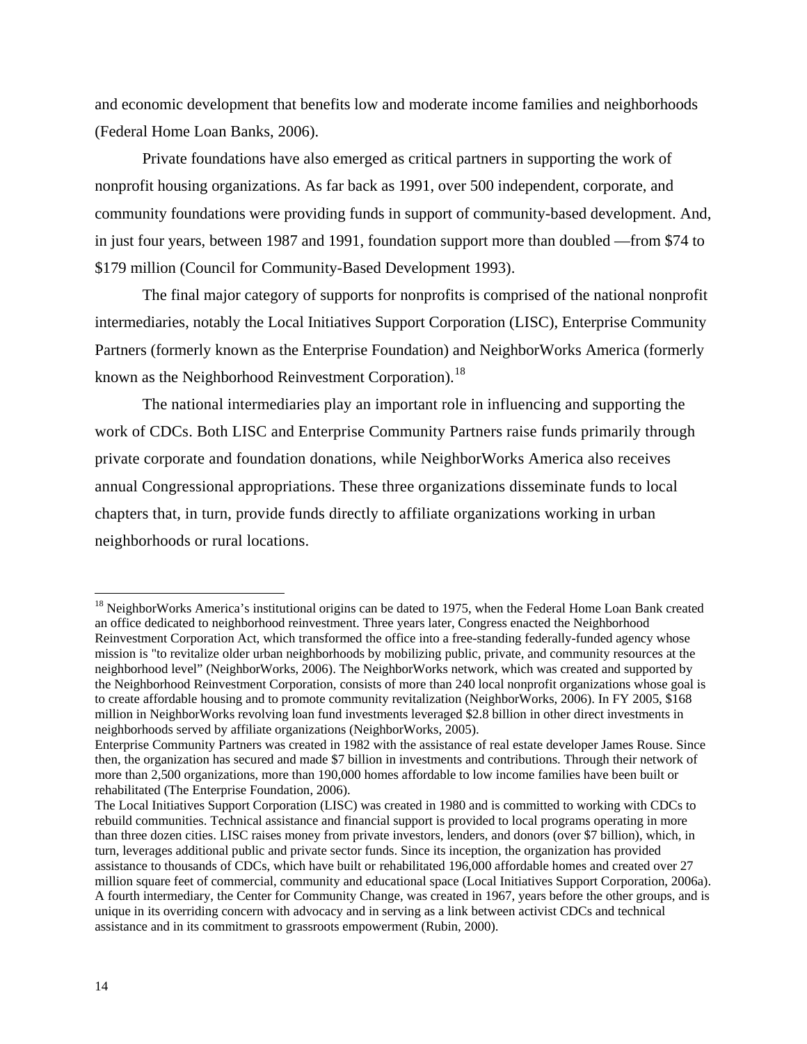and economic development that benefits low and moderate income families and neighborhoods (Federal Home Loan Banks, 2006).

Private foundations have also emerged as critical partners in supporting the work of nonprofit housing organizations. As far back as 1991, over 500 independent, corporate, and community foundations were providing funds in support of community-based development. And, in just four years, between 1987 and 1991, foundation support more than doubled —from $74 to $179 million (Council for Community-Based Development 1993).

The final major category of supports for nonprofits is comprised of the national nonprofit intermediaries, notably the Local Initiatives Support Corporation (LISC), Enterprise Community Partners (formerly known as the Enterprise Foundation) and NeighborWorks America (formerly known as the Neighborhood Reinvestment Corporation).[18]

The national intermediaries play an important role in influencing and supporting the work of CDCs. Both LISC and Enterprise Community Partners raise funds primarily through private corporate and foundation donations, while NeighborWorks America also receives annual Congressional appropriations. These three organizations disseminate funds to local chapters that, in turn, provide funds directly to affiliate organizations working in urban neighborhoods or rural locations.

---

[18] NeighborWorks America's institutional origins can be dated to 1975, when the Federal Home Loan Bank created an office dedicated to neighborhood reinvestment. Three years later, Congress enacted the Neighborhood Reinvestment Corporation Act, which transformed the office into a free-standing federally-funded agency whose mission is "to revitalize older urban neighborhoods by mobilizing public, private, and community resources at the neighborhood level" (NeighborWorks, 2006). The NeighborWorks network, which was created and supported by the Neighborhood Reinvestment Corporation, consists of more than 240 local nonprofit organizations whose goal is to create affordable housing and to promote community revitalization (NeighborWorks, 2006). In FY 2005, $168 million in NeighborWorks revolving loan fund investments leveraged $2.8 billion in other direct investments in neighborhoods served by affiliate organizations (NeighborWorks, 2005).
Enterprise Community Partners was created in 1982 with the assistance of real estate developer James Rouse. Since then, the organization has secured and made $7 billion in investments and contributions. Through their network of more than 2,500 organizations, more than 190,000 homes affordable to low income families have been built or rehabilitated (The Enterprise Foundation, 2006).
The Local Initiatives Support Corporation (LISC) was created in 1980 and is committed to working with CDCs to rebuild communities. Technical assistance and financial support is provided to local programs operating in more than three dozen cities. LISC raises money from private investors, lenders, and donors (over $7 billion), which, in turn, leverages additional public and private sector funds. Since its inception, the organization has provided assistance to thousands of CDCs, which have built or rehabilitated 196,000 affordable homes and created over 27 million square feet of commercial, community and educational space (Local Initiatives Support Corporation, 2006a).
A fourth intermediary, the Center for Community Change, was created in 1967, years before the other groups, and is unique in its overriding concern with advocacy and in serving as a link between activist CDCs and technical assistance and in its commitment to grassroots empowerment (Rubin, 2000).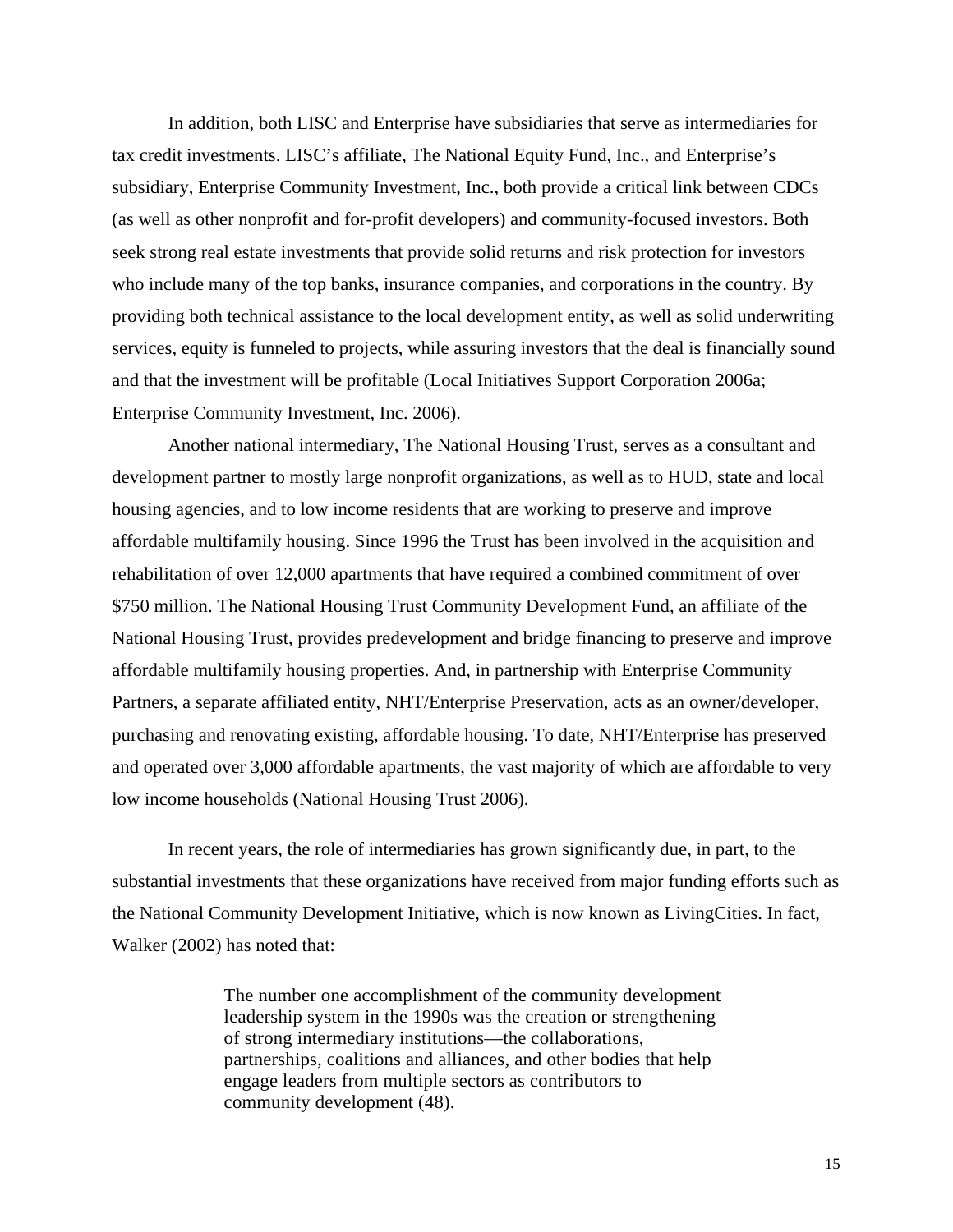In addition, both LISC and Enterprise have subsidiaries that serve as intermediaries for tax credit investments. LISC's affiliate, The National Equity Fund, Inc., and Enterprise's subsidiary, Enterprise Community Investment, Inc., both provide a critical link between CDCs (as well as other nonprofit and for-profit developers) and community-focused investors. Both seek strong real estate investments that provide solid returns and risk protection for investors who include many of the top banks, insurance companies, and corporations in the country. By providing both technical assistance to the local development entity, as well as solid underwriting services, equity is funneled to projects, while assuring investors that the deal is financially sound and that the investment will be profitable (Local Initiatives Support Corporation 2006a; Enterprise Community Investment, Inc. 2006).

Another national intermediary, The National Housing Trust, serves as a consultant and development partner to mostly large nonprofit organizations, as well as to HUD, state and local housing agencies, and to low income residents that are working to preserve and improve affordable multifamily housing. Since 1996 the Trust has been involved in the acquisition and rehabilitation of over 12,000 apartments that have required a combined commitment of over $750 million. The National Housing Trust Community Development Fund, an affiliate of the National Housing Trust, provides predevelopment and bridge financing to preserve and improve affordable multifamily housing properties. And, in partnership with Enterprise Community Partners, a separate affiliated entity, NHT/Enterprise Preservation, acts as an owner/developer, purchasing and renovating existing, affordable housing. To date, NHT/Enterprise has preserved and operated over 3,000 affordable apartments, the vast majority of which are affordable to very low income households (National Housing Trust 2006).

In recent years, the role of intermediaries has grown significantly due, in part, to the substantial investments that these organizations have received from major funding efforts such as the National Community Development Initiative, which is now known as LivingCities. In fact, Walker (2002) has noted that:

> The number one accomplishment of the community development leadership system in the 1990s was the creation or strengthening of strong intermediary institutions—the collaborations, partnerships, coalitions and alliances, and other bodies that help engage leaders from multiple sectors as contributors to community development (48).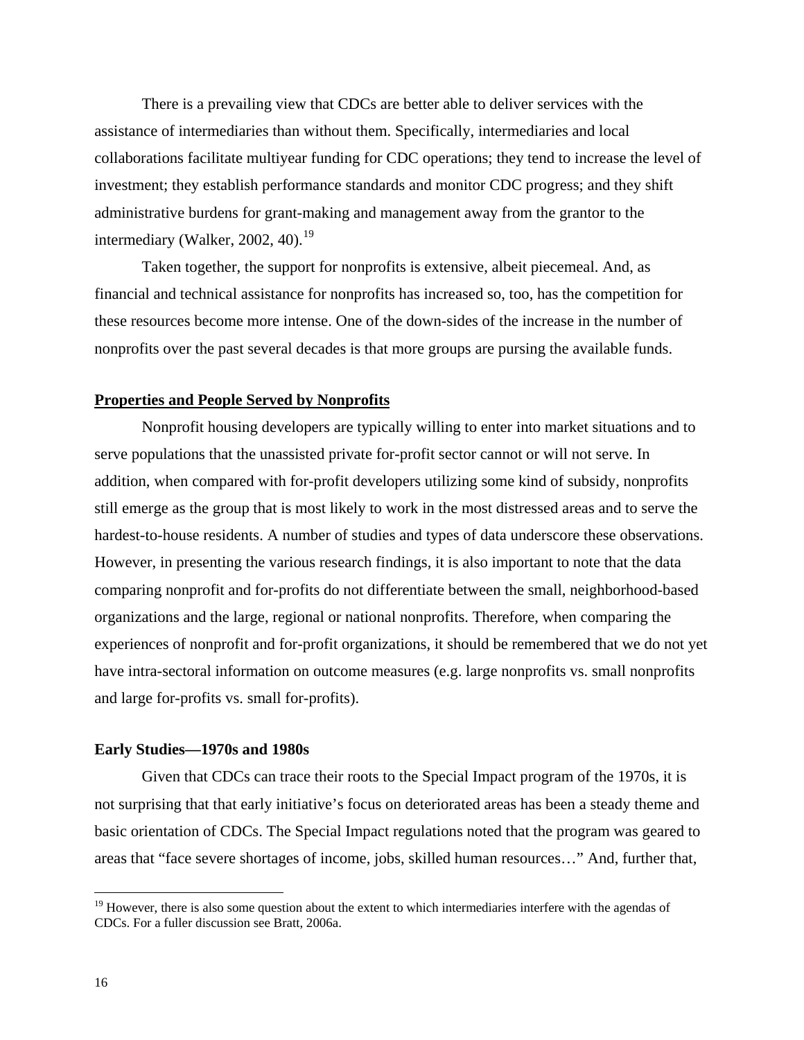There is a prevailing view that CDCs are better able to deliver services with the assistance of intermediaries than without them. Specifically, intermediaries and local collaborations facilitate multiyear funding for CDC operations; they tend to increase the level of investment; they establish performance standards and monitor CDC progress; and they shift administrative burdens for grant-making and management away from the grantor to the intermediary (Walker, 2002, 40).[19]

Taken together, the support for nonprofits is extensive, albeit piecemeal. And, as financial and technical assistance for nonprofits has increased so, too, has the competition for these resources become more intense. One of the down-sides of the increase in the number of nonprofits over the past several decades is that more groups are pursing the available funds.

## Properties and People Served by Nonprofits

Nonprofit housing developers are typically willing to enter into market situations and to serve populations that the unassisted private for-profit sector cannot or will not serve. In addition, when compared with for-profit developers utilizing some kind of subsidy, nonprofits still emerge as the group that is most likely to work in the most distressed areas and to serve the hardest-to-house residents. A number of studies and types of data underscore these observations. However, in presenting the various research findings, it is also important to note that the data comparing nonprofit and for-profits do not differentiate between the small, neighborhood-based organizations and the large, regional or national nonprofits. Therefore, when comparing the experiences of nonprofit and for-profit organizations, it should be remembered that we do not yet have intra-sectoral information on outcome measures (e.g. large nonprofits vs. small nonprofits and large for-profits vs. small for-profits).

### Early Studies—1970s and 1980s

Given that CDCs can trace their roots to the Special Impact program of the 1970s, it is not surprising that that early initiative's focus on deteriorated areas has been a steady theme and basic orientation of CDCs. The Special Impact regulations noted that the program was geared to areas that "face severe shortages of income, jobs, skilled human resources…" And, further that,

---

[19] However, there is also some question about the extent to which intermediaries interfere with the agendas of CDCs. For a fuller discussion see Bratt, 2006a.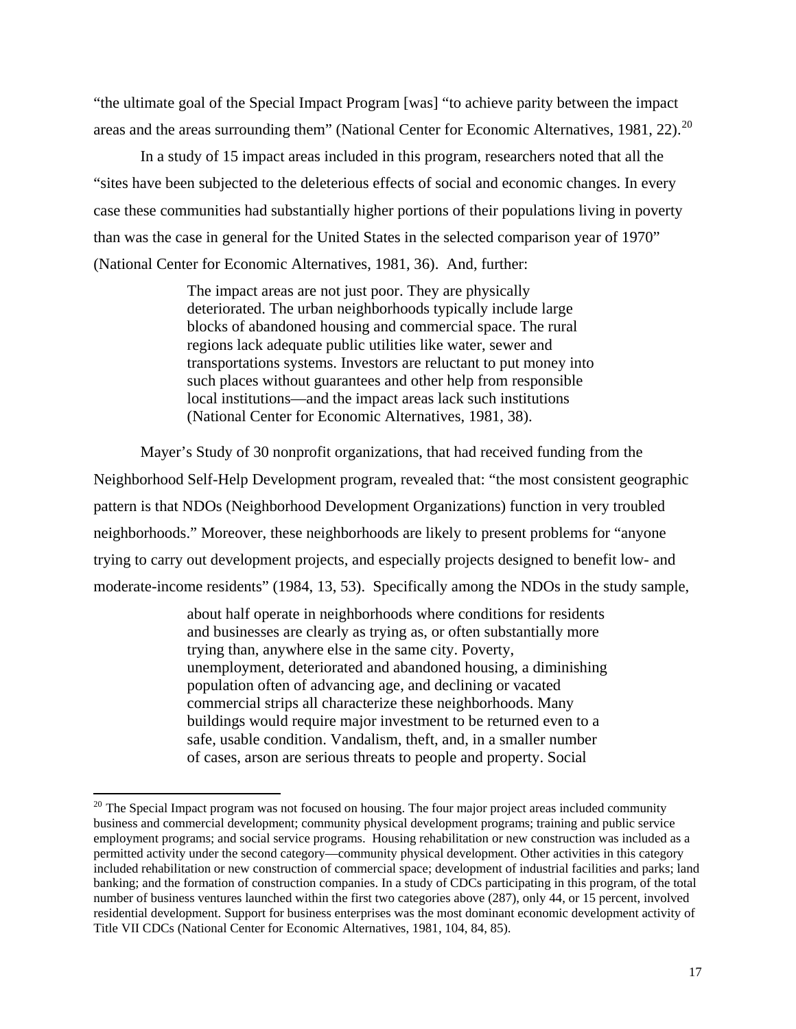"the ultimate goal of the Special Impact Program [was] "to achieve parity between the impact areas and the areas surrounding them" (National Center for Economic Alternatives, 1981, 22).[20]

In a study of 15 impact areas included in this program, researchers noted that all the "sites have been subjected to the deleterious effects of social and economic changes. In every case these communities had substantially higher portions of their populations living in poverty than was the case in general for the United States in the selected comparison year of 1970" (National Center for Economic Alternatives, 1981, 36). And, further:

> The impact areas are not just poor. They are physically deteriorated. The urban neighborhoods typically include large blocks of abandoned housing and commercial space. The rural regions lack adequate public utilities like water, sewer and transportations systems. Investors are reluctant to put money into such places without guarantees and other help from responsible local institutions—and the impact areas lack such institutions (National Center for Economic Alternatives, 1981, 38).

Mayer's Study of 30 nonprofit organizations, that had received funding from the Neighborhood Self-Help Development program, revealed that: "the most consistent geographic pattern is that NDOs (Neighborhood Development Organizations) function in very troubled neighborhoods." Moreover, these neighborhoods are likely to present problems for "anyone trying to carry out development projects, and especially projects designed to benefit low- and moderate-income residents" (1984, 13, 53). Specifically among the NDOs in the study sample,

> about half operate in neighborhoods where conditions for residents and businesses are clearly as trying as, or often substantially more trying than, anywhere else in the same city. Poverty, unemployment, deteriorated and abandoned housing, a diminishing population often of advancing age, and declining or vacated commercial strips all characterize these neighborhoods. Many buildings would require major investment to be returned even to a safe, usable condition. Vandalism, theft, and, in a smaller number of cases, arson are serious threats to people and property. Social

[20] The Special Impact program was not focused on housing. The four major project areas included community business and commercial development; community physical development programs; training and public service employment programs; and social service programs. Housing rehabilitation or new construction was included as a permitted activity under the second category—community physical development. Other activities in this category included rehabilitation or new construction of commercial space; development of industrial facilities and parks; land banking; and the formation of construction companies. In a study of CDCs participating in this program, of the total number of business ventures launched within the first two categories above (287), only 44, or 15 percent, involved residential development. Support for business enterprises was the most dominant economic development activity of Title VII CDCs (National Center for Economic Alternatives, 1981, 104, 84, 85).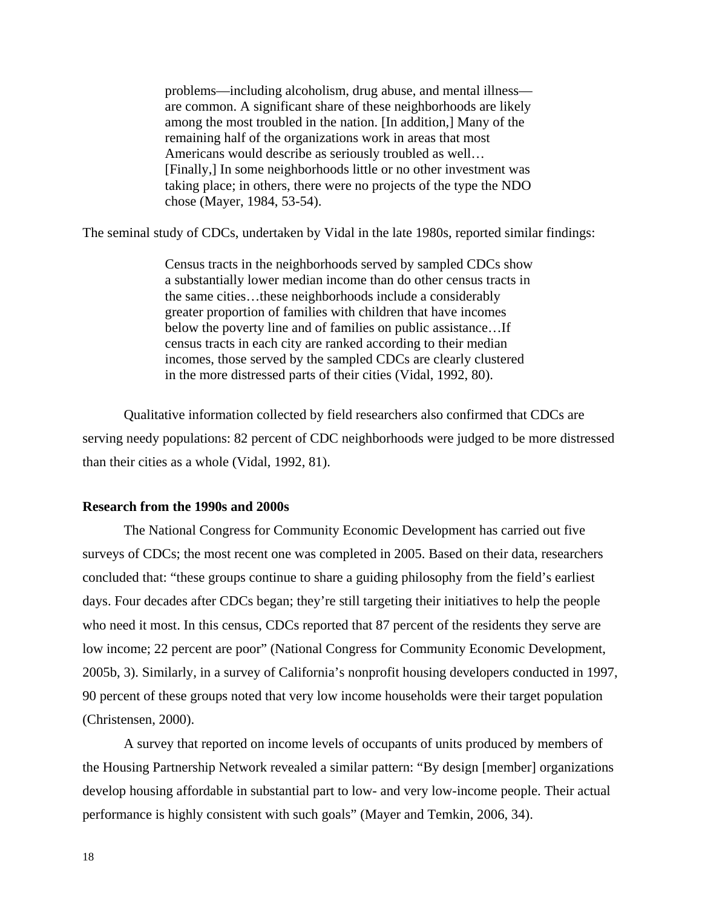> problems—including alcoholism, drug abuse, and mental illness—are common. A significant share of these neighborhoods are likely among the most troubled in the nation. [In addition,] Many of the remaining half of the organizations work in areas that most Americans would describe as seriously troubled as well…[Finally,] In some neighborhoods little or no other investment was taking place; in others, there were no projects of the type the NDO chose (Mayer, 1984, 53-54).

The seminal study of CDCs, undertaken by Vidal in the late 1980s, reported similar findings:

> Census tracts in the neighborhoods served by sampled CDCs show a substantially lower median income than do other census tracts in the same cities…these neighborhoods include a considerably greater proportion of families with children that have incomes below the poverty line and of families on public assistance…If census tracts in each city are ranked according to their median incomes, those served by the sampled CDCs are clearly clustered in the more distressed parts of their cities (Vidal, 1992, 80).

Qualitative information collected by field researchers also confirmed that CDCs are serving needy populations: 82 percent of CDC neighborhoods were judged to be more distressed than their cities as a whole (Vidal, 1992, 81).

**Research from the 1990s and 2000s**

The National Congress for Community Economic Development has carried out five surveys of CDCs; the most recent one was completed in 2005. Based on their data, researchers concluded that: "these groups continue to share a guiding philosophy from the field's earliest days. Four decades after CDCs began; they're still targeting their initiatives to help the people who need it most. In this census, CDCs reported that 87 percent of the residents they serve are low income; 22 percent are poor" (National Congress for Community Economic Development, 2005b, 3). Similarly, in a survey of California's nonprofit housing developers conducted in 1997, 90 percent of these groups noted that very low income households were their target population (Christensen, 2000).

A survey that reported on income levels of occupants of units produced by members of the Housing Partnership Network revealed a similar pattern: "By design [member] organizations develop housing affordable in substantial part to low- and very low-income people. Their actual performance is highly consistent with such goals" (Mayer and Temkin, 2006, 34).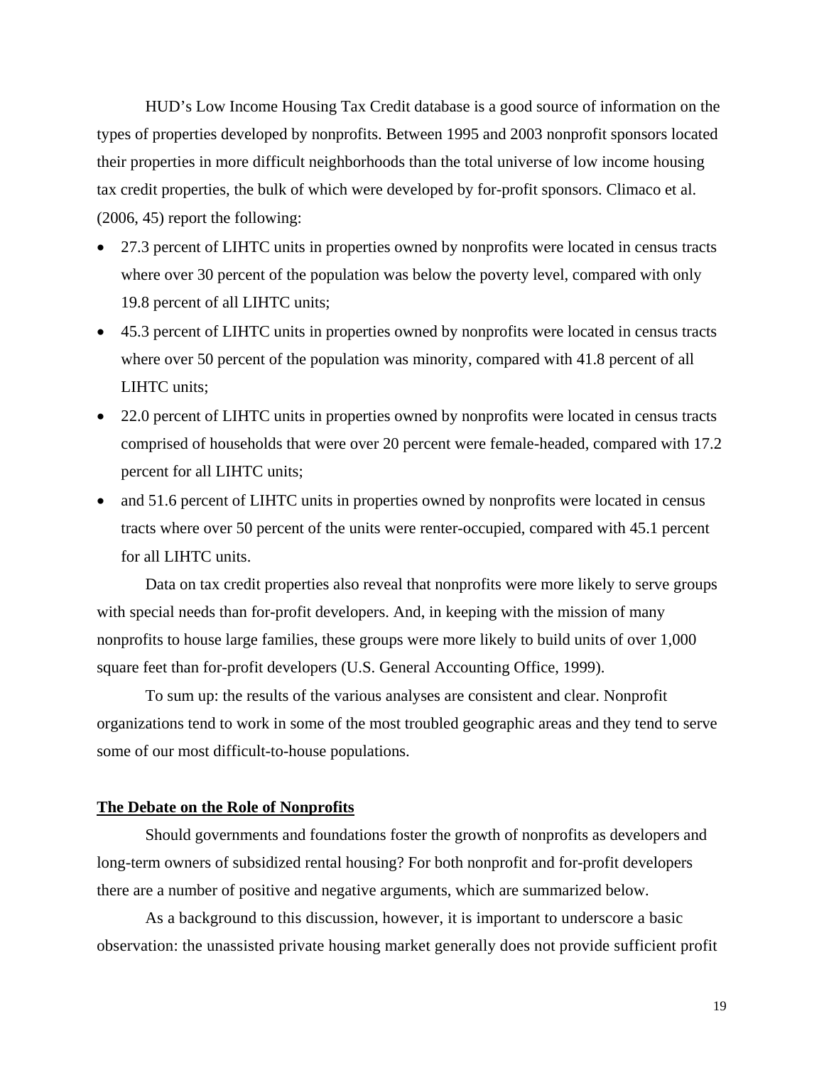HUD's Low Income Housing Tax Credit database is a good source of information on the types of properties developed by nonprofits. Between 1995 and 2003 nonprofit sponsors located their properties in more difficult neighborhoods than the total universe of low income housing tax credit properties, the bulk of which were developed by for-profit sponsors. Climaco et al. (2006, 45) report the following:

- 27.3 percent of LIHTC units in properties owned by nonprofits were located in census tracts where over 30 percent of the population was below the poverty level, compared with only 19.8 percent of all LIHTC units;
- 45.3 percent of LIHTC units in properties owned by nonprofits were located in census tracts where over 50 percent of the population was minority, compared with 41.8 percent of all LIHTC units;
- 22.0 percent of LIHTC units in properties owned by nonprofits were located in census tracts comprised of households that were over 20 percent were female-headed, compared with 17.2 percent for all LIHTC units;
- and 51.6 percent of LIHTC units in properties owned by nonprofits were located in census tracts where over 50 percent of the units were renter-occupied, compared with 45.1 percent for all LIHTC units.

Data on tax credit properties also reveal that nonprofits were more likely to serve groups with special needs than for-profit developers. And, in keeping with the mission of many nonprofits to house large families, these groups were more likely to build units of over 1,000 square feet than for-profit developers (U.S. General Accounting Office, 1999).

To sum up: the results of the various analyses are consistent and clear. Nonprofit organizations tend to work in some of the most troubled geographic areas and they tend to serve some of our most difficult-to-house populations.

## The Debate on the Role of Nonprofits

Should governments and foundations foster the growth of nonprofits as developers and long-term owners of subsidized rental housing? For both nonprofit and for-profit developers there are a number of positive and negative arguments, which are summarized below.

As a background to this discussion, however, it is important to underscore a basic observation: the unassisted private housing market generally does not provide sufficient profit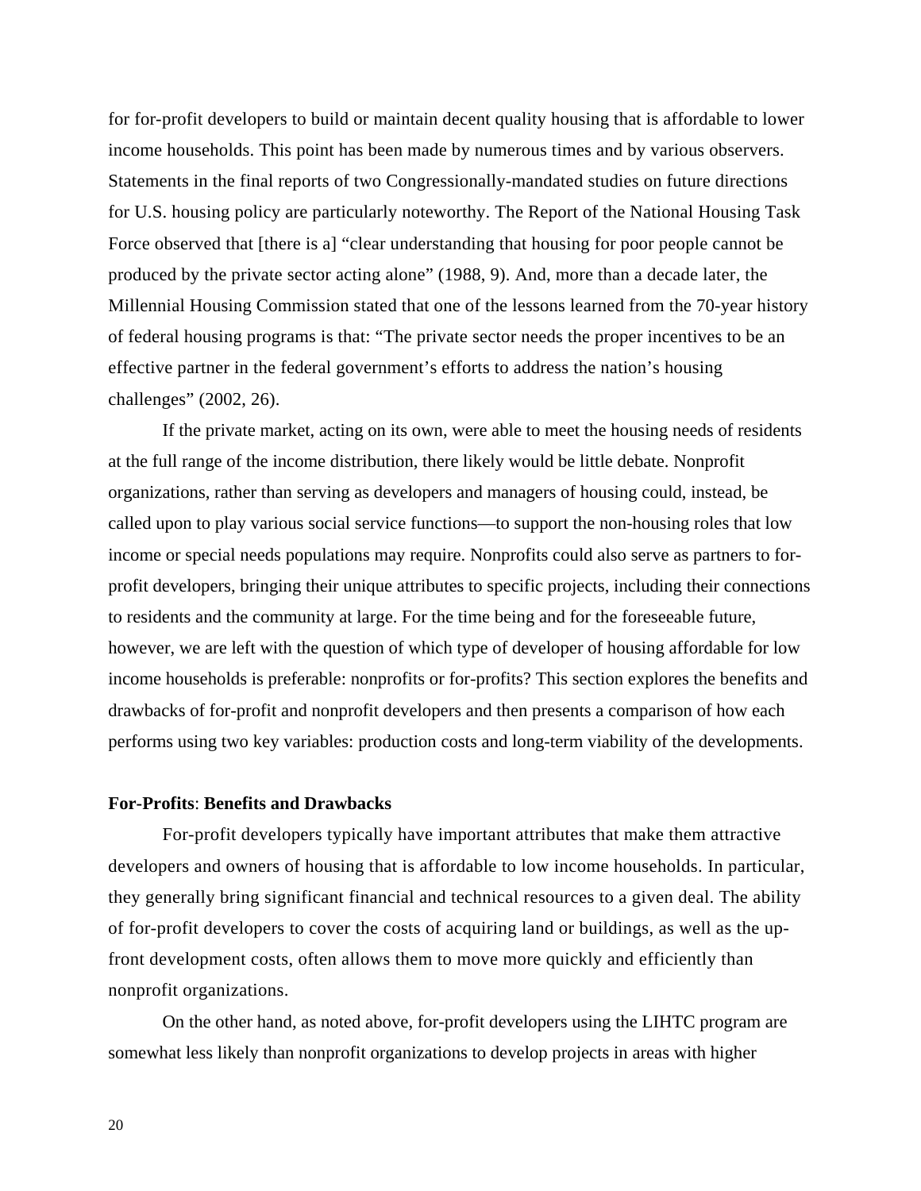for for-profit developers to build or maintain decent quality housing that is affordable to lower income households. This point has been made by numerous times and by various observers. Statements in the final reports of two Congressionally-mandated studies on future directions for U.S. housing policy are particularly noteworthy. The Report of the National Housing Task Force observed that [there is a] "clear understanding that housing for poor people cannot be produced by the private sector acting alone" (1988, 9). And, more than a decade later, the Millennial Housing Commission stated that one of the lessons learned from the 70-year history of federal housing programs is that: "The private sector needs the proper incentives to be an effective partner in the federal government's efforts to address the nation's housing challenges" (2002, 26).

If the private market, acting on its own, were able to meet the housing needs of residents at the full range of the income distribution, there likely would be little debate. Nonprofit organizations, rather than serving as developers and managers of housing could, instead, be called upon to play various social service functions—to support the non-housing roles that low income or special needs populations may require. Nonprofits could also serve as partners to for-profit developers, bringing their unique attributes to specific projects, including their connections to residents and the community at large. For the time being and for the foreseeable future, however, we are left with the question of which type of developer of housing affordable for low income households is preferable: nonprofits or for-profits? This section explores the benefits and drawbacks of for-profit and nonprofit developers and then presents a comparison of how each performs using two key variables: production costs and long-term viability of the developments.

**For-Profits: Benefits and Drawbacks**

For-profit developers typically have important attributes that make them attractive developers and owners of housing that is affordable to low income households. In particular, they generally bring significant financial and technical resources to a given deal. The ability of for-profit developers to cover the costs of acquiring land or buildings, as well as the up-front development costs, often allows them to move more quickly and efficiently than nonprofit organizations.

On the other hand, as noted above, for-profit developers using the LIHTC program are somewhat less likely than nonprofit organizations to develop projects in areas with higher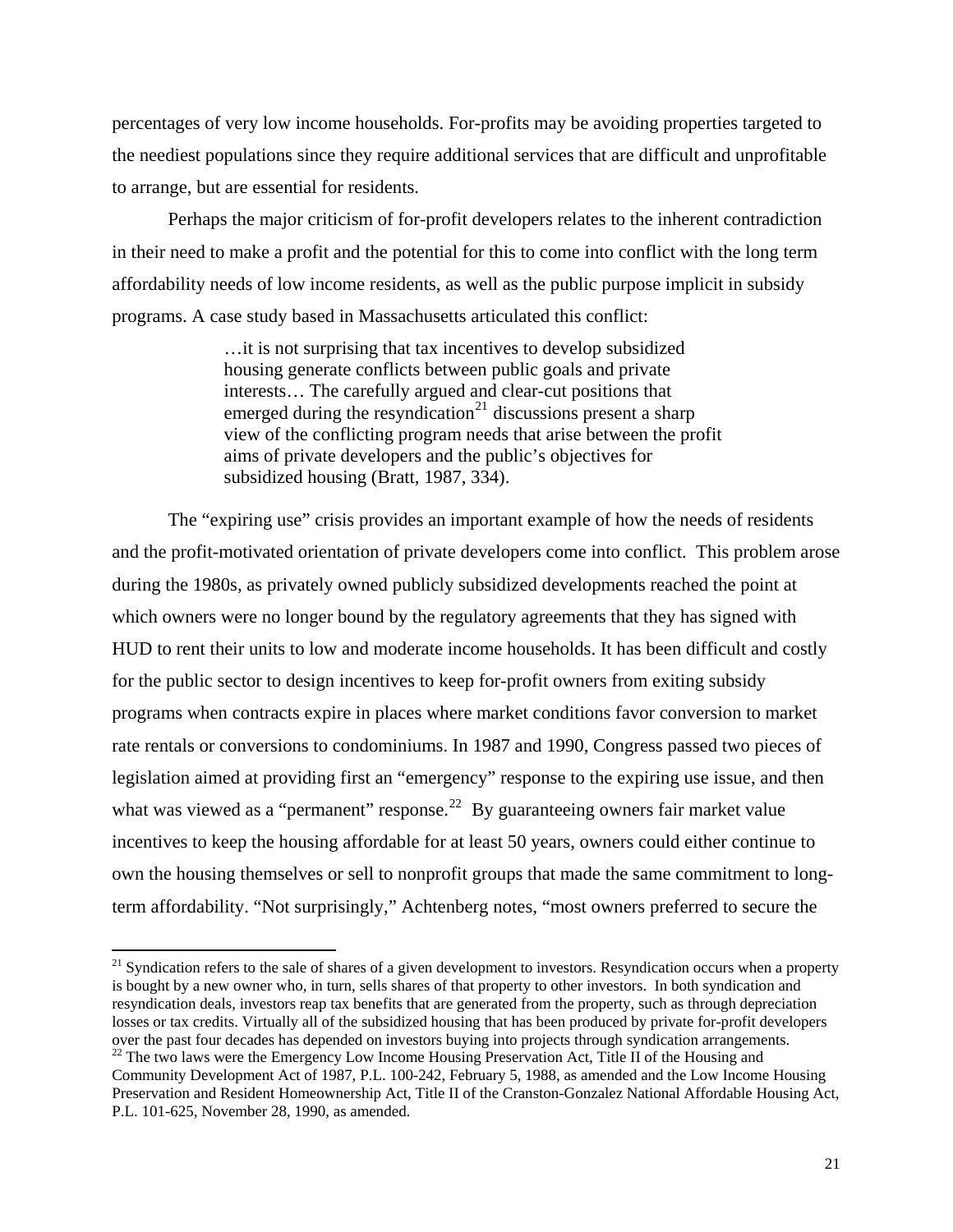percentages of very low income households. For-profits may be avoiding properties targeted to the neediest populations since they require additional services that are difficult and unprofitable to arrange, but are essential for residents.

Perhaps the major criticism of for-profit developers relates to the inherent contradiction in their need to make a profit and the potential for this to come into conflict with the long term affordability needs of low income residents, as well as the public purpose implicit in subsidy programs. A case study based in Massachusetts articulated this conflict:

> …it is not surprising that tax incentives to develop subsidized housing generate conflicts between public goals and private interests… The carefully argued and clear-cut positions that emerged during the resyndication[21] discussions present a sharp view of the conflicting program needs that arise between the profit aims of private developers and the public's objectives for subsidized housing (Bratt, 1987, 334).

The "expiring use" crisis provides an important example of how the needs of residents and the profit-motivated orientation of private developers come into conflict. This problem arose during the 1980s, as privately owned publicly subsidized developments reached the point at which owners were no longer bound by the regulatory agreements that they has signed with HUD to rent their units to low and moderate income households. It has been difficult and costly for the public sector to design incentives to keep for-profit owners from exiting subsidy programs when contracts expire in places where market conditions favor conversion to market rate rentals or conversions to condominiums. In 1987 and 1990, Congress passed two pieces of legislation aimed at providing first an "emergency" response to the expiring use issue, and then what was viewed as a "permanent" response.[22] By guaranteeing owners fair market value incentives to keep the housing affordable for at least 50 years, owners could either continue to own the housing themselves or sell to nonprofit groups that made the same commitment to long-term affordability. "Not surprisingly," Achtenberg notes, "most owners preferred to secure the

---

[21] Syndication refers to the sale of shares of a given development to investors. Resyndication occurs when a property is bought by a new owner who, in turn, sells shares of that property to other investors. In both syndication and resyndication deals, investors reap tax benefits that are generated from the property, such as through depreciation losses or tax credits. Virtually all of the subsidized housing that has been produced by private for-profit developers over the past four decades has depended on investors buying into projects through syndication arrangements.

[22] The two laws were the Emergency Low Income Housing Preservation Act, Title II of the Housing and Community Development Act of 1987, P.L. 100-242, February 5, 1988, as amended and the Low Income Housing Preservation and Resident Homeownership Act, Title II of the Cranston-Gonzalez National Affordable Housing Act, P.L. 101-625, November 28, 1990, as amended.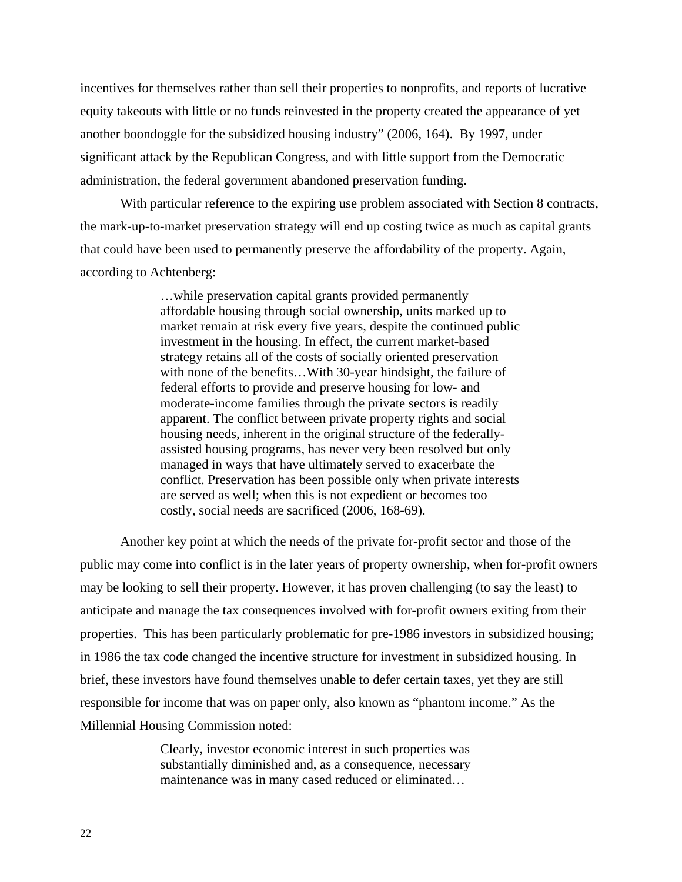incentives for themselves rather than sell their properties to nonprofits, and reports of lucrative equity takeouts with little or no funds reinvested in the property created the appearance of yet another boondoggle for the subsidized housing industry" (2006, 164). By 1997, under significant attack by the Republican Congress, and with little support from the Democratic administration, the federal government abandoned preservation funding.

With particular reference to the expiring use problem associated with Section 8 contracts, the mark-up-to-market preservation strategy will end up costing twice as much as capital grants that could have been used to permanently preserve the affordability of the property. Again, according to Achtenberg:

> …while preservation capital grants provided permanently affordable housing through social ownership, units marked up to market remain at risk every five years, despite the continued public investment in the housing. In effect, the current market-based strategy retains all of the costs of socially oriented preservation with none of the benefits…With 30-year hindsight, the failure of federal efforts to provide and preserve housing for low- and moderate-income families through the private sectors is readily apparent. The conflict between private property rights and social housing needs, inherent in the original structure of the federally-assisted housing programs, has never very been resolved but only managed in ways that have ultimately served to exacerbate the conflict. Preservation has been possible only when private interests are served as well; when this is not expedient or becomes too costly, social needs are sacrificed (2006, 168-69).

Another key point at which the needs of the private for-profit sector and those of the public may come into conflict is in the later years of property ownership, when for-profit owners may be looking to sell their property. However, it has proven challenging (to say the least) to anticipate and manage the tax consequences involved with for-profit owners exiting from their properties. This has been particularly problematic for pre-1986 investors in subsidized housing; in 1986 the tax code changed the incentive structure for investment in subsidized housing. In brief, these investors have found themselves unable to defer certain taxes, yet they are still responsible for income that was on paper only, also known as "phantom income." As the Millennial Housing Commission noted:

> Clearly, investor economic interest in such properties was substantially diminished and, as a consequence, necessary maintenance was in many cased reduced or eliminated…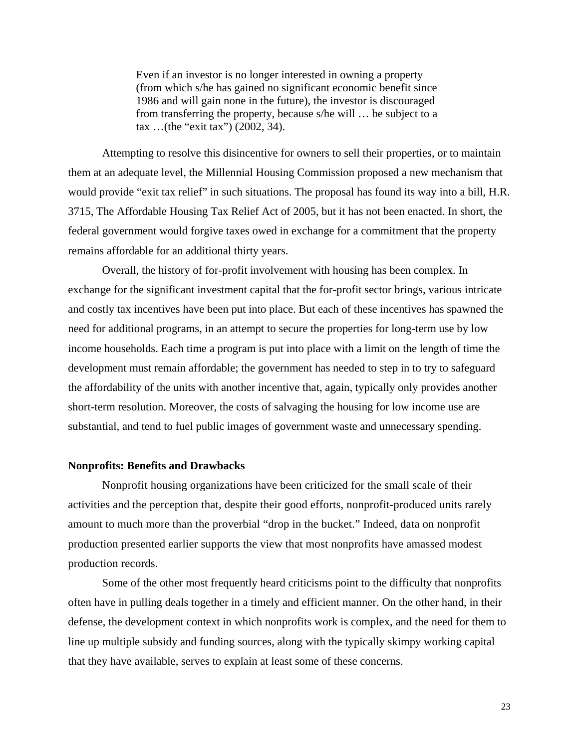> Even if an investor is no longer interested in owning a property (from which s/he has gained no significant economic benefit since 1986 and will gain none in the future), the investor is discouraged from transferring the property, because s/he will … be subject to a tax …(the "exit tax") (2002, 34).

Attempting to resolve this disincentive for owners to sell their properties, or to maintain them at an adequate level, the Millennial Housing Commission proposed a new mechanism that would provide "exit tax relief" in such situations. The proposal has found its way into a bill, H.R. 3715, The Affordable Housing Tax Relief Act of 2005, but it has not been enacted. In short, the federal government would forgive taxes owed in exchange for a commitment that the property remains affordable for an additional thirty years.

Overall, the history of for-profit involvement with housing has been complex. In exchange for the significant investment capital that the for-profit sector brings, various intricate and costly tax incentives have been put into place. But each of these incentives has spawned the need for additional programs, in an attempt to secure the properties for long-term use by low income households. Each time a program is put into place with a limit on the length of time the development must remain affordable; the government has needed to step in to try to safeguard the affordability of the units with another incentive that, again, typically only provides another short-term resolution. Moreover, the costs of salvaging the housing for low income use are substantial, and tend to fuel public images of government waste and unnecessary spending.

**Nonprofits: Benefits and Drawbacks**

Nonprofit housing organizations have been criticized for the small scale of their activities and the perception that, despite their good efforts, nonprofit-produced units rarely amount to much more than the proverbial "drop in the bucket." Indeed, data on nonprofit production presented earlier supports the view that most nonprofits have amassed modest production records.

Some of the other most frequently heard criticisms point to the difficulty that nonprofits often have in pulling deals together in a timely and efficient manner. On the other hand, in their defense, the development context in which nonprofits work is complex, and the need for them to line up multiple subsidy and funding sources, along with the typically skimpy working capital that they have available, serves to explain at least some of these concerns.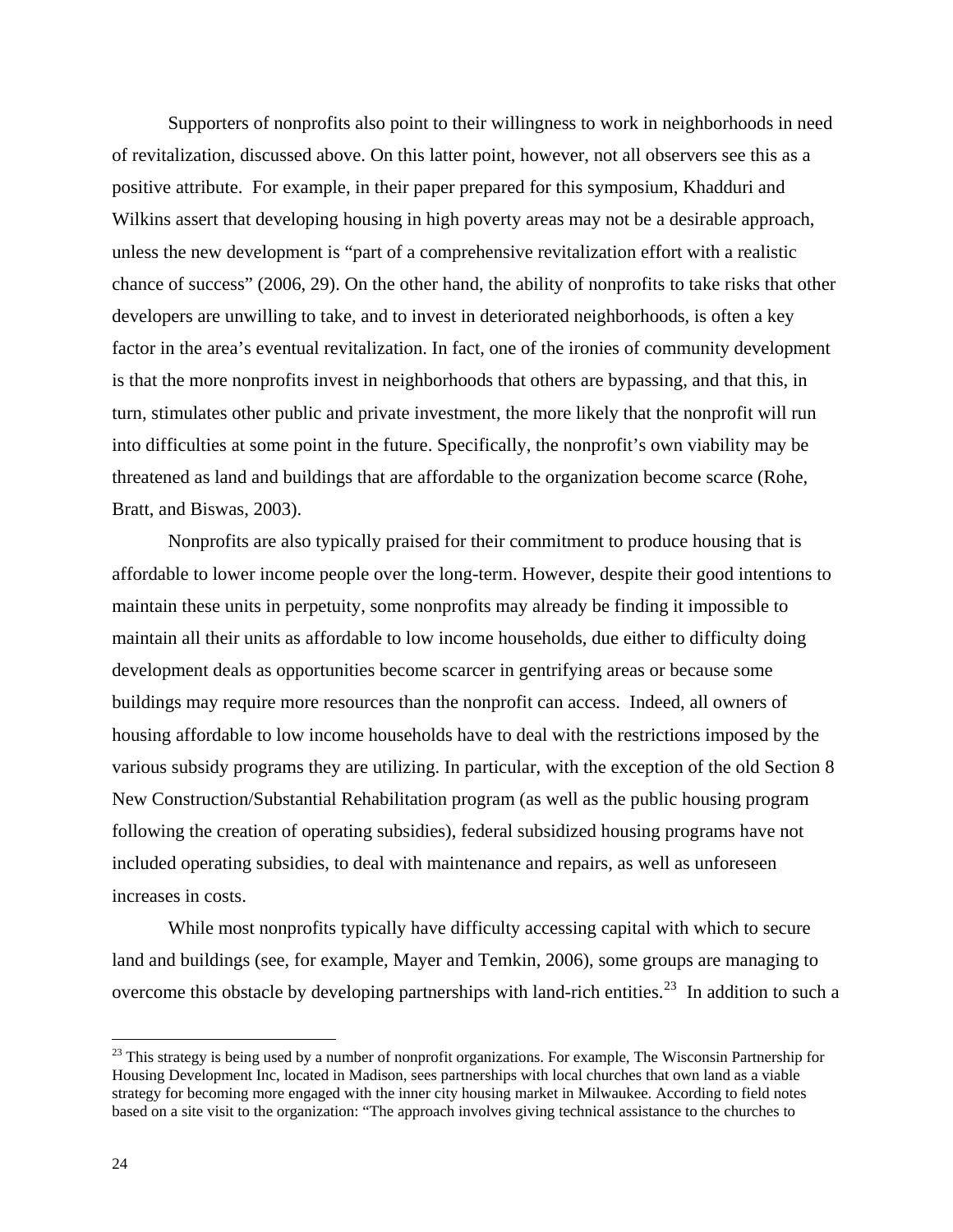Supporters of nonprofits also point to their willingness to work in neighborhoods in need of revitalization, discussed above. On this latter point, however, not all observers see this as a positive attribute. For example, in their paper prepared for this symposium, Khadduri and Wilkins assert that developing housing in high poverty areas may not be a desirable approach, unless the new development is "part of a comprehensive revitalization effort with a realistic chance of success" (2006, 29). On the other hand, the ability of nonprofits to take risks that other developers are unwilling to take, and to invest in deteriorated neighborhoods, is often a key factor in the area's eventual revitalization. In fact, one of the ironies of community development is that the more nonprofits invest in neighborhoods that others are bypassing, and that this, in turn, stimulates other public and private investment, the more likely that the nonprofit will run into difficulties at some point in the future. Specifically, the nonprofit's own viability may be threatened as land and buildings that are affordable to the organization become scarce (Rohe, Bratt, and Biswas, 2003).

Nonprofits are also typically praised for their commitment to produce housing that is affordable to lower income people over the long-term. However, despite their good intentions to maintain these units in perpetuity, some nonprofits may already be finding it impossible to maintain all their units as affordable to low income households, due either to difficulty doing development deals as opportunities become scarcer in gentrifying areas or because some buildings may require more resources than the nonprofit can access. Indeed, all owners of housing affordable to low income households have to deal with the restrictions imposed by the various subsidy programs they are utilizing. In particular, with the exception of the old Section 8 New Construction/Substantial Rehabilitation program (as well as the public housing program following the creation of operating subsidies), federal subsidized housing programs have not included operating subsidies, to deal with maintenance and repairs, as well as unforeseen increases in costs.

While most nonprofits typically have difficulty accessing capital with which to secure land and buildings (see, for example, Mayer and Temkin, 2006), some groups are managing to overcome this obstacle by developing partnerships with land-rich entities.[23] In addition to such a

[23] This strategy is being used by a number of nonprofit organizations. For example, The Wisconsin Partnership for Housing Development Inc, located in Madison, sees partnerships with local churches that own land as a viable strategy for becoming more engaged with the inner city housing market in Milwaukee. According to field notes based on a site visit to the organization: "The approach involves giving technical assistance to the churches to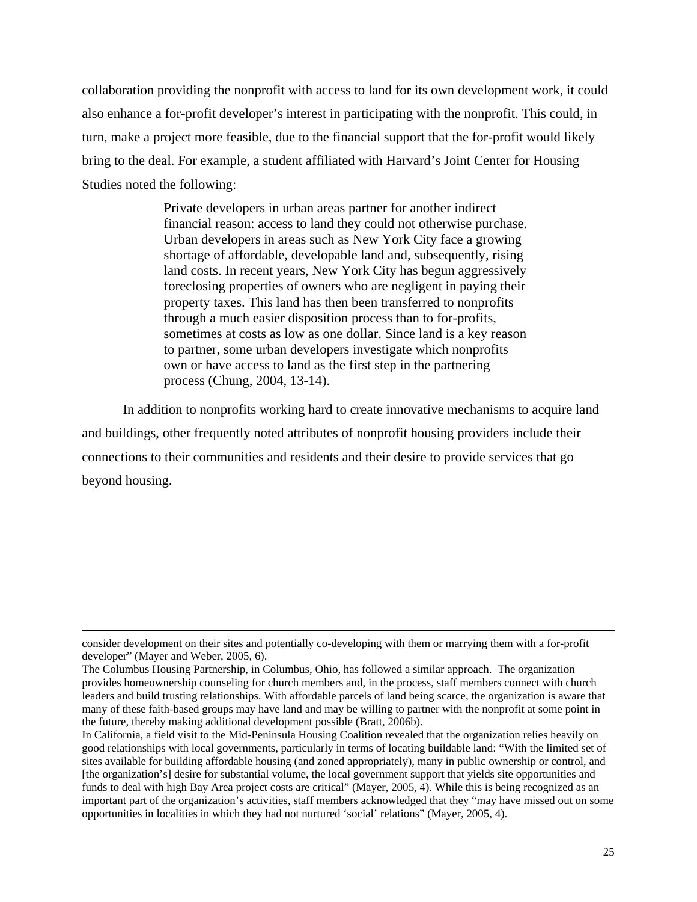collaboration providing the nonprofit with access to land for its own development work, it could also enhance a for-profit developer's interest in participating with the nonprofit. This could, in turn, make a project more feasible, due to the financial support that the for-profit would likely bring to the deal. For example, a student affiliated with Harvard's Joint Center for Housing Studies noted the following:

> Private developers in urban areas partner for another indirect financial reason: access to land they could not otherwise purchase. Urban developers in areas such as New York City face a growing shortage of affordable, developable land and, subsequently, rising land costs. In recent years, New York City has begun aggressively foreclosing properties of owners who are negligent in paying their property taxes. This land has then been transferred to nonprofits through a much easier disposition process than to for-profits, sometimes at costs as low as one dollar. Since land is a key reason to partner, some urban developers investigate which nonprofits own or have access to land as the first step in the partnering process (Chung, 2004, 13-14).

In addition to nonprofits working hard to create innovative mechanisms to acquire land and buildings, other frequently noted attributes of nonprofit housing providers include their connections to their communities and residents and their desire to provide services that go beyond housing.

---

consider development on their sites and potentially co-developing with them or marrying them with a for-profit developer" (Mayer and Weber, 2005, 6).

The Columbus Housing Partnership, in Columbus, Ohio, has followed a similar approach. The organization provides homeownership counseling for church members and, in the process, staff members connect with church leaders and build trusting relationships. With affordable parcels of land being scarce, the organization is aware that many of these faith-based groups may have land and may be willing to partner with the nonprofit at some point in the future, thereby making additional development possible (Bratt, 2006b).

In California, a field visit to the Mid-Peninsula Housing Coalition revealed that the organization relies heavily on good relationships with local governments, particularly in terms of locating buildable land: "With the limited set of sites available for building affordable housing (and zoned appropriately), many in public ownership or control, and [the organization's] desire for substantial volume, the local government support that yields site opportunities and funds to deal with high Bay Area project costs are critical" (Mayer, 2005, 4). While this is being recognized as an important part of the organization's activities, staff members acknowledged that they "may have missed out on some opportunities in localities in which they had not nurtured 'social' relations" (Mayer, 2005, 4).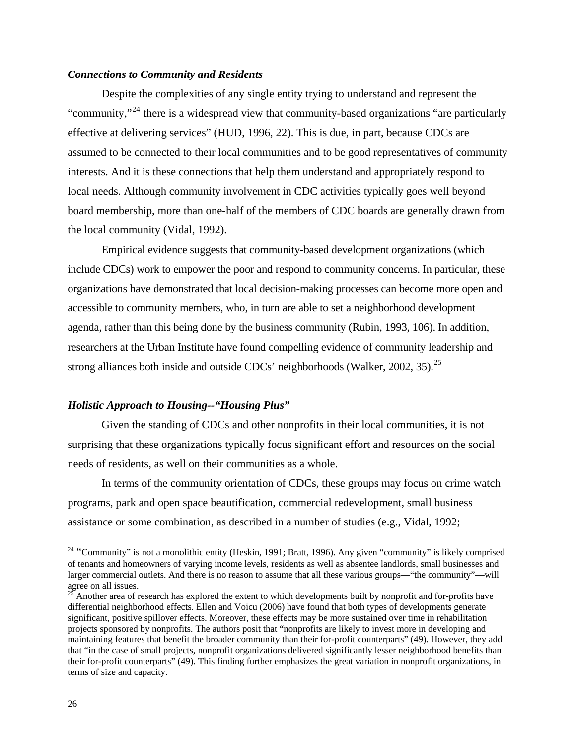### *Connections to Community and Residents*

Despite the complexities of any single entity trying to understand and represent the "community,"[24] there is a widespread view that community-based organizations "are particularly effective at delivering services" (HUD, 1996, 22). This is due, in part, because CDCs are assumed to be connected to their local communities and to be good representatives of community interests. And it is these connections that help them understand and appropriately respond to local needs. Although community involvement in CDC activities typically goes well beyond board membership, more than one-half of the members of CDC boards are generally drawn from the local community (Vidal, 1992).

Empirical evidence suggests that community-based development organizations (which include CDCs) work to empower the poor and respond to community concerns. In particular, these organizations have demonstrated that local decision-making processes can become more open and accessible to community members, who, in turn are able to set a neighborhood development agenda, rather than this being done by the business community (Rubin, 1993, 106). In addition, researchers at the Urban Institute have found compelling evidence of community leadership and strong alliances both inside and outside CDCs' neighborhoods (Walker, 2002, 35).[25]

### *Holistic Approach to Housing--"Housing Plus"*

Given the standing of CDCs and other nonprofits in their local communities, it is not surprising that these organizations typically focus significant effort and resources on the social needs of residents, as well on their communities as a whole.

In terms of the community orientation of CDCs, these groups may focus on crime watch programs, park and open space beautification, commercial redevelopment, small business assistance or some combination, as described in a number of studies (e.g., Vidal, 1992;

---

[24] "Community" is not a monolithic entity (Heskin, 1991; Bratt, 1996). Any given "community" is likely comprised of tenants and homeowners of varying income levels, residents as well as absentee landlords, small businesses and larger commercial outlets. And there is no reason to assume that all these various groups—"the community"—will agree on all issues.

[25] Another area of research has explored the extent to which developments built by nonprofit and for-profits have differential neighborhood effects. Ellen and Voicu (2006) have found that both types of developments generate significant, positive spillover effects. Moreover, these effects may be more sustained over time in rehabilitation projects sponsored by nonprofits. The authors posit that "nonprofits are likely to invest more in developing and maintaining features that benefit the broader community than their for-profit counterparts" (49). However, they add that "in the case of small projects, nonprofit organizations delivered significantly lesser neighborhood benefits than their for-profit counterparts" (49). This finding further emphasizes the great variation in nonprofit organizations, in terms of size and capacity.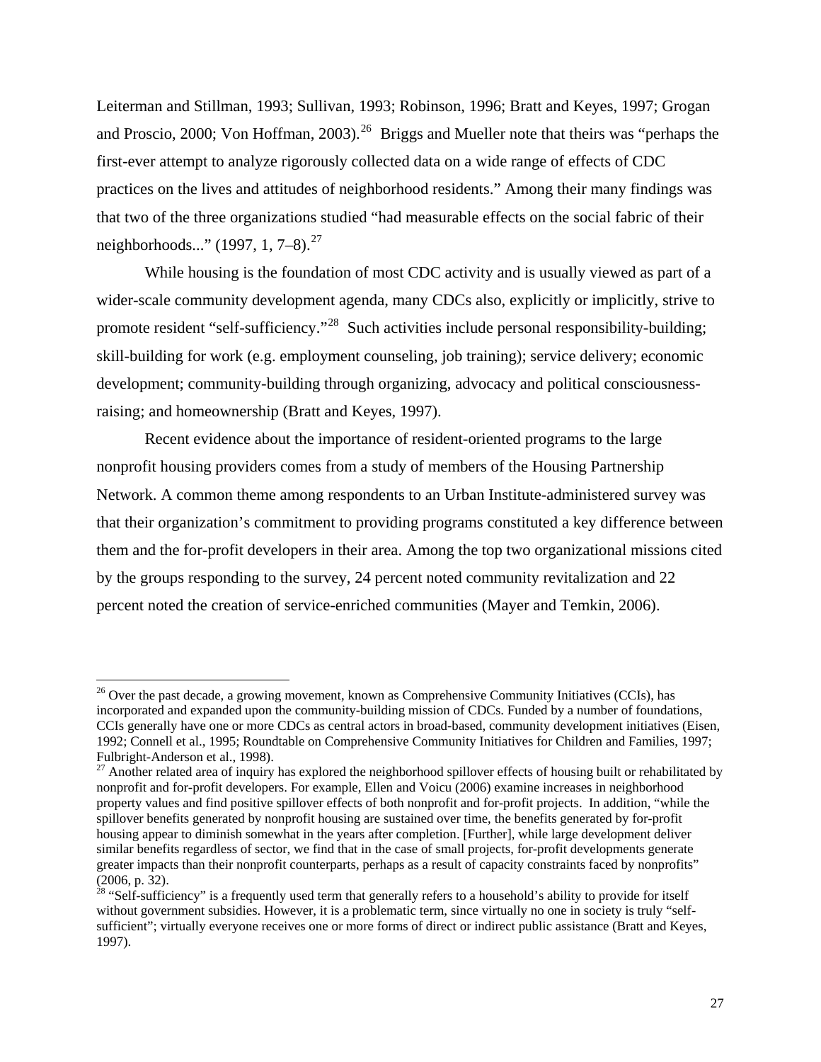Leiterman and Stillman, 1993; Sullivan, 1993; Robinson, 1996; Bratt and Keyes, 1997; Grogan and Proscio, 2000; Von Hoffman, 2003).[26] Briggs and Mueller note that theirs was "perhaps the first-ever attempt to analyze rigorously collected data on a wide range of effects of CDC practices on the lives and attitudes of neighborhood residents." Among their many findings was that two of the three organizations studied "had measurable effects on the social fabric of their neighborhoods..." (1997, 1, 7–8).[27]

While housing is the foundation of most CDC activity and is usually viewed as part of a wider-scale community development agenda, many CDCs also, explicitly or implicitly, strive to promote resident "self-sufficiency."[28] Such activities include personal responsibility-building; skill-building for work (e.g. employment counseling, job training); service delivery; economic development; community-building through organizing, advocacy and political consciousness-raising; and homeownership (Bratt and Keyes, 1997).

Recent evidence about the importance of resident-oriented programs to the large nonprofit housing providers comes from a study of members of the Housing Partnership Network. A common theme among respondents to an Urban Institute-administered survey was that their organization's commitment to providing programs constituted a key difference between them and the for-profit developers in their area. Among the top two organizational missions cited by the groups responding to the survey, 24 percent noted community revitalization and 22 percent noted the creation of service-enriched communities (Mayer and Temkin, 2006).

---

[26] Over the past decade, a growing movement, known as Comprehensive Community Initiatives (CCIs), has incorporated and expanded upon the community-building mission of CDCs. Funded by a number of foundations, CCIs generally have one or more CDCs as central actors in broad-based, community development initiatives (Eisen, 1992; Connell et al., 1995; Roundtable on Comprehensive Community Initiatives for Children and Families, 1997; Fulbright-Anderson et al., 1998).

[27] Another related area of inquiry has explored the neighborhood spillover effects of housing built or rehabilitated by nonprofit and for-profit developers. For example, Ellen and Voicu (2006) examine increases in neighborhood property values and find positive spillover effects of both nonprofit and for-profit projects. In addition, "while the spillover benefits generated by nonprofit housing are sustained over time, the benefits generated by for-profit housing appear to diminish somewhat in the years after completion. [Further], while large development deliver similar benefits regardless of sector, we find that in the case of small projects, for-profit developments generate greater impacts than their nonprofit counterparts, perhaps as a result of capacity constraints faced by nonprofits" (2006, p. 32).

[28] "Self-sufficiency" is a frequently used term that generally refers to a household's ability to provide for itself without government subsidies. However, it is a problematic term, since virtually no one in society is truly "self-sufficient"; virtually everyone receives one or more forms of direct or indirect public assistance (Bratt and Keyes, 1997).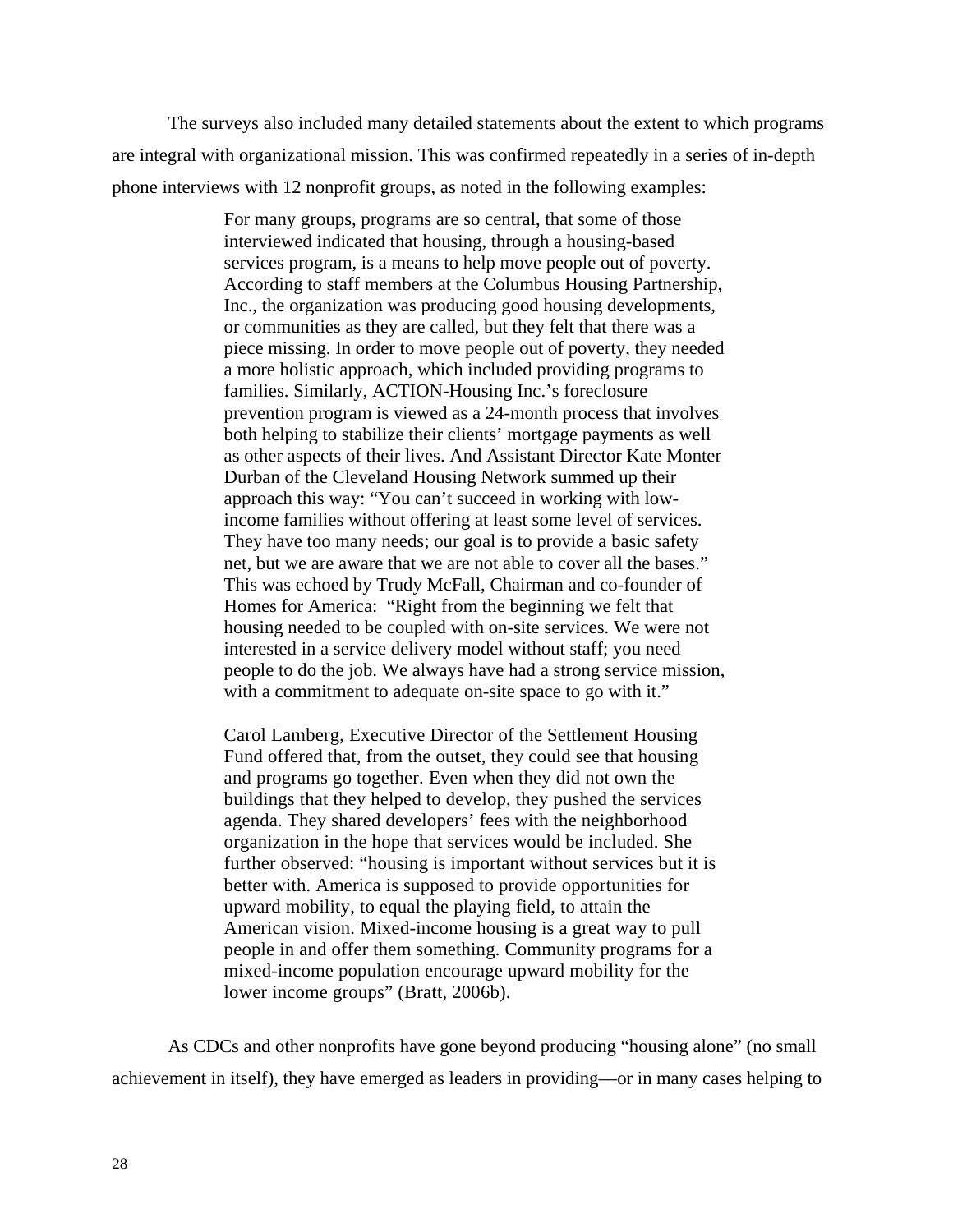The surveys also included many detailed statements about the extent to which programs are integral with organizational mission. This was confirmed repeatedly in a series of in-depth phone interviews with 12 nonprofit groups, as noted in the following examples:

> For many groups, programs are so central, that some of those interviewed indicated that housing, through a housing-based services program, is a means to help move people out of poverty. According to staff members at the Columbus Housing Partnership, Inc., the organization was producing good housing developments, or communities as they are called, but they felt that there was a piece missing. In order to move people out of poverty, they needed a more holistic approach, which included providing programs to families. Similarly, ACTION-Housing Inc.'s foreclosure prevention program is viewed as a 24-month process that involves both helping to stabilize their clients' mortgage payments as well as other aspects of their lives. And Assistant Director Kate Monter Durban of the Cleveland Housing Network summed up their approach this way: "You can't succeed in working with low-income families without offering at least some level of services. They have too many needs; our goal is to provide a basic safety net, but we are aware that we are not able to cover all the bases." This was echoed by Trudy McFall, Chairman and co-founder of Homes for America: "Right from the beginning we felt that housing needed to be coupled with on-site services. We were not interested in a service delivery model without staff; you need people to do the job. We always have had a strong service mission, with a commitment to adequate on-site space to go with it."
>
> Carol Lamberg, Executive Director of the Settlement Housing Fund offered that, from the outset, they could see that housing and programs go together. Even when they did not own the buildings that they helped to develop, they pushed the services agenda. They shared developers' fees with the neighborhood organization in the hope that services would be included. She further observed: "housing is important without services but it is better with. America is supposed to provide opportunities for upward mobility, to equal the playing field, to attain the American vision. Mixed-income housing is a great way to pull people in and offer them something. Community programs for a mixed-income population encourage upward mobility for the lower income groups" (Bratt, 2006b).

As CDCs and other nonprofits have gone beyond producing "housing alone" (no small achievement in itself), they have emerged as leaders in providing—or in many cases helping to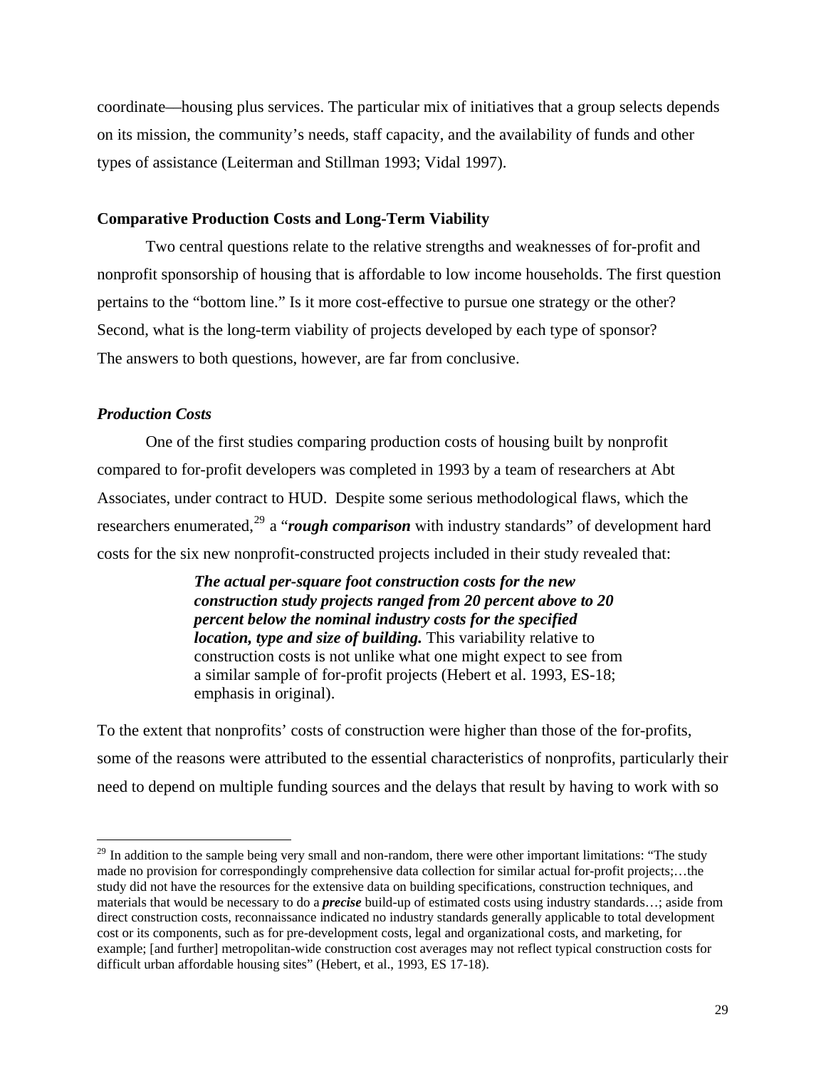coordinate—housing plus services. The particular mix of initiatives that a group selects depends on its mission, the community's needs, staff capacity, and the availability of funds and other types of assistance (Leiterman and Stillman 1993; Vidal 1997).

## Comparative Production Costs and Long-Term Viability

Two central questions relate to the relative strengths and weaknesses of for-profit and nonprofit sponsorship of housing that is affordable to low income households. The first question pertains to the "bottom line." Is it more cost-effective to pursue one strategy or the other? Second, what is the long-term viability of projects developed by each type of sponsor? The answers to both questions, however, are far from conclusive.

### *Production Costs*

One of the first studies comparing production costs of housing built by nonprofit compared to for-profit developers was completed in 1993 by a team of researchers at Abt Associates, under contract to HUD. Despite some serious methodological flaws, which the researchers enumerated,[29] a "***rough comparison*** with industry standards" of development hard costs for the six new nonprofit-constructed projects included in their study revealed that:

> ***The actual per-square foot construction costs for the new construction study projects ranged from 20 percent above to 20 percent below the nominal industry costs for the specified location, type and size of building.*** This variability relative to construction costs is not unlike what one might expect to see from a similar sample of for-profit projects (Hebert et al. 1993, ES-18; emphasis in original).

To the extent that nonprofits' costs of construction were higher than those of the for-profits, some of the reasons were attributed to the essential characteristics of nonprofits, particularly their need to depend on multiple funding sources and the delays that result by having to work with so

---

[29] In addition to the sample being very small and non-random, there were other important limitations: "The study made no provision for correspondingly comprehensive data collection for similar actual for-profit projects;…the study did not have the resources for the extensive data on building specifications, construction techniques, and materials that would be necessary to do a ***precise*** build-up of estimated costs using industry standards…; aside from direct construction costs, reconnaissance indicated no industry standards generally applicable to total development cost or its components, such as for pre-development costs, legal and organizational costs, and marketing, for example; [and further] metropolitan-wide construction cost averages may not reflect typical construction costs for difficult urban affordable housing sites" (Hebert, et al., 1993, ES 17-18).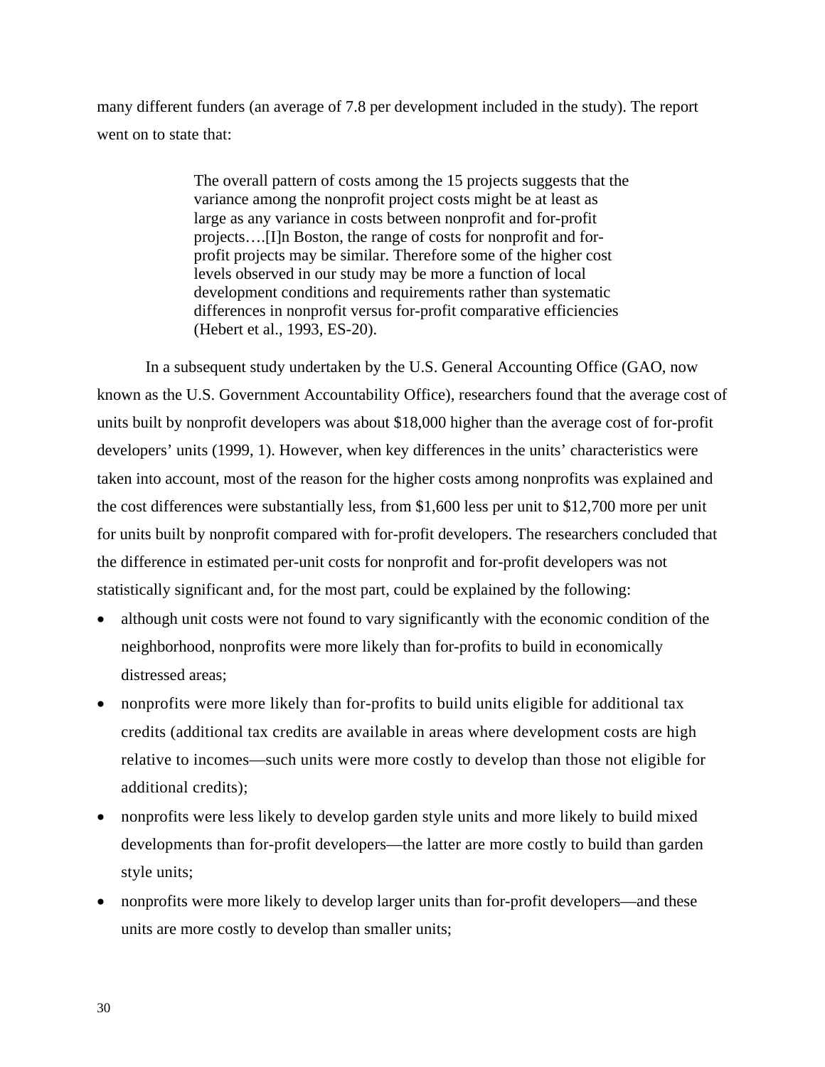many different funders (an average of 7.8 per development included in the study). The report went on to state that:

> The overall pattern of costs among the 15 projects suggests that the variance among the nonprofit project costs might be at least as large as any variance in costs between nonprofit and for-profit projects….[I]n Boston, the range of costs for nonprofit and for-profit projects may be similar. Therefore some of the higher cost levels observed in our study may be more a function of local development conditions and requirements rather than systematic differences in nonprofit versus for-profit comparative efficiencies (Hebert et al., 1993, ES-20).

In a subsequent study undertaken by the U.S. General Accounting Office (GAO, now known as the U.S. Government Accountability Office), researchers found that the average cost of units built by nonprofit developers was about $18,000 higher than the average cost of for-profit developers' units (1999, 1). However, when key differences in the units' characteristics were taken into account, most of the reason for the higher costs among nonprofits was explained and the cost differences were substantially less, from $1,600 less per unit to $12,700 more per unit for units built by nonprofit compared with for-profit developers. The researchers concluded that the difference in estimated per-unit costs for nonprofit and for-profit developers was not statistically significant and, for the most part, could be explained by the following:

- although unit costs were not found to vary significantly with the economic condition of the neighborhood, nonprofits were more likely than for-profits to build in economically distressed areas;
- nonprofits were more likely than for-profits to build units eligible for additional tax credits (additional tax credits are available in areas where development costs are high relative to incomes—such units were more costly to develop than those not eligible for additional credits);
- nonprofits were less likely to develop garden style units and more likely to build mixed developments than for-profit developers—the latter are more costly to build than garden style units;
- nonprofits were more likely to develop larger units than for-profit developers—and these units are more costly to develop than smaller units;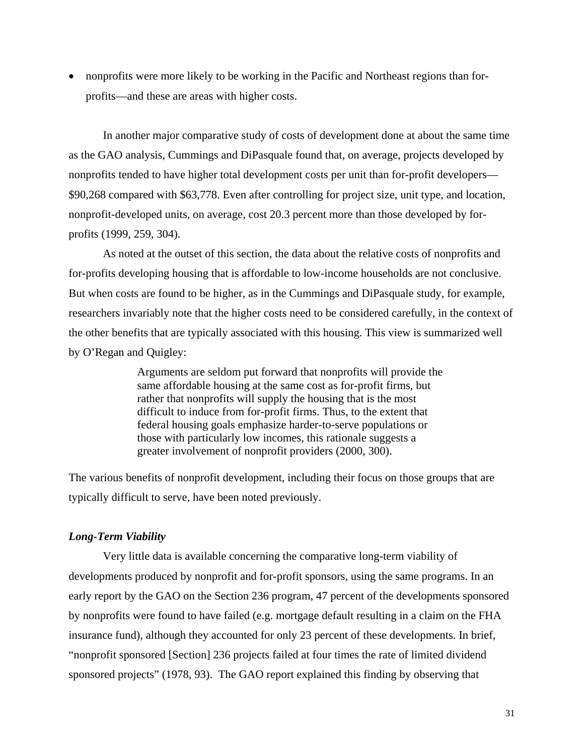- nonprofits were more likely to be working in the Pacific and Northeast regions than for-profits—and these are areas with higher costs.

In another major comparative study of costs of development done at about the same time as the GAO analysis, Cummings and DiPasquale found that, on average, projects developed by nonprofits tended to have higher total development costs per unit than for-profit developers—$90,268 compared with $63,778. Even after controlling for project size, unit type, and location, nonprofit-developed units, on average, cost 20.3 percent more than those developed by for-profits (1999, 259, 304).

As noted at the outset of this section, the data about the relative costs of nonprofits and for-profits developing housing that is affordable to low-income households are not conclusive. But when costs are found to be higher, as in the Cummings and DiPasquale study, for example, researchers invariably note that the higher costs need to be considered carefully, in the context of the other benefits that are typically associated with this housing. This view is summarized well by O'Regan and Quigley:

> Arguments are seldom put forward that nonprofits will provide the same affordable housing at the same cost as for-profit firms, but rather that nonprofits will supply the housing that is the most difficult to induce from for-profit firms. Thus, to the extent that federal housing goals emphasize harder-to-serve populations or those with particularly low incomes, this rationale suggests a greater involvement of nonprofit providers (2000, 300).

The various benefits of nonprofit development, including their focus on those groups that are typically difficult to serve, have been noted previously.

### *Long-Term Viability*

Very little data is available concerning the comparative long-term viability of developments produced by nonprofit and for-profit sponsors, using the same programs. In an early report by the GAO on the Section 236 program, 47 percent of the developments sponsored by nonprofits were found to have failed (e.g. mortgage default resulting in a claim on the FHA insurance fund), although they accounted for only 23 percent of these developments. In brief, "nonprofit sponsored [Section] 236 projects failed at four times the rate of limited dividend sponsored projects" (1978, 93). The GAO report explained this finding by observing that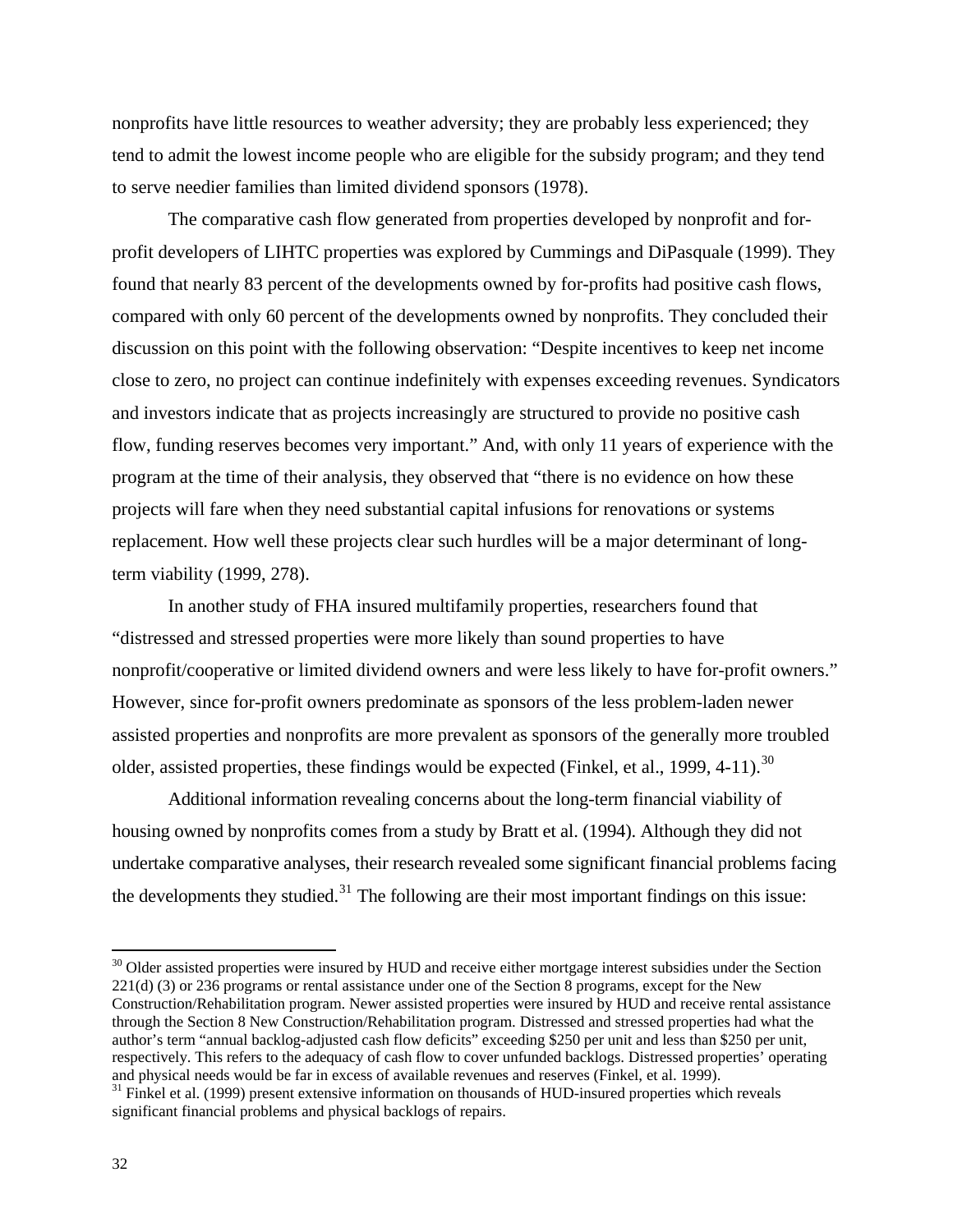nonprofits have little resources to weather adversity; they are probably less experienced; they tend to admit the lowest income people who are eligible for the subsidy program; and they tend to serve needier families than limited dividend sponsors (1978).

The comparative cash flow generated from properties developed by nonprofit and for-profit developers of LIHTC properties was explored by Cummings and DiPasquale (1999). They found that nearly 83 percent of the developments owned by for-profits had positive cash flows, compared with only 60 percent of the developments owned by nonprofits. They concluded their discussion on this point with the following observation: "Despite incentives to keep net income close to zero, no project can continue indefinitely with expenses exceeding revenues. Syndicators and investors indicate that as projects increasingly are structured to provide no positive cash flow, funding reserves becomes very important." And, with only 11 years of experience with the program at the time of their analysis, they observed that "there is no evidence on how these projects will fare when they need substantial capital infusions for renovations or systems replacement. How well these projects clear such hurdles will be a major determinant of long-term viability (1999, 278).

In another study of FHA insured multifamily properties, researchers found that "distressed and stressed properties were more likely than sound properties to have nonprofit/cooperative or limited dividend owners and were less likely to have for-profit owners." However, since for-profit owners predominate as sponsors of the less problem-laden newer assisted properties and nonprofits are more prevalent as sponsors of the generally more troubled older, assisted properties, these findings would be expected (Finkel, et al., 1999, 4-11).[30]

Additional information revealing concerns about the long-term financial viability of housing owned by nonprofits comes from a study by Bratt et al. (1994). Although they did not undertake comparative analyses, their research revealed some significant financial problems facing the developments they studied.[31] The following are their most important findings on this issue:

---

[30] Older assisted properties were insured by HUD and receive either mortgage interest subsidies under the Section 221(d) (3) or 236 programs or rental assistance under one of the Section 8 programs, except for the New Construction/Rehabilitation program. Newer assisted properties were insured by HUD and receive rental assistance through the Section 8 New Construction/Rehabilitation program. Distressed and stressed properties had what the author's term "annual backlog-adjusted cash flow deficits" exceeding $250 per unit and less than $250 per unit, respectively. This refers to the adequacy of cash flow to cover unfunded backlogs. Distressed properties' operating and physical needs would be far in excess of available revenues and reserves (Finkel, et al. 1999).

[31] Finkel et al. (1999) present extensive information on thousands of HUD-insured properties which reveals significant financial problems and physical backlogs of repairs.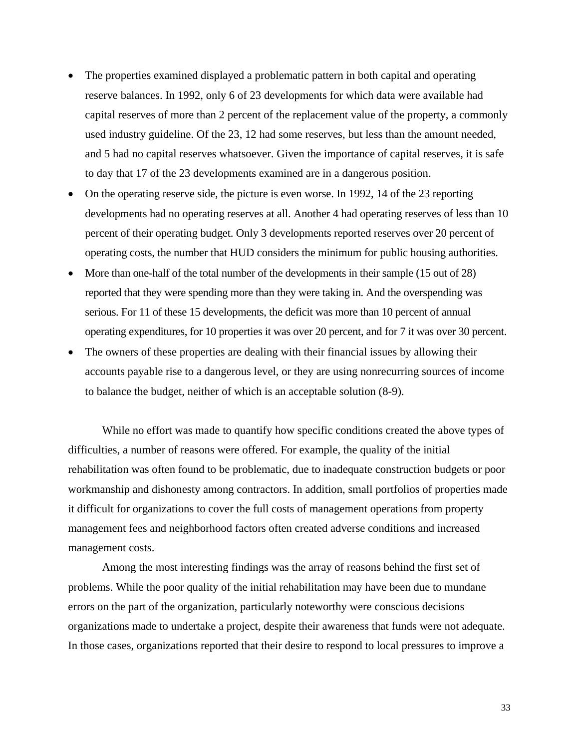- The properties examined displayed a problematic pattern in both capital and operating reserve balances. In 1992, only 6 of 23 developments for which data were available had capital reserves of more than 2 percent of the replacement value of the property, a commonly used industry guideline. Of the 23, 12 had some reserves, but less than the amount needed, and 5 had no capital reserves whatsoever. Given the importance of capital reserves, it is safe to day that 17 of the 23 developments examined are in a dangerous position.
- On the operating reserve side, the picture is even worse. In 1992, 14 of the 23 reporting developments had no operating reserves at all. Another 4 had operating reserves of less than 10 percent of their operating budget. Only 3 developments reported reserves over 20 percent of operating costs, the number that HUD considers the minimum for public housing authorities.
- More than one-half of the total number of the developments in their sample (15 out of 28) reported that they were spending more than they were taking in. And the overspending was serious. For 11 of these 15 developments, the deficit was more than 10 percent of annual operating expenditures, for 10 properties it was over 20 percent, and for 7 it was over 30 percent.
- The owners of these properties are dealing with their financial issues by allowing their accounts payable rise to a dangerous level, or they are using nonrecurring sources of income to balance the budget, neither of which is an acceptable solution (8-9).

While no effort was made to quantify how specific conditions created the above types of difficulties, a number of reasons were offered. For example, the quality of the initial rehabilitation was often found to be problematic, due to inadequate construction budgets or poor workmanship and dishonesty among contractors. In addition, small portfolios of properties made it difficult for organizations to cover the full costs of management operations from property management fees and neighborhood factors often created adverse conditions and increased management costs.

Among the most interesting findings was the array of reasons behind the first set of problems. While the poor quality of the initial rehabilitation may have been due to mundane errors on the part of the organization, particularly noteworthy were conscious decisions organizations made to undertake a project, despite their awareness that funds were not adequate. In those cases, organizations reported that their desire to respond to local pressures to improve a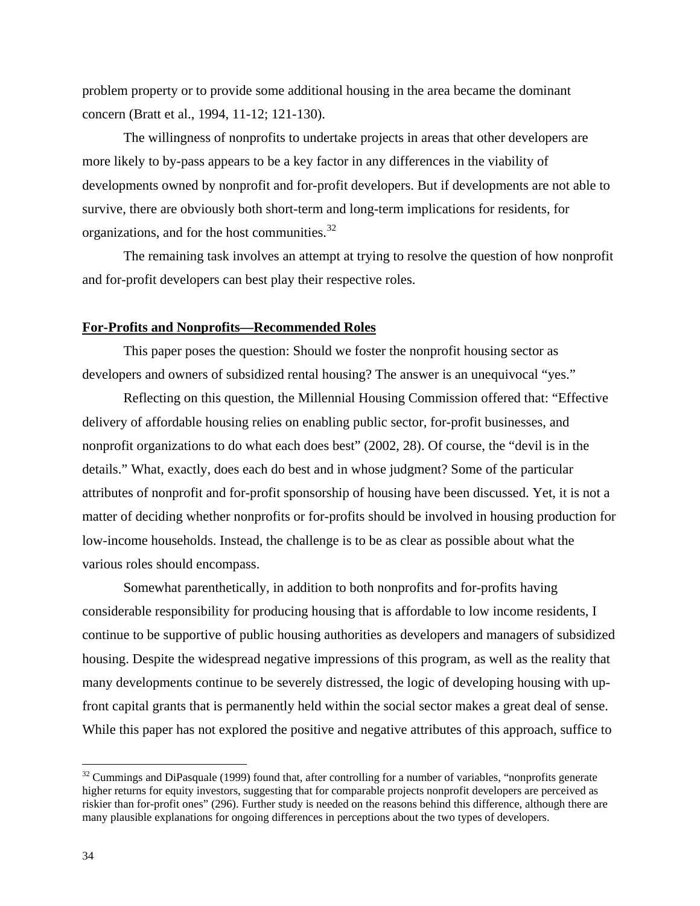problem property or to provide some additional housing in the area became the dominant concern (Bratt et al., 1994, 11-12; 121-130).

The willingness of nonprofits to undertake projects in areas that other developers are more likely to by-pass appears to be a key factor in any differences in the viability of developments owned by nonprofit and for-profit developers. But if developments are not able to survive, there are obviously both short-term and long-term implications for residents, for organizations, and for the host communities.[32]

The remaining task involves an attempt at trying to resolve the question of how nonprofit and for-profit developers can best play their respective roles.

**For-Profits and Nonprofits—Recommended Roles**

This paper poses the question: Should we foster the nonprofit housing sector as developers and owners of subsidized rental housing? The answer is an unequivocal "yes."

Reflecting on this question, the Millennial Housing Commission offered that: "Effective delivery of affordable housing relies on enabling public sector, for-profit businesses, and nonprofit organizations to do what each does best" (2002, 28). Of course, the "devil is in the details." What, exactly, does each do best and in whose judgment? Some of the particular attributes of nonprofit and for-profit sponsorship of housing have been discussed. Yet, it is not a matter of deciding whether nonprofits or for-profits should be involved in housing production for low-income households. Instead, the challenge is to be as clear as possible about what the various roles should encompass.

Somewhat parenthetically, in addition to both nonprofits and for-profits having considerable responsibility for producing housing that is affordable to low income residents, I continue to be supportive of public housing authorities as developers and managers of subsidized housing. Despite the widespread negative impressions of this program, as well as the reality that many developments continue to be severely distressed, the logic of developing housing with up-front capital grants that is permanently held within the social sector makes a great deal of sense. While this paper has not explored the positive and negative attributes of this approach, suffice to

---

[32] Cummings and DiPasquale (1999) found that, after controlling for a number of variables, "nonprofits generate higher returns for equity investors, suggesting that for comparable projects nonprofit developers are perceived as riskier than for-profit ones" (296). Further study is needed on the reasons behind this difference, although there are many plausible explanations for ongoing differences in perceptions about the two types of developers.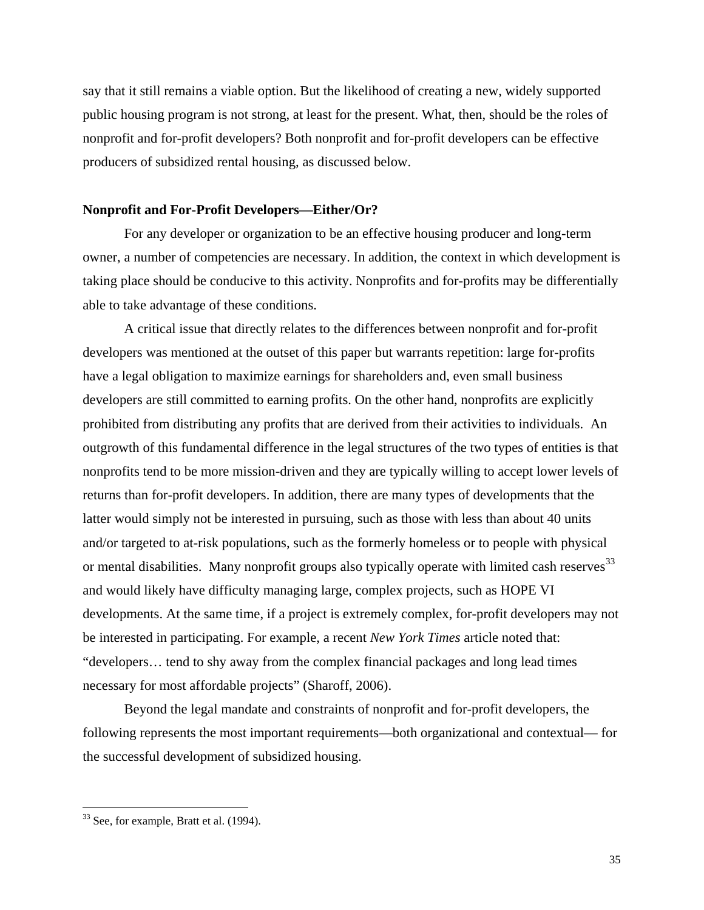say that it still remains a viable option. But the likelihood of creating a new, widely supported public housing program is not strong, at least for the present. What, then, should be the roles of nonprofit and for-profit developers? Both nonprofit and for-profit developers can be effective producers of subsidized rental housing, as discussed below.

**Nonprofit and For-Profit Developers—Either/Or?**

For any developer or organization to be an effective housing producer and long-term owner, a number of competencies are necessary. In addition, the context in which development is taking place should be conducive to this activity. Nonprofits and for-profits may be differentially able to take advantage of these conditions.

A critical issue that directly relates to the differences between nonprofit and for-profit developers was mentioned at the outset of this paper but warrants repetition: large for-profits have a legal obligation to maximize earnings for shareholders and, even small business developers are still committed to earning profits. On the other hand, nonprofits are explicitly prohibited from distributing any profits that are derived from their activities to individuals. An outgrowth of this fundamental difference in the legal structures of the two types of entities is that nonprofits tend to be more mission-driven and they are typically willing to accept lower levels of returns than for-profit developers. In addition, there are many types of developments that the latter would simply not be interested in pursuing, such as those with less than about 40 units and/or targeted to at-risk populations, such as the formerly homeless or to people with physical or mental disabilities. Many nonprofit groups also typically operate with limited cash reserves[33] and would likely have difficulty managing large, complex projects, such as HOPE VI developments. At the same time, if a project is extremely complex, for-profit developers may not be interested in participating. For example, a recent *New York Times* article noted that: "developers… tend to shy away from the complex financial packages and long lead times necessary for most affordable projects" (Sharoff, 2006).

Beyond the legal mandate and constraints of nonprofit and for-profit developers, the following represents the most important requirements—both organizational and contextual— for the successful development of subsidized housing.

[33] See, for example, Bratt et al. (1994).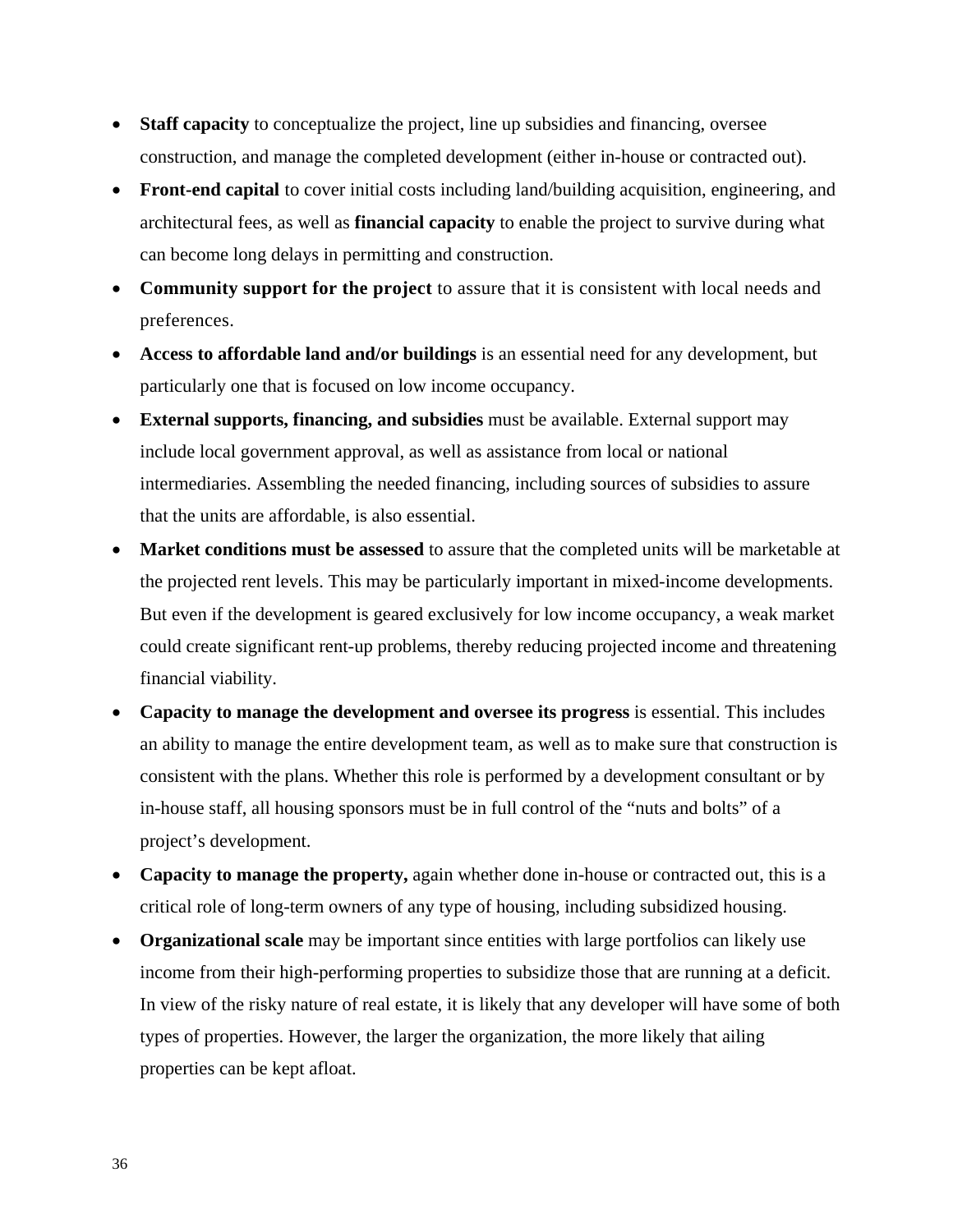- **Staff capacity** to conceptualize the project, line up subsidies and financing, oversee construction, and manage the completed development (either in-house or contracted out).
- **Front-end capital** to cover initial costs including land/building acquisition, engineering, and architectural fees, as well as **financial capacity** to enable the project to survive during what can become long delays in permitting and construction.
- **Community support for the project** to assure that it is consistent with local needs and preferences.
- **Access to affordable land and/or buildings** is an essential need for any development, but particularly one that is focused on low income occupancy.
- **External supports, financing, and subsidies** must be available. External support may include local government approval, as well as assistance from local or national intermediaries. Assembling the needed financing, including sources of subsidies to assure that the units are affordable, is also essential.
- **Market conditions must be assessed** to assure that the completed units will be marketable at the projected rent levels. This may be particularly important in mixed-income developments. But even if the development is geared exclusively for low income occupancy, a weak market could create significant rent-up problems, thereby reducing projected income and threatening financial viability.
- **Capacity to manage the development and oversee its progress** is essential. This includes an ability to manage the entire development team, as well as to make sure that construction is consistent with the plans. Whether this role is performed by a development consultant or by in-house staff, all housing sponsors must be in full control of the "nuts and bolts" of a project's development.
- **Capacity to manage the property,** again whether done in-house or contracted out, this is a critical role of long-term owners of any type of housing, including subsidized housing.
- **Organizational scale** may be important since entities with large portfolios can likely use income from their high-performing properties to subsidize those that are running at a deficit. In view of the risky nature of real estate, it is likely that any developer will have some of both types of properties. However, the larger the organization, the more likely that ailing properties can be kept afloat.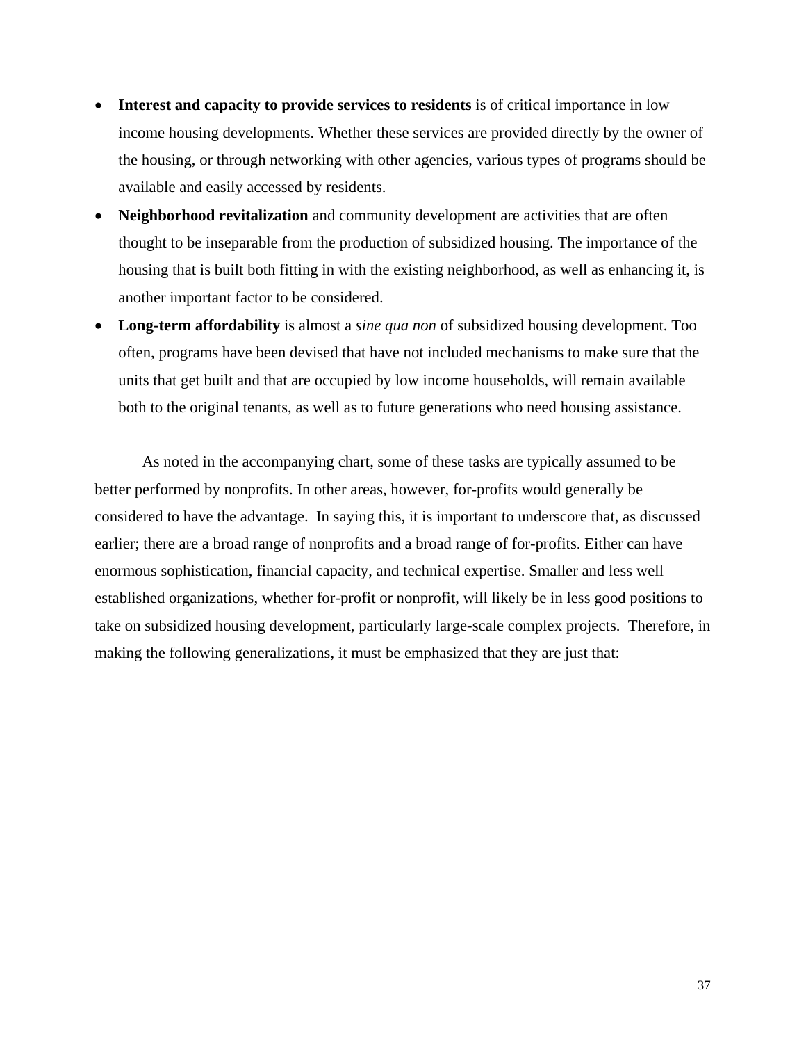- **Interest and capacity to provide services to residents** is of critical importance in low income housing developments. Whether these services are provided directly by the owner of the housing, or through networking with other agencies, various types of programs should be available and easily accessed by residents.
- **Neighborhood revitalization** and community development are activities that are often thought to be inseparable from the production of subsidized housing. The importance of the housing that is built both fitting in with the existing neighborhood, as well as enhancing it, is another important factor to be considered.
- **Long-term affordability** is almost a *sine qua non* of subsidized housing development. Too often, programs have been devised that have not included mechanisms to make sure that the units that get built and that are occupied by low income households, will remain available both to the original tenants, as well as to future generations who need housing assistance.

As noted in the accompanying chart, some of these tasks are typically assumed to be better performed by nonprofits. In other areas, however, for-profits would generally be considered to have the advantage. In saying this, it is important to underscore that, as discussed earlier; there are a broad range of nonprofits and a broad range of for-profits. Either can have enormous sophistication, financial capacity, and technical expertise. Smaller and less well established organizations, whether for-profit or nonprofit, will likely be in less good positions to take on subsidized housing development, particularly large-scale complex projects. Therefore, in making the following generalizations, it must be emphasized that they are just that: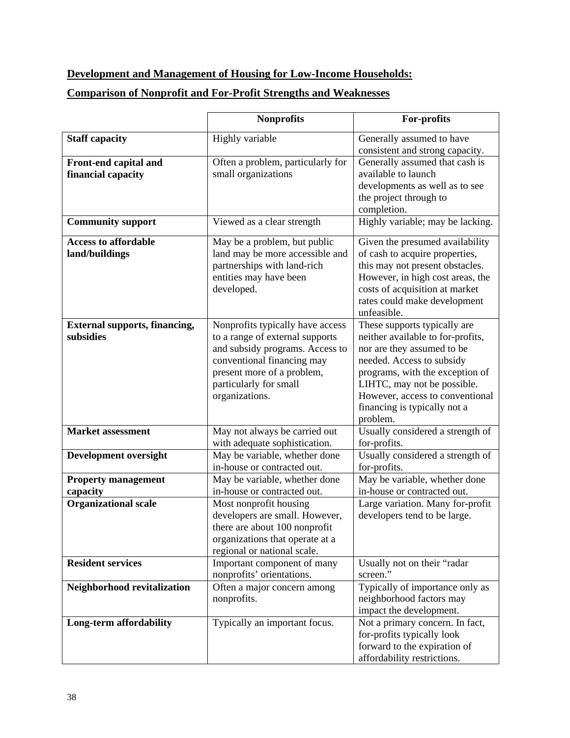**<u>Development and Management of Housing for Low-Income Households:</u>**

**<u>Comparison of Nonprofit and For-Profit Strengths and Weaknesses</u>**

| | **Nonprofits** | **For-profits** |
|---|---|---|
| **Staff capacity** | Highly variable | Generally assumed to have consistent and strong capacity. |
| **Front-end capital and financial capacity** | Often a problem, particularly for small organizations | Generally assumed that cash is available to launch developments as well as to see the project through to completion. |
| **Community support** | Viewed as a clear strength | Highly variable; may be lacking. |
| **Access to affordable land/buildings** | May be a problem, but public land may be more accessible and partnerships with land-rich entities may have been developed. | Given the presumed availability of cash to acquire properties, this may not present obstacles. However, in high cost areas, the costs of acquisition at market rates could make development unfeasible. |
| **External supports, financing, subsidies** | Nonprofits typically have access to a range of external supports and subsidy programs. Access to conventional financing may present more of a problem, particularly for small organizations. | These supports typically are neither available to for-profits, nor are they assumed to be needed. Access to subsidy programs, with the exception of LIHTC, may not be possible. However, access to conventional financing is typically not a problem. |
| **Market assessment** | May not always be carried out with adequate sophistication. | Usually considered a strength of for-profits. |
| **Development oversight** | May be variable, whether done in-house or contracted out. | Usually considered a strength of for-profits. |
| **Property management capacity** | May be variable, whether done in-house or contracted out. | May be variable, whether done in-house or contracted out. |
| **Organizational scale** | Most nonprofit housing developers are small. However, there are about 100 nonprofit organizations that operate at a regional or national scale. | Large variation. Many for-profit developers tend to be large. |
| **Resident services** | Important component of many nonprofits' orientations. | Usually not on their "radar screen." |
| **Neighborhood revitalization** | Often a major concern among nonprofits. | Typically of importance only as neighborhood factors may impact the development. |
| **Long-term affordability** | Typically an important focus. | Not a primary concern. In fact, for-profits typically look forward to the expiration of affordability restrictions. |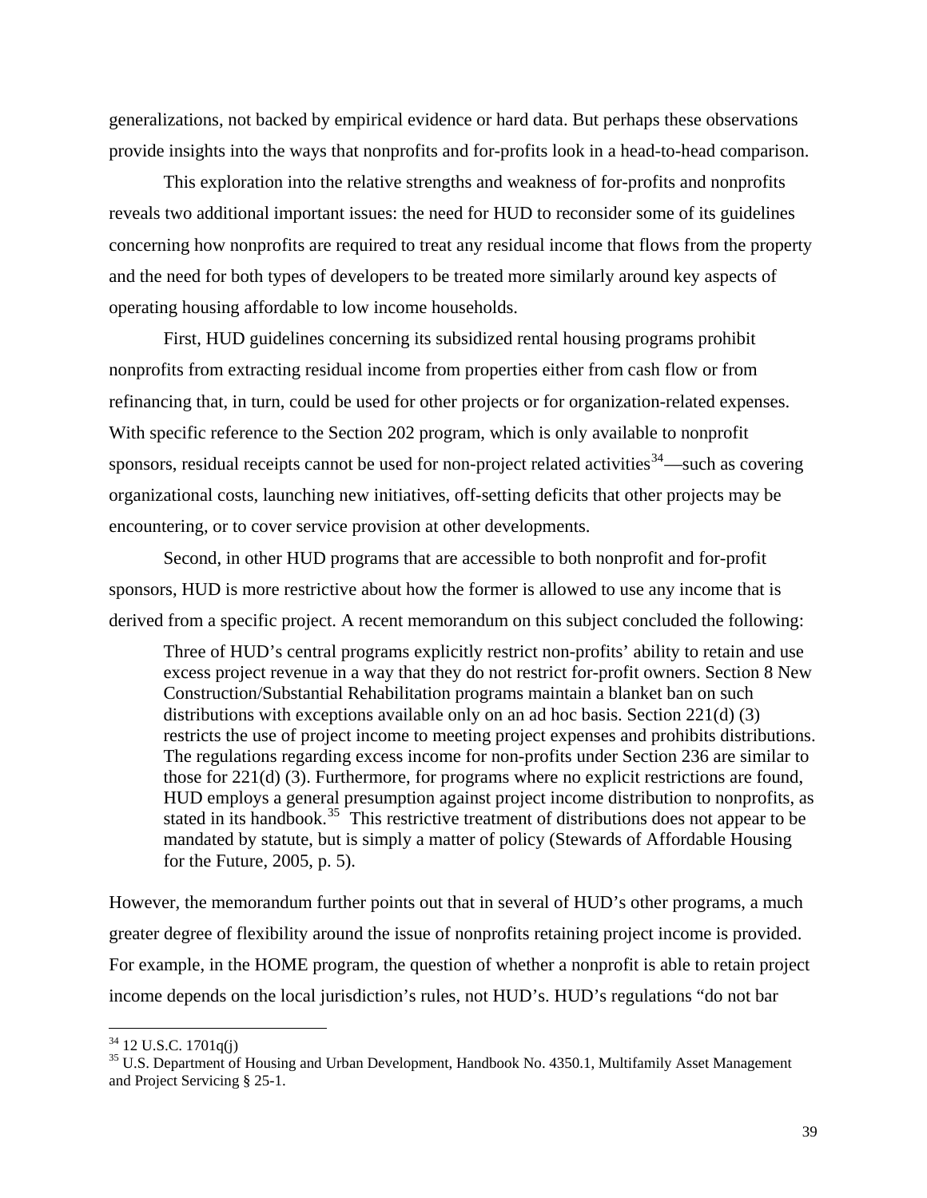generalizations, not backed by empirical evidence or hard data. But perhaps these observations provide insights into the ways that nonprofits and for-profits look in a head-to-head comparison.

This exploration into the relative strengths and weakness of for-profits and nonprofits reveals two additional important issues: the need for HUD to reconsider some of its guidelines concerning how nonprofits are required to treat any residual income that flows from the property and the need for both types of developers to be treated more similarly around key aspects of operating housing affordable to low income households.

First, HUD guidelines concerning its subsidized rental housing programs prohibit nonprofits from extracting residual income from properties either from cash flow or from refinancing that, in turn, could be used for other projects or for organization-related expenses. With specific reference to the Section 202 program, which is only available to nonprofit sponsors, residual receipts cannot be used for non-project related activities[34]—such as covering organizational costs, launching new initiatives, off-setting deficits that other projects may be encountering, or to cover service provision at other developments.

Second, in other HUD programs that are accessible to both nonprofit and for-profit sponsors, HUD is more restrictive about how the former is allowed to use any income that is derived from a specific project. A recent memorandum on this subject concluded the following:

> Three of HUD's central programs explicitly restrict non-profits' ability to retain and use excess project revenue in a way that they do not restrict for-profit owners. Section 8 New Construction/Substantial Rehabilitation programs maintain a blanket ban on such distributions with exceptions available only on an ad hoc basis. Section 221(d) (3) restricts the use of project income to meeting project expenses and prohibits distributions. The regulations regarding excess income for non-profits under Section 236 are similar to those for 221(d) (3). Furthermore, for programs where no explicit restrictions are found, HUD employs a general presumption against project income distribution to nonprofits, as stated in its handbook.[35] This restrictive treatment of distributions does not appear to be mandated by statute, but is simply a matter of policy (Stewards of Affordable Housing for the Future, 2005, p. 5).

However, the memorandum further points out that in several of HUD's other programs, a much greater degree of flexibility around the issue of nonprofits retaining project income is provided. For example, in the HOME program, the question of whether a nonprofit is able to retain project income depends on the local jurisdiction's rules, not HUD's. HUD's regulations "do not bar

---

[34] 12 U.S.C. 1701q(j)

[35] U.S. Department of Housing and Urban Development, Handbook No. 4350.1, Multifamily Asset Management and Project Servicing § 25-1.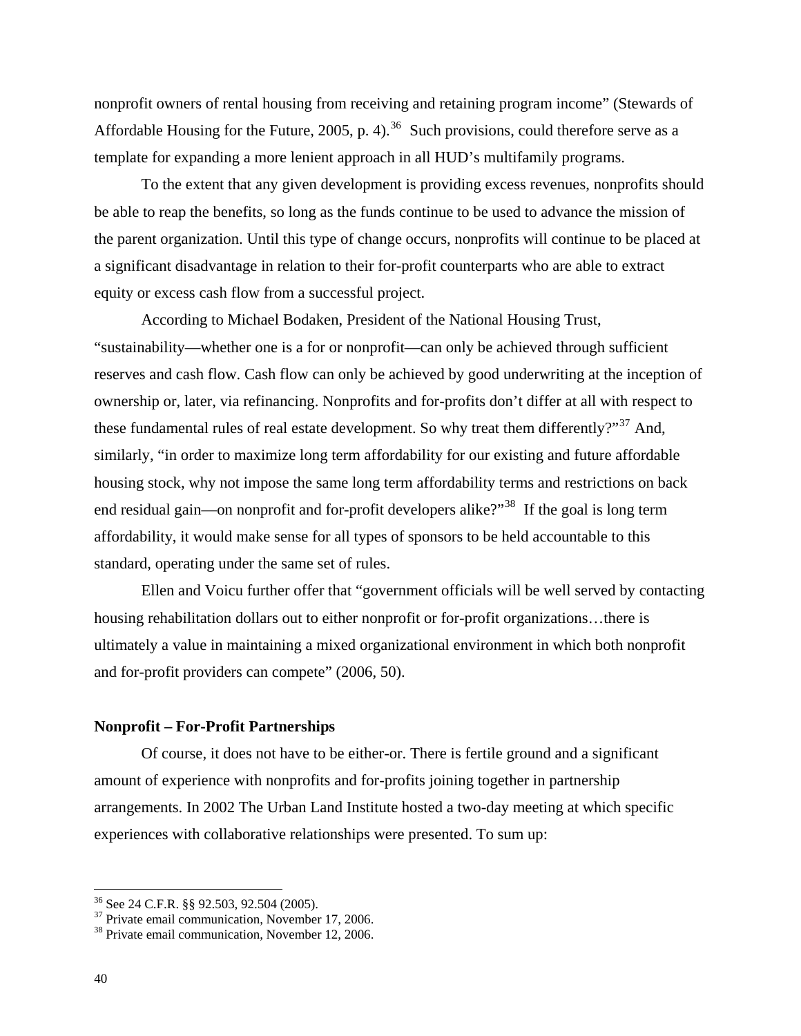nonprofit owners of rental housing from receiving and retaining program income" (Stewards of Affordable Housing for the Future, 2005, p. 4).[36] Such provisions, could therefore serve as a template for expanding a more lenient approach in all HUD's multifamily programs.

To the extent that any given development is providing excess revenues, nonprofits should be able to reap the benefits, so long as the funds continue to be used to advance the mission of the parent organization. Until this type of change occurs, nonprofits will continue to be placed at a significant disadvantage in relation to their for-profit counterparts who are able to extract equity or excess cash flow from a successful project.

According to Michael Bodaken, President of the National Housing Trust, "sustainability—whether one is a for or nonprofit—can only be achieved through sufficient reserves and cash flow. Cash flow can only be achieved by good underwriting at the inception of ownership or, later, via refinancing. Nonprofits and for-profits don't differ at all with respect to these fundamental rules of real estate development. So why treat them differently?"[37] And, similarly, "in order to maximize long term affordability for our existing and future affordable housing stock, why not impose the same long term affordability terms and restrictions on back end residual gain—on nonprofit and for-profit developers alike?"[38] If the goal is long term affordability, it would make sense for all types of sponsors to be held accountable to this standard, operating under the same set of rules.

Ellen and Voicu further offer that "government officials will be well served by contacting housing rehabilitation dollars out to either nonprofit or for-profit organizations…there is ultimately a value in maintaining a mixed organizational environment in which both nonprofit and for-profit providers can compete" (2006, 50).

**Nonprofit – For-Profit Partnerships**

Of course, it does not have to be either-or. There is fertile ground and a significant amount of experience with nonprofits and for-profits joining together in partnership arrangements. In 2002 The Urban Land Institute hosted a two-day meeting at which specific experiences with collaborative relationships were presented. To sum up:

---

[36] See 24 C.F.R. §§ 92.503, 92.504 (2005).
[37] Private email communication, November 17, 2006.
[38] Private email communication, November 12, 2006.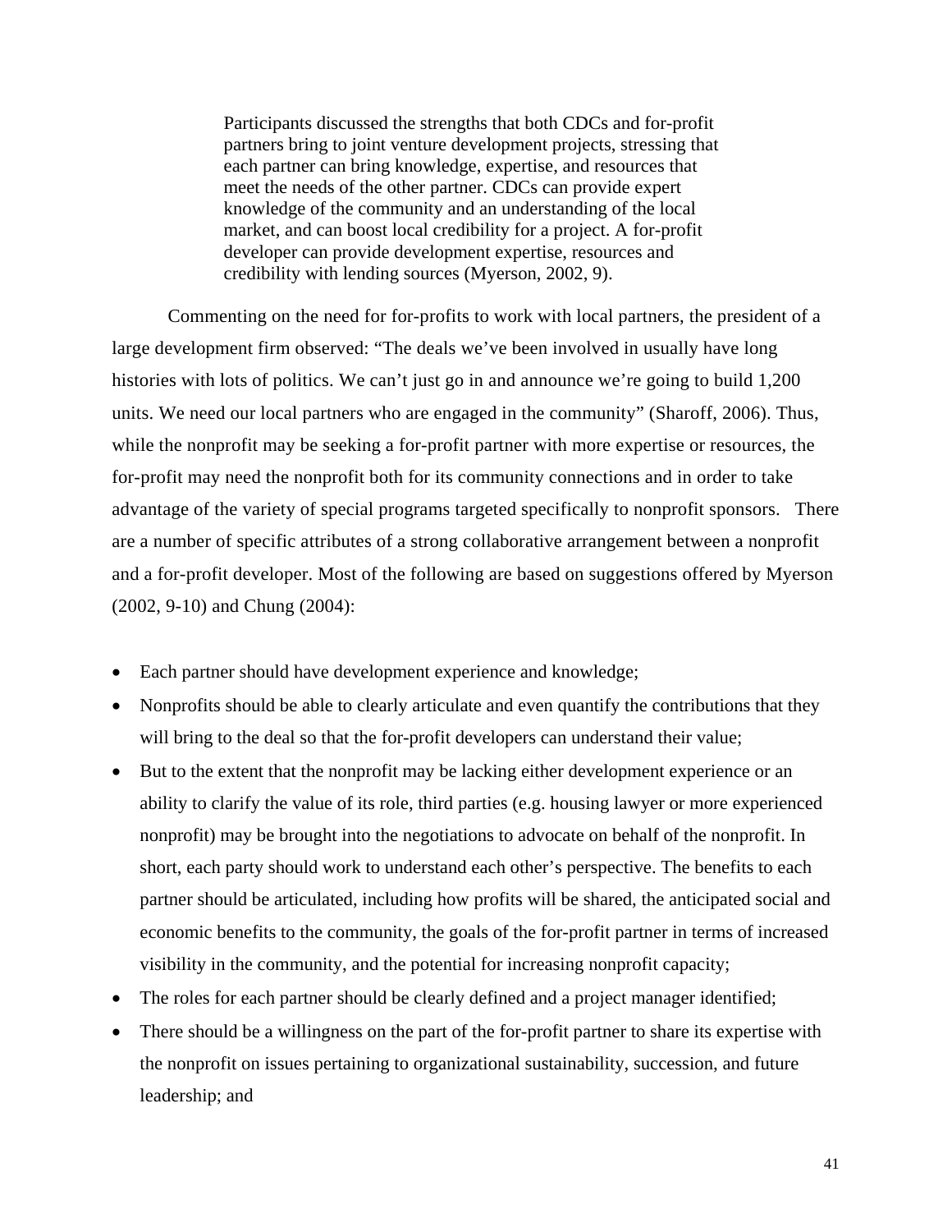> Participants discussed the strengths that both CDCs and for-profit partners bring to joint venture development projects, stressing that each partner can bring knowledge, expertise, and resources that meet the needs of the other partner. CDCs can provide expert knowledge of the community and an understanding of the local market, and can boost local credibility for a project. A for-profit developer can provide development expertise, resources and credibility with lending sources (Myerson, 2002, 9).

Commenting on the need for for-profits to work with local partners, the president of a large development firm observed: "The deals we've been involved in usually have long histories with lots of politics. We can't just go in and announce we're going to build 1,200 units. We need our local partners who are engaged in the community" (Sharoff, 2006). Thus, while the nonprofit may be seeking a for-profit partner with more expertise or resources, the for-profit may need the nonprofit both for its community connections and in order to take advantage of the variety of special programs targeted specifically to nonprofit sponsors. There are a number of specific attributes of a strong collaborative arrangement between a nonprofit and a for-profit developer. Most of the following are based on suggestions offered by Myerson (2002, 9-10) and Chung (2004):

- Each partner should have development experience and knowledge;
- Nonprofits should be able to clearly articulate and even quantify the contributions that they will bring to the deal so that the for-profit developers can understand their value;
- But to the extent that the nonprofit may be lacking either development experience or an ability to clarify the value of its role, third parties (e.g. housing lawyer or more experienced nonprofit) may be brought into the negotiations to advocate on behalf of the nonprofit. In short, each party should work to understand each other's perspective. The benefits to each partner should be articulated, including how profits will be shared, the anticipated social and economic benefits to the community, the goals of the for-profit partner in terms of increased visibility in the community, and the potential for increasing nonprofit capacity;
- The roles for each partner should be clearly defined and a project manager identified;
- There should be a willingness on the part of the for-profit partner to share its expertise with the nonprofit on issues pertaining to organizational sustainability, succession, and future leadership; and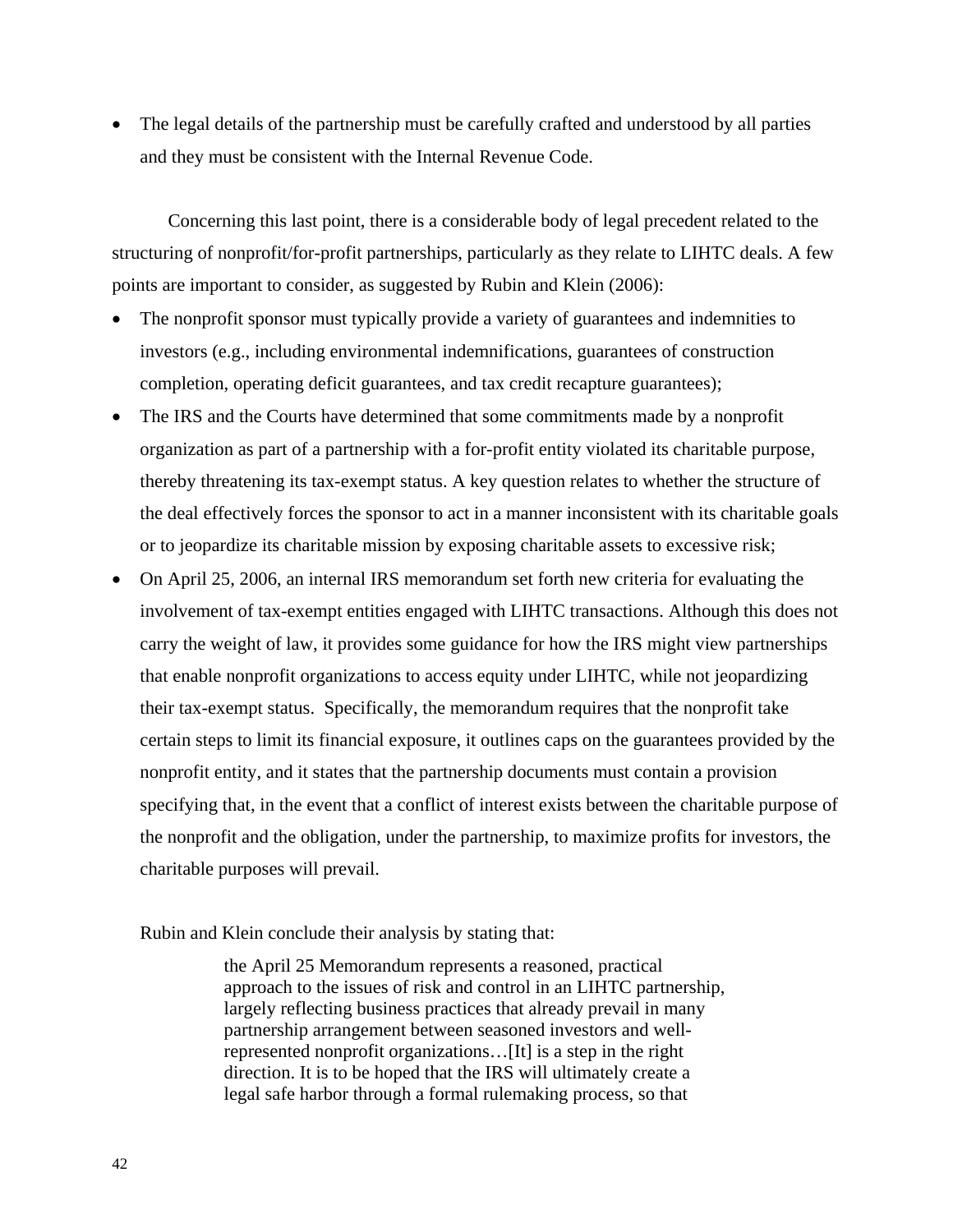- The legal details of the partnership must be carefully crafted and understood by all parties and they must be consistent with the Internal Revenue Code.

Concerning this last point, there is a considerable body of legal precedent related to the structuring of nonprofit/for-profit partnerships, particularly as they relate to LIHTC deals. A few points are important to consider, as suggested by Rubin and Klein (2006):

- The nonprofit sponsor must typically provide a variety of guarantees and indemnities to investors (e.g., including environmental indemnifications, guarantees of construction completion, operating deficit guarantees, and tax credit recapture guarantees);
- The IRS and the Courts have determined that some commitments made by a nonprofit organization as part of a partnership with a for-profit entity violated its charitable purpose, thereby threatening its tax-exempt status. A key question relates to whether the structure of the deal effectively forces the sponsor to act in a manner inconsistent with its charitable goals or to jeopardize its charitable mission by exposing charitable assets to excessive risk;
- On April 25, 2006, an internal IRS memorandum set forth new criteria for evaluating the involvement of tax-exempt entities engaged with LIHTC transactions. Although this does not carry the weight of law, it provides some guidance for how the IRS might view partnerships that enable nonprofit organizations to access equity under LIHTC, while not jeopardizing their tax-exempt status. Specifically, the memorandum requires that the nonprofit take certain steps to limit its financial exposure, it outlines caps on the guarantees provided by the nonprofit entity, and it states that the partnership documents must contain a provision specifying that, in the event that a conflict of interest exists between the charitable purpose of the nonprofit and the obligation, under the partnership, to maximize profits for investors, the charitable purposes will prevail.

Rubin and Klein conclude their analysis by stating that:

> the April 25 Memorandum represents a reasoned, practical approach to the issues of risk and control in an LIHTC partnership, largely reflecting business practices that already prevail in many partnership arrangement between seasoned investors and well-represented nonprofit organizations…[It] is a step in the right direction. It is to be hoped that the IRS will ultimately create a legal safe harbor through a formal rulemaking process, so that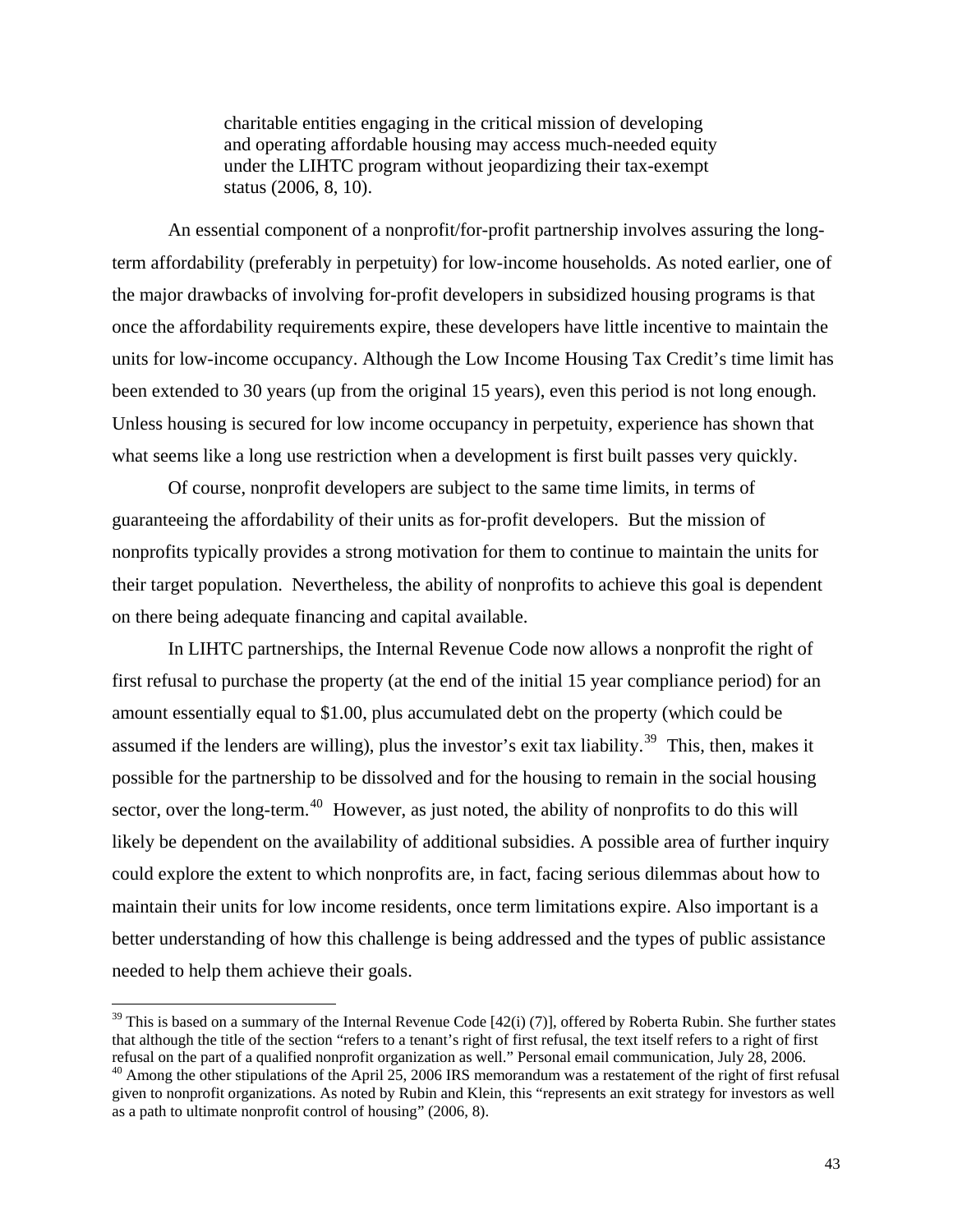> charitable entities engaging in the critical mission of developing and operating affordable housing may access much-needed equity under the LIHTC program without jeopardizing their tax-exempt status (2006, 8, 10).

An essential component of a nonprofit/for-profit partnership involves assuring the long-term affordability (preferably in perpetuity) for low-income households. As noted earlier, one of the major drawbacks of involving for-profit developers in subsidized housing programs is that once the affordability requirements expire, these developers have little incentive to maintain the units for low-income occupancy. Although the Low Income Housing Tax Credit's time limit has been extended to 30 years (up from the original 15 years), even this period is not long enough. Unless housing is secured for low income occupancy in perpetuity, experience has shown that what seems like a long use restriction when a development is first built passes very quickly.

Of course, nonprofit developers are subject to the same time limits, in terms of guaranteeing the affordability of their units as for-profit developers. But the mission of nonprofits typically provides a strong motivation for them to continue to maintain the units for their target population. Nevertheless, the ability of nonprofits to achieve this goal is dependent on there being adequate financing and capital available.

In LIHTC partnerships, the Internal Revenue Code now allows a nonprofit the right of first refusal to purchase the property (at the end of the initial 15 year compliance period) for an amount essentially equal to $1.00, plus accumulated debt on the property (which could be assumed if the lenders are willing), plus the investor's exit tax liability.[39] This, then, makes it possible for the partnership to be dissolved and for the housing to remain in the social housing sector, over the long-term.[40] However, as just noted, the ability of nonprofits to do this will likely be dependent on the availability of additional subsidies. A possible area of further inquiry could explore the extent to which nonprofits are, in fact, facing serious dilemmas about how to maintain their units for low income residents, once term limitations expire. Also important is a better understanding of how this challenge is being addressed and the types of public assistance needed to help them achieve their goals.

---

[39] This is based on a summary of the Internal Revenue Code [42(i) (7)], offered by Roberta Rubin. She further states that although the title of the section "refers to a tenant's right of first refusal, the text itself refers to a right of first refusal on the part of a qualified nonprofit organization as well." Personal email communication, July 28, 2006.

[40] Among the other stipulations of the April 25, 2006 IRS memorandum was a restatement of the right of first refusal given to nonprofit organizations. As noted by Rubin and Klein, this "represents an exit strategy for investors as well as a path to ultimate nonprofit control of housing" (2006, 8).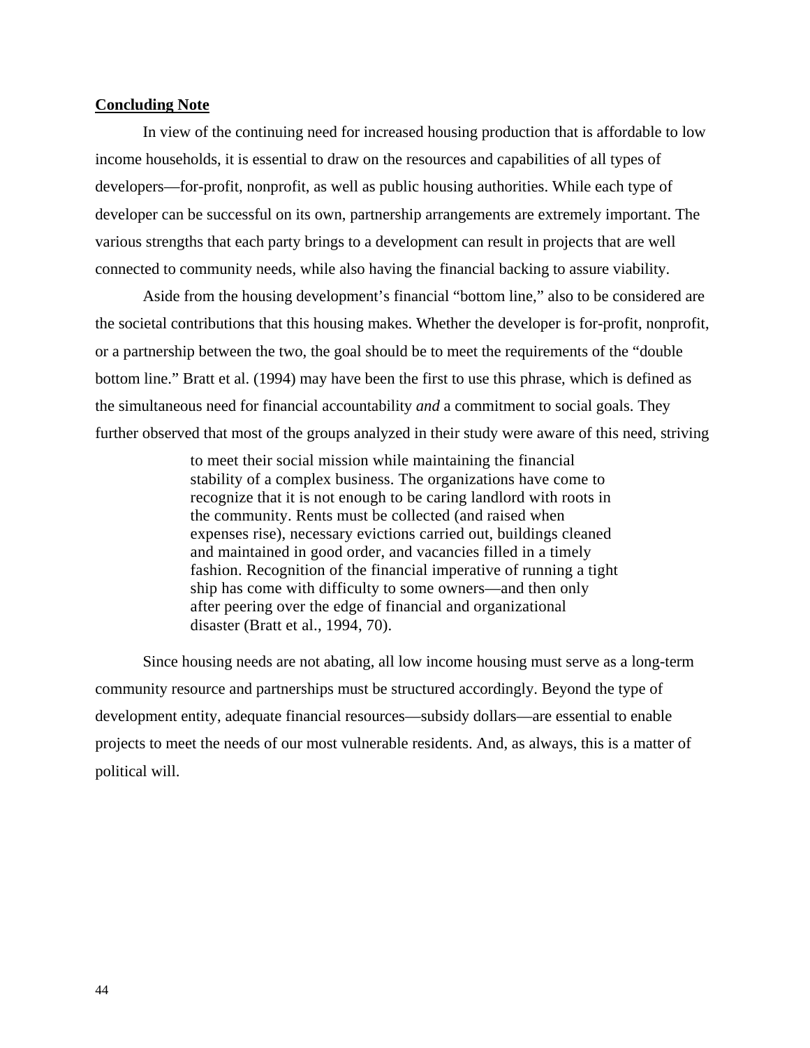**Concluding Note**

In view of the continuing need for increased housing production that is affordable to low income households, it is essential to draw on the resources and capabilities of all types of developers—for-profit, nonprofit, as well as public housing authorities. While each type of developer can be successful on its own, partnership arrangements are extremely important. The various strengths that each party brings to a development can result in projects that are well connected to community needs, while also having the financial backing to assure viability.

Aside from the housing development's financial "bottom line," also to be considered are the societal contributions that this housing makes. Whether the developer is for-profit, nonprofit, or a partnership between the two, the goal should be to meet the requirements of the "double bottom line." Bratt et al. (1994) may have been the first to use this phrase, which is defined as the simultaneous need for financial accountability *and* a commitment to social goals. They further observed that most of the groups analyzed in their study were aware of this need, striving

> to meet their social mission while maintaining the financial stability of a complex business. The organizations have come to recognize that it is not enough to be caring landlord with roots in the community. Rents must be collected (and raised when expenses rise), necessary evictions carried out, buildings cleaned and maintained in good order, and vacancies filled in a timely fashion. Recognition of the financial imperative of running a tight ship has come with difficulty to some owners—and then only after peering over the edge of financial and organizational disaster (Bratt et al., 1994, 70).

Since housing needs are not abating, all low income housing must serve as a long-term community resource and partnerships must be structured accordingly. Beyond the type of development entity, adequate financial resources—subsidy dollars—are essential to enable projects to meet the needs of our most vulnerable residents. And, as always, this is a matter of political will.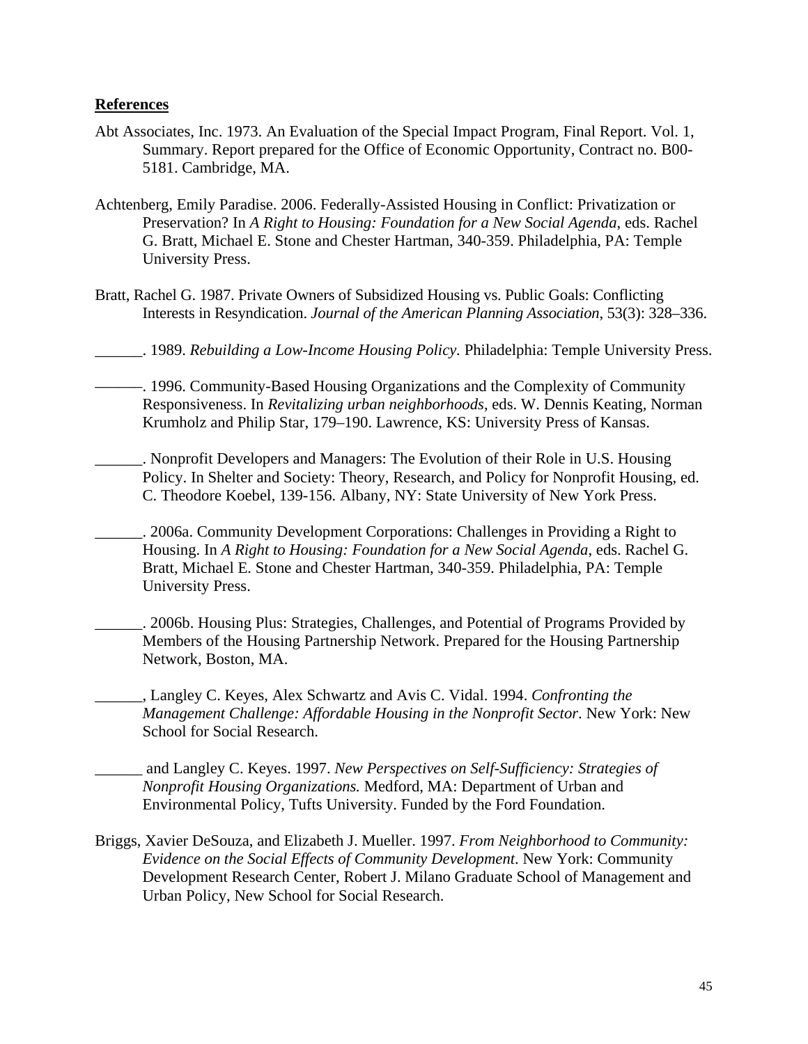**References**

Abt Associates, Inc. 1973. An Evaluation of the Special Impact Program, Final Report. Vol. 1, Summary. Report prepared for the Office of Economic Opportunity, Contract no. B00-5181. Cambridge, MA.

Achtenberg, Emily Paradise. 2006. Federally-Assisted Housing in Conflict: Privatization or Preservation? In *A Right to Housing: Foundation for a New Social Agenda*, eds. Rachel G. Bratt, Michael E. Stone and Chester Hartman, 340-359. Philadelphia, PA: Temple University Press.

Bratt, Rachel G. 1987. Private Owners of Subsidized Housing vs. Public Goals: Conflicting Interests in Resyndication. *Journal of the American Planning Association*, 53(3): 328–336.

______. 1989. *Rebuilding a Low-Income Housing Policy.* Philadelphia: Temple University Press.

———. 1996. Community-Based Housing Organizations and the Complexity of Community Responsiveness. In *Revitalizing urban neighborhoods*, eds. W. Dennis Keating, Norman Krumholz and Philip Star, 179–190. Lawrence, KS: University Press of Kansas.

______. Nonprofit Developers and Managers: The Evolution of their Role in U.S. Housing Policy. In Shelter and Society: Theory, Research, and Policy for Nonprofit Housing, ed. C. Theodore Koebel, 139-156. Albany, NY: State University of New York Press.

______. 2006a. Community Development Corporations: Challenges in Providing a Right to Housing. In *A Right to Housing: Foundation for a New Social Agenda*, eds. Rachel G. Bratt, Michael E. Stone and Chester Hartman, 340-359. Philadelphia, PA: Temple University Press.

______. 2006b. Housing Plus: Strategies, Challenges, and Potential of Programs Provided by Members of the Housing Partnership Network. Prepared for the Housing Partnership Network, Boston, MA.

______, Langley C. Keyes, Alex Schwartz and Avis C. Vidal. 1994. *Confronting the Management Challenge: Affordable Housing in the Nonprofit Sector*. New York: New School for Social Research.

______ and Langley C. Keyes. 1997. *New Perspectives on Self-Sufficiency: Strategies of Nonprofit Housing Organizations.* Medford, MA: Department of Urban and Environmental Policy, Tufts University. Funded by the Ford Foundation.

Briggs, Xavier DeSouza, and Elizabeth J. Mueller. 1997. *From Neighborhood to Community: Evidence on the Social Effects of Community Development*. New York: Community Development Research Center, Robert J. Milano Graduate School of Management and Urban Policy, New School for Social Research.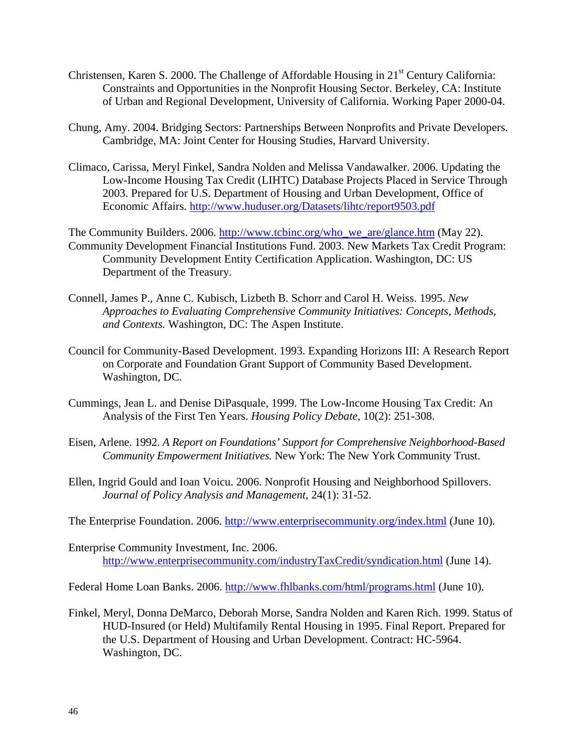Christensen, Karen S. 2000. The Challenge of Affordable Housing in 21st Century California: Constraints and Opportunities in the Nonprofit Housing Sector. Berkeley, CA: Institute of Urban and Regional Development, University of California. Working Paper 2000-04.

Chung, Amy. 2004. Bridging Sectors: Partnerships Between Nonprofits and Private Developers. Cambridge, MA: Joint Center for Housing Studies, Harvard University.

Climaco, Carissa, Meryl Finkel, Sandra Nolden and Melissa Vandawalker. 2006. Updating the Low-Income Housing Tax Credit (LIHTC) Database Projects Placed in Service Through 2003. Prepared for U.S. Department of Housing and Urban Development, Office of Economic Affairs. http://www.huduser.org/Datasets/lihtc/report9503.pdf

The Community Builders. 2006. http://www.tcbinc.org/who_we_are/glance.htm (May 22).

Community Development Financial Institutions Fund. 2003. New Markets Tax Credit Program: Community Development Entity Certification Application. Washington, DC: US Department of the Treasury.

Connell, James P., Anne C. Kubisch, Lizbeth B. Schorr and Carol H. Weiss. 1995. *New Approaches to Evaluating Comprehensive Community Initiatives: Concepts, Methods, and Contexts.* Washington, DC: The Aspen Institute.

Council for Community-Based Development. 1993. Expanding Horizons III: A Research Report on Corporate and Foundation Grant Support of Community Based Development. Washington, DC.

Cummings, Jean L. and Denise DiPasquale, 1999. The Low-Income Housing Tax Credit: An Analysis of the First Ten Years. *Housing Policy Debate*, 10(2): 251-308.

Eisen, Arlene. 1992. *A Report on Foundations' Support for Comprehensive Neighborhood-Based Community Empowerment Initiatives.* New York: The New York Community Trust.

Ellen, Ingrid Gould and Ioan Voicu. 2006. Nonprofit Housing and Neighborhood Spillovers. *Journal of Policy Analysis and Management*, 24(1): 31-52.

The Enterprise Foundation. 2006. http://www.enterprisecommunity.org/index.html (June 10).

Enterprise Community Investment, Inc. 2006. http://www.enterprisecommunity.com/industryTaxCredit/syndication.html (June 14).

Federal Home Loan Banks. 2006. http://www.fhlbanks.com/html/programs.html (June 10).

Finkel, Meryl, Donna DeMarco, Deborah Morse, Sandra Nolden and Karen Rich. 1999. Status of HUD-Insured (or Held) Multifamily Rental Housing in 1995. Final Report. Prepared for the U.S. Department of Housing and Urban Development. Contract: HC-5964. Washington, DC.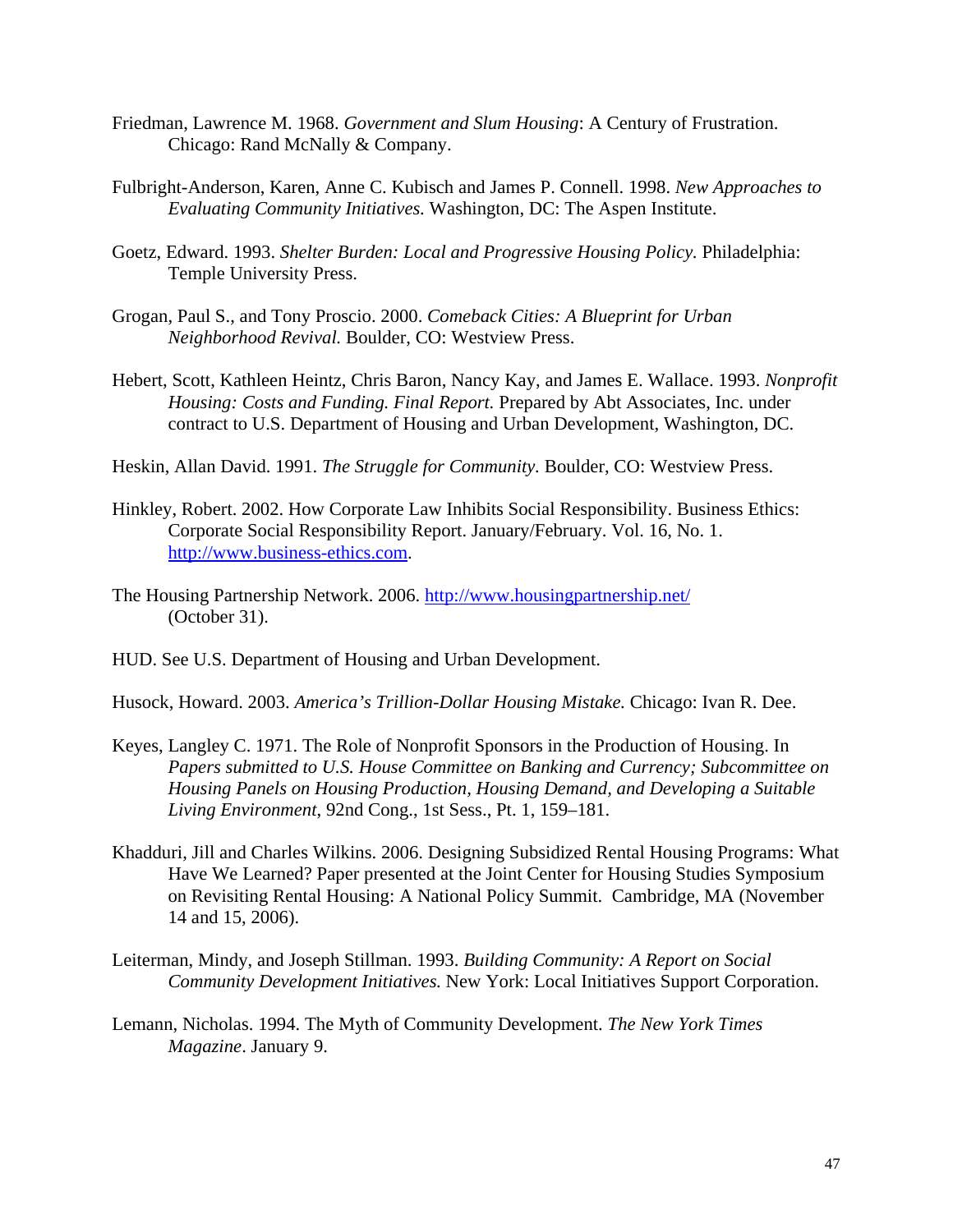Friedman, Lawrence M. 1968. *Government and Slum Housing*: A Century of Frustration. Chicago: Rand McNally & Company.

Fulbright-Anderson, Karen, Anne C. Kubisch and James P. Connell. 1998. *New Approaches to Evaluating Community Initiatives.* Washington, DC: The Aspen Institute.

Goetz, Edward. 1993. *Shelter Burden: Local and Progressive Housing Policy.* Philadelphia: Temple University Press.

Grogan, Paul S., and Tony Proscio. 2000. *Comeback Cities: A Blueprint for Urban Neighborhood Revival.* Boulder, CO: Westview Press.

Hebert, Scott, Kathleen Heintz, Chris Baron, Nancy Kay, and James E. Wallace. 1993. *Nonprofit Housing: Costs and Funding. Final Report.* Prepared by Abt Associates, Inc. under contract to U.S. Department of Housing and Urban Development, Washington, DC.

Heskin, Allan David. 1991. *The Struggle for Community*. Boulder, CO: Westview Press.

Hinkley, Robert. 2002. How Corporate Law Inhibits Social Responsibility. Business Ethics: Corporate Social Responsibility Report. January/February. Vol. 16, No. 1. http://www.business-ethics.com.

The Housing Partnership Network. 2006. http://www.housingpartnership.net/ (October 31).

HUD. See U.S. Department of Housing and Urban Development.

Husock, Howard. 2003. *America's Trillion-Dollar Housing Mistake.* Chicago: Ivan R. Dee.

Keyes, Langley C. 1971. The Role of Nonprofit Sponsors in the Production of Housing. In *Papers submitted to U.S. House Committee on Banking and Currency; Subcommittee on Housing Panels on Housing Production, Housing Demand, and Developing a Suitable Living Environment*, 92nd Cong., 1st Sess., Pt. 1, 159–181.

Khadduri, Jill and Charles Wilkins. 2006. Designing Subsidized Rental Housing Programs: What Have We Learned? Paper presented at the Joint Center for Housing Studies Symposium on Revisiting Rental Housing: A National Policy Summit. Cambridge, MA (November 14 and 15, 2006).

Leiterman, Mindy, and Joseph Stillman. 1993. *Building Community: A Report on Social Community Development Initiatives.* New York: Local Initiatives Support Corporation.

Lemann, Nicholas. 1994. The Myth of Community Development. *The New York Times Magazine*. January 9.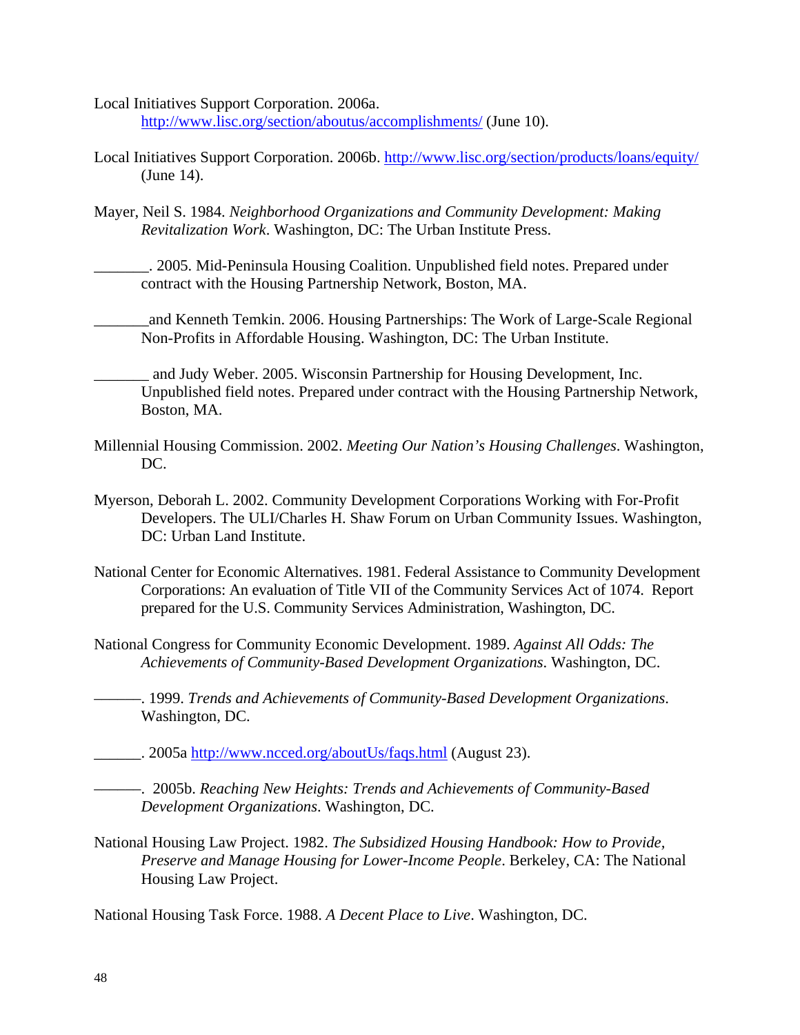Local Initiatives Support Corporation. 2006a. http://www.lisc.org/section/aboutus/accomplishments/ (June 10).

Local Initiatives Support Corporation. 2006b. http://www.lisc.org/section/products/loans/equity/ (June 14).

Mayer, Neil S. 1984. *Neighborhood Organizations and Community Development: Making Revitalization Work*. Washington, DC: The Urban Institute Press.

_______. 2005. Mid-Peninsula Housing Coalition. Unpublished field notes. Prepared under contract with the Housing Partnership Network, Boston, MA.

_______and Kenneth Temkin. 2006. Housing Partnerships: The Work of Large-Scale Regional Non-Profits in Affordable Housing. Washington, DC: The Urban Institute.

_______ and Judy Weber. 2005. Wisconsin Partnership for Housing Development, Inc. Unpublished field notes. Prepared under contract with the Housing Partnership Network, Boston, MA.

Millennial Housing Commission. 2002. *Meeting Our Nation's Housing Challenges*. Washington, DC.

Myerson, Deborah L. 2002. Community Development Corporations Working with For-Profit Developers. The ULI/Charles H. Shaw Forum on Urban Community Issues. Washington, DC: Urban Land Institute.

National Center for Economic Alternatives. 1981. Federal Assistance to Community Development Corporations: An evaluation of Title VII of the Community Services Act of 1074. Report prepared for the U.S. Community Services Administration, Washington, DC.

National Congress for Community Economic Development. 1989. *Against All Odds: The Achievements of Community-Based Development Organizations*. Washington, DC.

———. 1999. *Trends and Achievements of Community-Based Development Organizations*. Washington, DC.

______. 2005a http://www.ncced.org/aboutUs/faqs.html (August 23).

———. 2005b. *Reaching New Heights: Trends and Achievements of Community-Based Development Organizations*. Washington, DC.

National Housing Law Project. 1982. *The Subsidized Housing Handbook: How to Provide, Preserve and Manage Housing for Lower-Income People*. Berkeley, CA: The National Housing Law Project.

National Housing Task Force. 1988. *A Decent Place to Live*. Washington, DC.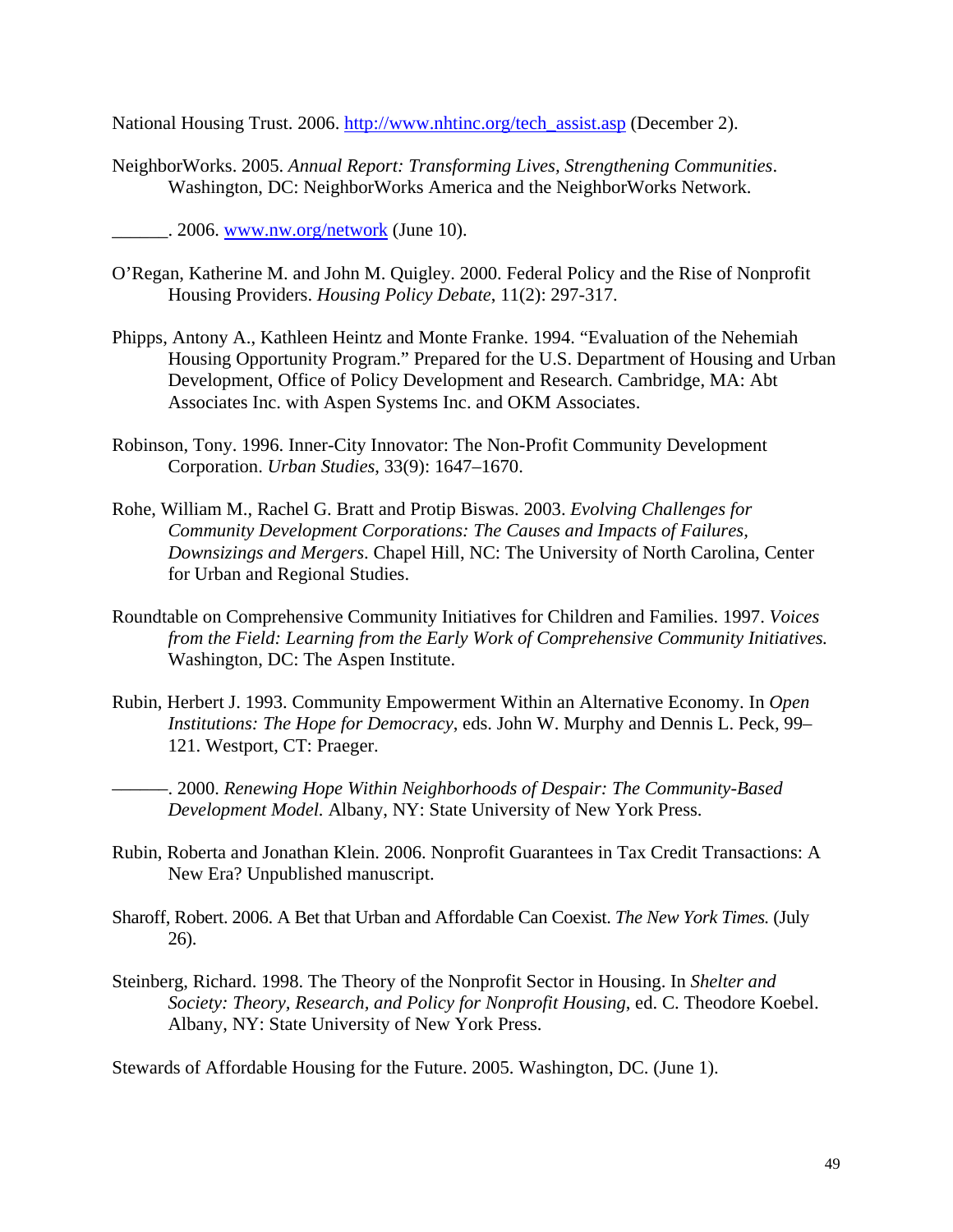National Housing Trust. 2006. http://www.nhtinc.org/tech_assist.asp (December 2).

NeighborWorks. 2005. *Annual Report: Transforming Lives, Strengthening Communities*. Washington, DC: NeighborWorks America and the NeighborWorks Network.

______. 2006. www.nw.org/network (June 10).

O'Regan, Katherine M. and John M. Quigley. 2000. Federal Policy and the Rise of Nonprofit Housing Providers. *Housing Policy Debate*, 11(2): 297-317.

Phipps, Antony A., Kathleen Heintz and Monte Franke. 1994. "Evaluation of the Nehemiah Housing Opportunity Program." Prepared for the U.S. Department of Housing and Urban Development, Office of Policy Development and Research. Cambridge, MA: Abt Associates Inc. with Aspen Systems Inc. and OKM Associates.

Robinson, Tony. 1996. Inner-City Innovator: The Non-Profit Community Development Corporation. *Urban Studies*, 33(9): 1647–1670.

Rohe, William M., Rachel G. Bratt and Protip Biswas. 2003. *Evolving Challenges for Community Development Corporations: The Causes and Impacts of Failures, Downsizings and Mergers*. Chapel Hill, NC: The University of North Carolina, Center for Urban and Regional Studies.

Roundtable on Comprehensive Community Initiatives for Children and Families. 1997. *Voices from the Field: Learning from the Early Work of Comprehensive Community Initiatives.* Washington, DC: The Aspen Institute.

Rubin, Herbert J. 1993. Community Empowerment Within an Alternative Economy. In *Open Institutions: The Hope for Democracy*, eds. John W. Murphy and Dennis L. Peck, 99–121. Westport, CT: Praeger.

———. 2000. *Renewing Hope Within Neighborhoods of Despair: The Community-Based Development Model.* Albany, NY: State University of New York Press.

Rubin, Roberta and Jonathan Klein. 2006. Nonprofit Guarantees in Tax Credit Transactions: A New Era? Unpublished manuscript.

Sharoff, Robert. 2006. A Bet that Urban and Affordable Can Coexist. *The New York Times.* (July 26).

Steinberg, Richard. 1998. The Theory of the Nonprofit Sector in Housing. In *Shelter and Society: Theory, Research, and Policy for Nonprofit Housing*, ed. C. Theodore Koebel. Albany, NY: State University of New York Press.

Stewards of Affordable Housing for the Future. 2005. Washington, DC. (June 1).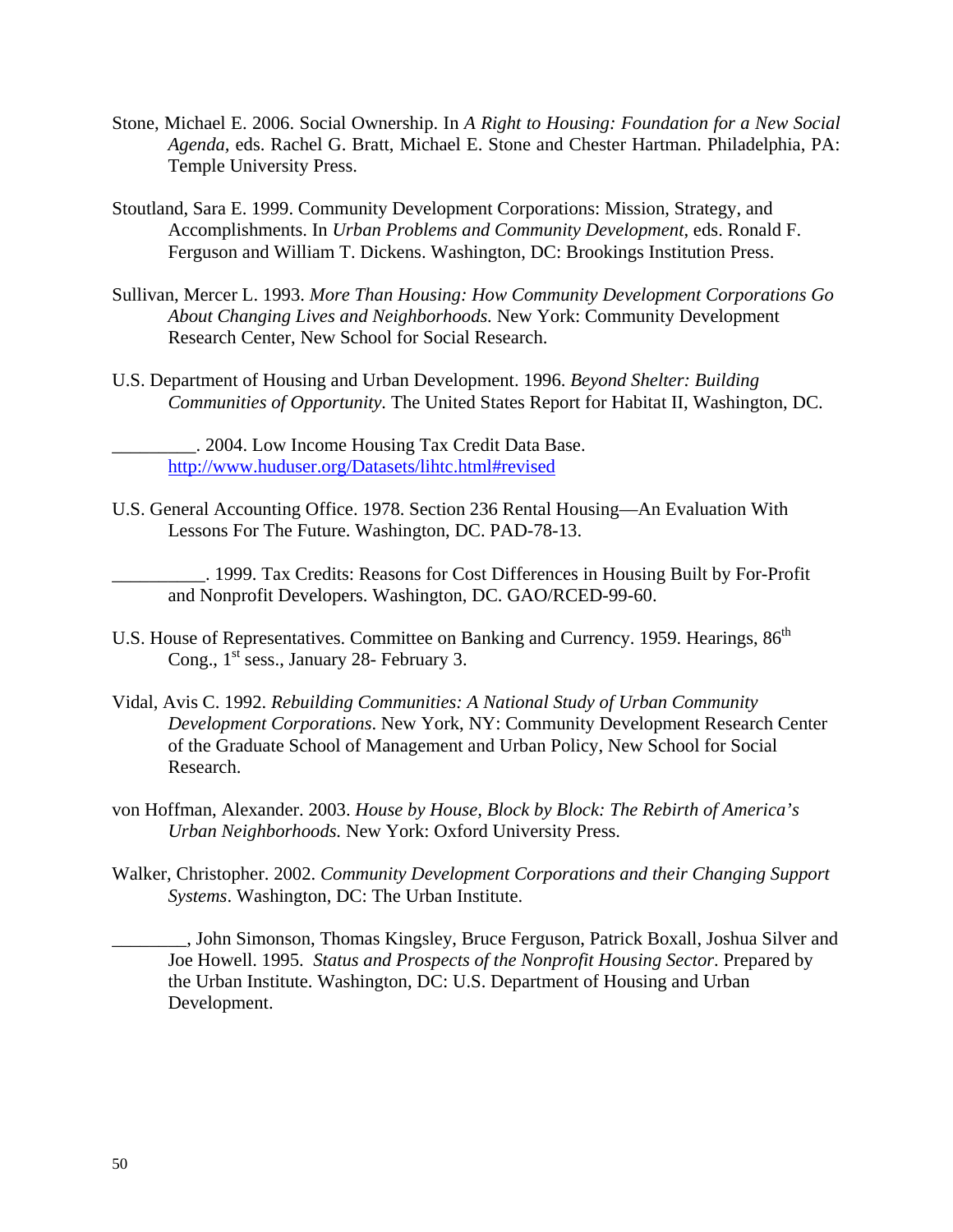Stone, Michael E. 2006. Social Ownership. In *A Right to Housing: Foundation for a New Social Agenda*, eds. Rachel G. Bratt, Michael E. Stone and Chester Hartman. Philadelphia, PA: Temple University Press.

Stoutland, Sara E. 1999. Community Development Corporations: Mission, Strategy, and Accomplishments. In *Urban Problems and Community Development*, eds. Ronald F. Ferguson and William T. Dickens. Washington, DC: Brookings Institution Press.

Sullivan, Mercer L. 1993. *More Than Housing: How Community Development Corporations Go About Changing Lives and Neighborhoods.* New York: Community Development Research Center, New School for Social Research.

U.S. Department of Housing and Urban Development. 1996. *Beyond Shelter: Building Communities of Opportunity.* The United States Report for Habitat II, Washington, DC.

_________. 2004. Low Income Housing Tax Credit Data Base. http://www.huduser.org/Datasets/lihtc.html#revised

U.S. General Accounting Office. 1978. Section 236 Rental Housing—An Evaluation With Lessons For The Future. Washington, DC. PAD-78-13.

__________. 1999. Tax Credits: Reasons for Cost Differences in Housing Built by For-Profit and Nonprofit Developers. Washington, DC. GAO/RCED-99-60.

U.S. House of Representatives. Committee on Banking and Currency. 1959. Hearings, 86th Cong., 1st sess., January 28- February 3.

Vidal, Avis C. 1992. *Rebuilding Communities: A National Study of Urban Community Development Corporations*. New York, NY: Community Development Research Center of the Graduate School of Management and Urban Policy, New School for Social Research.

von Hoffman, Alexander. 2003. *House by House, Block by Block: The Rebirth of America's Urban Neighborhoods.* New York: Oxford University Press.

Walker, Christopher. 2002. *Community Development Corporations and their Changing Support Systems*. Washington, DC: The Urban Institute.

________, John Simonson, Thomas Kingsley, Bruce Ferguson, Patrick Boxall, Joshua Silver and Joe Howell. 1995. *Status and Prospects of the Nonprofit Housing Sector.* Prepared by the Urban Institute. Washington, DC: U.S. Department of Housing and Urban Development.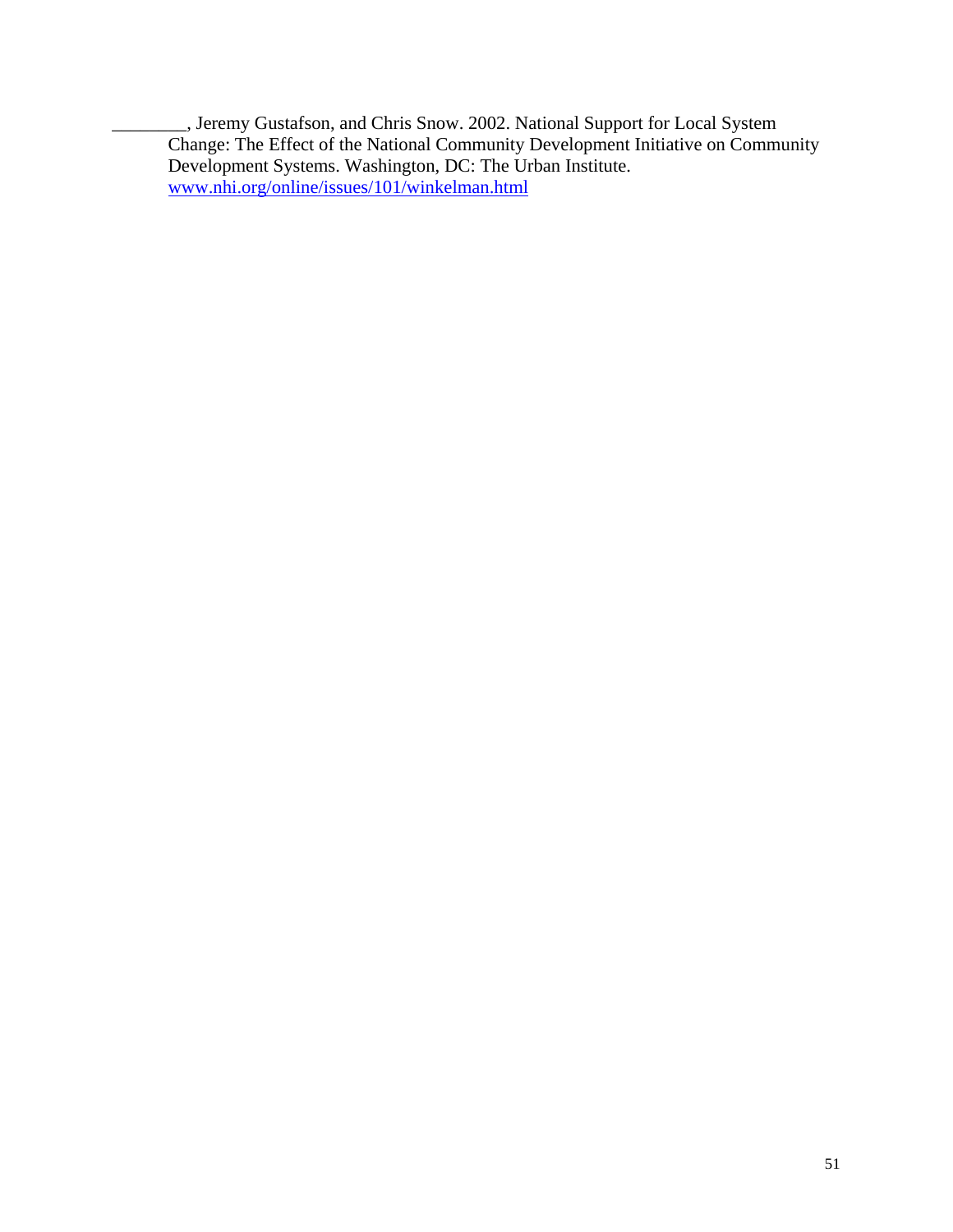________, Jeremy Gustafson, and Chris Snow. 2002. National Support for Local System Change: The Effect of the National Community Development Initiative on Community Development Systems. Washington, DC: The Urban Institute. www.nhi.org/online/issues/101/winkelman.html